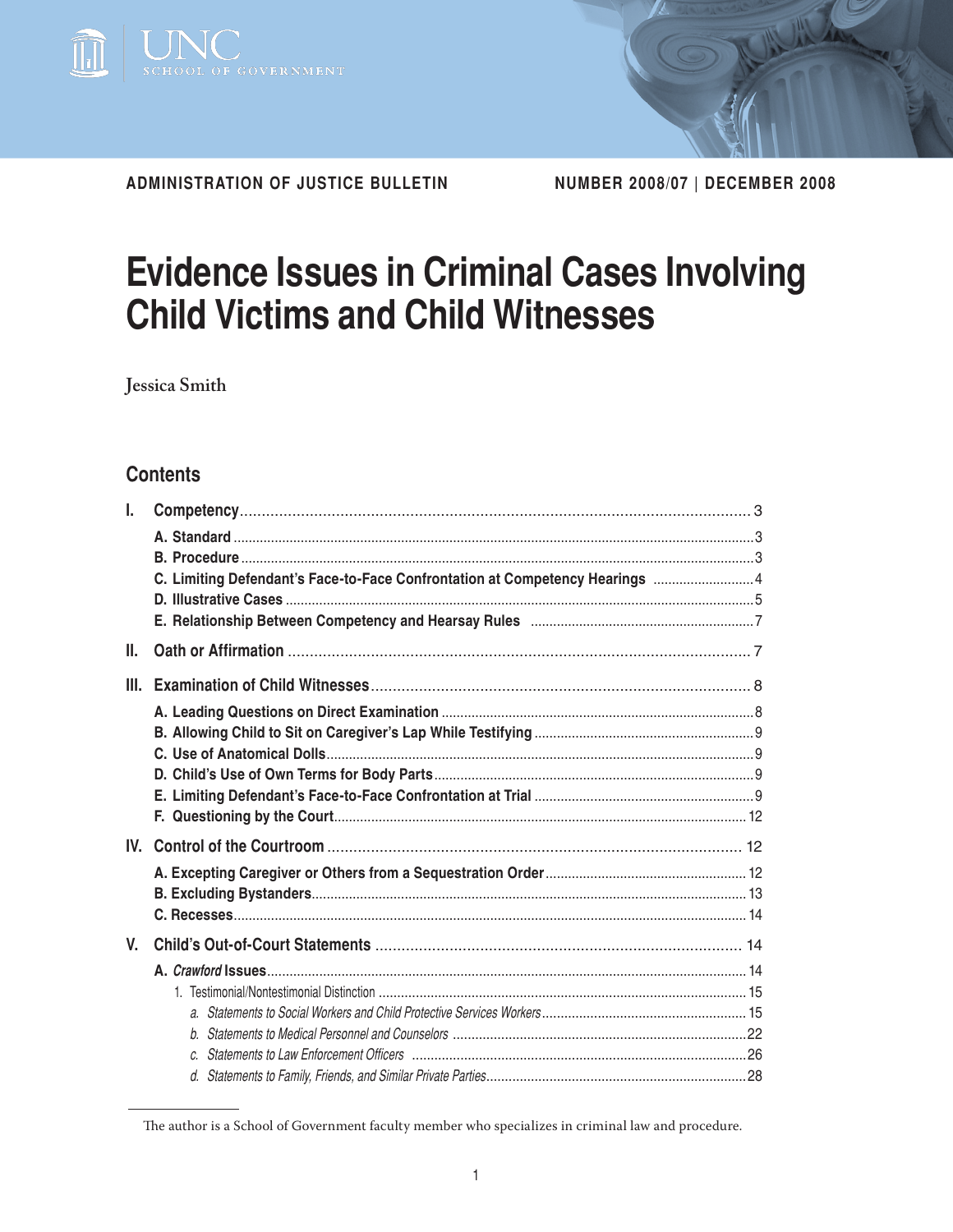UNC School of Government

**ADMINISTRATION OF JUSTICE BULLETIN** NUMBER 2008/07 | DECEMBER 2008

# Evidence Issues in Criminal Cases Involving Child Victims and Child Witnesses

Jessica Smith

## Contents

I. **Competency** ... 3
- A. Standard ... 3
- B. Procedure ... 3
- C. Limiting Defendant's Face-to-Face Confrontation at Competency Hearings ... 4
- D. Illustrative Cases ... 5
- E. Relationship Between Competency and Hearsay Rules ... 7

II. **Oath or Affirmation** ... 7

III. **Examination of Child Witnesses** ... 8
- A. Leading Questions on Direct Examination ... 8
- B. Allowing Child to Sit on Caregiver's Lap While Testifying ... 9
- C. Use of Anatomical Dolls ... 9
- D. Child's Use of Own Terms for Body Parts ... 9
- E. Limiting Defendant's Face-to-Face Confrontation at Trial ... 9
- F. Questioning by the Court ... 12

IV. **Control of the Courtroom** ... 12
- A. Excepting Caregiver or Others from a Sequestration Order ... 12
- B. Excluding Bystanders ... 13
- C. Recesses ... 14

V. **Child's Out-of-Court Statements** ... 14
- A. *Crawford* Issues ... 14
  1. Testimonial/Nontestimonial Distinction ... 15
     - a. *Statements to Social Workers and Child Protective Services Workers* ... 15
     - b. *Statements to Medical Personnel and Counselors* ... 22
     - c. *Statements to Law Enforcement Officers* ... 26
     - d. *Statements to Family, Friends, and Similar Private Parties* ... 28

---

The author is a School of Government faculty member who specializes in criminal law and procedure.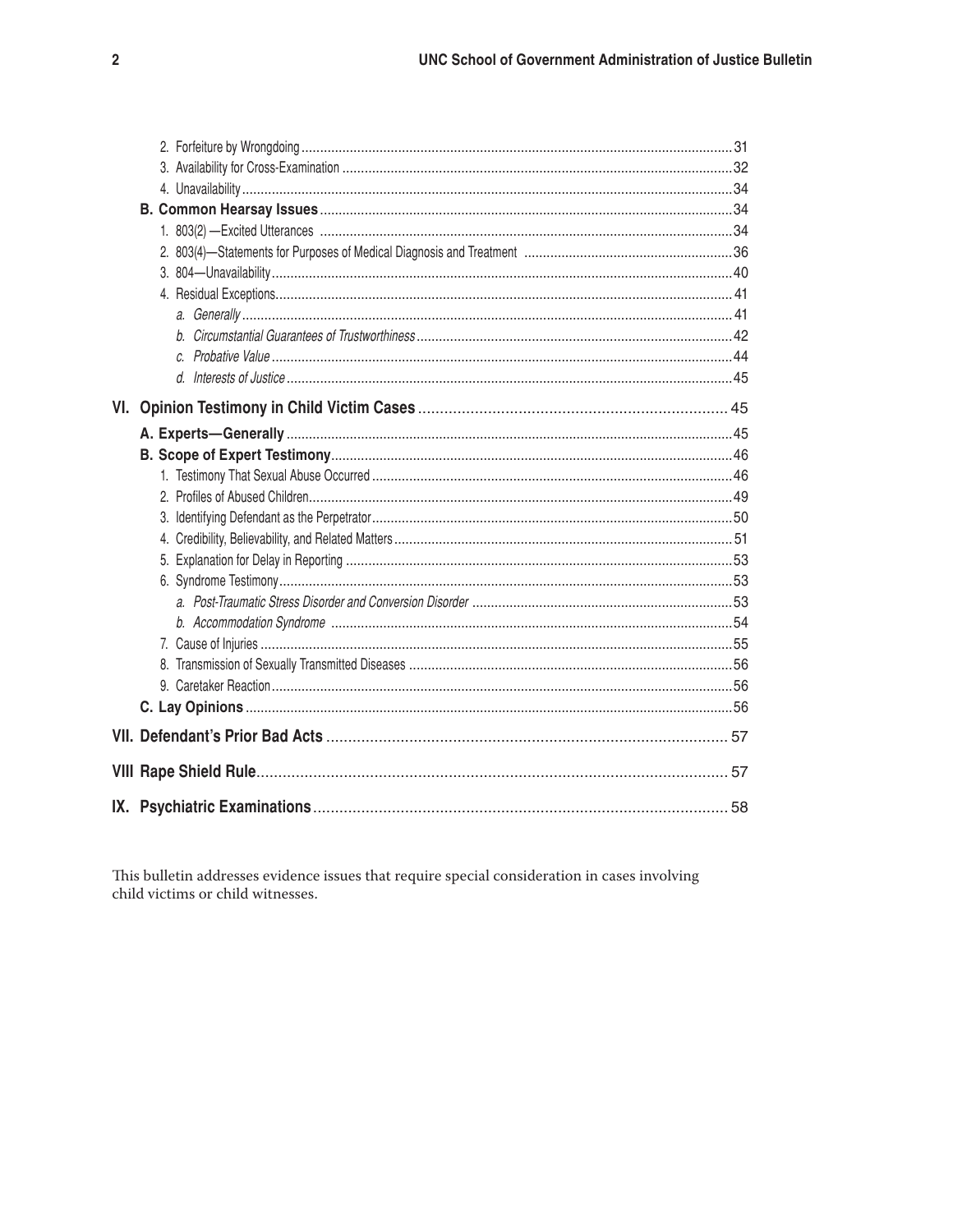2. Forfeiture by Wrongdoing ..... 31
3. Availability for Cross-Examination ..... 32
4. Unavailability ..... 34

**B. Common Hearsay Issues** ..... 34

1. 803(2) —Excited Utterances ..... 34
2. 803(4)—Statements for Purposes of Medical Diagnosis and Treatment ..... 36
3. 804—Unavailability ..... 40
4. Residual Exceptions ..... 41
   a. *Generally* ..... 41
   b. *Circumstantial Guarantees of Trustworthiness* ..... 42
   c. *Probative Value* ..... 44
   d. *Interests of Justice* ..... 45

**VI. Opinion Testimony in Child Victim Cases** ..... 45

**A. Experts—Generally** ..... 45

**B. Scope of Expert Testimony** ..... 46

1. Testimony That Sexual Abuse Occurred ..... 46
2. Profiles of Abused Children ..... 49
3. Identifying Defendant as the Perpetrator ..... 50
4. Credibility, Believability, and Related Matters ..... 51
5. Explanation for Delay in Reporting ..... 53
6. Syndrome Testimony ..... 53
   a. *Post-Traumatic Stress Disorder and Conversion Disorder* ..... 53
   b. *Accommodation Syndrome* ..... 54
7. Cause of Injuries ..... 55
8. Transmission of Sexually Transmitted Diseases ..... 56
9. Caretaker Reaction ..... 56

**C. Lay Opinions** ..... 56

**VII. Defendant's Prior Bad Acts** ..... 57

**VIII Rape Shield Rule** ..... 57

**IX. Psychiatric Examinations** ..... 58

This bulletin addresses evidence issues that require special consideration in cases involving child victims or child witnesses.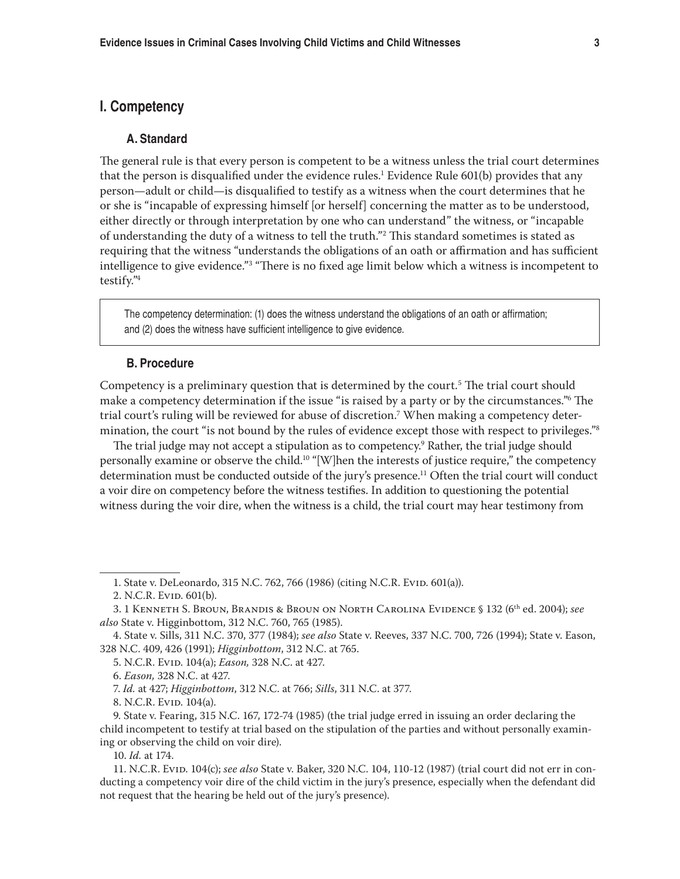## I. Competency

### A. Standard

The general rule is that every person is competent to be a witness unless the trial court determines that the person is disqualified under the evidence rules.[1] Evidence Rule 601(b) provides that any person—adult or child—is disqualified to testify as a witness when the court determines that he or she is "incapable of expressing himself [or herself] concerning the matter as to be understood, either directly or through interpretation by one who can understand" the witness, or "incapable of understanding the duty of a witness to tell the truth."[2] This standard sometimes is stated as requiring that the witness "understands the obligations of an oath or affirmation and has sufficient intelligence to give evidence."[3] "There is no fixed age limit below which a witness is incompetent to testify."[4]

> The competency determination: (1) does the witness understand the obligations of an oath or affirmation; and (2) does the witness have sufficient intelligence to give evidence.

### B. Procedure

Competency is a preliminary question that is determined by the court.[5] The trial court should make a competency determination if the issue "is raised by a party or by the circumstances."[6] The trial court's ruling will be reviewed for abuse of discretion.[7] When making a competency determination, the court "is not bound by the rules of evidence except those with respect to privileges."[8]

The trial judge may not accept a stipulation as to competency.[9] Rather, the trial judge should personally examine or observe the child.[10] "[W]hen the interests of justice require," the competency determination must be conducted outside of the jury's presence.[11] Often the trial court will conduct a voir dire on competency before the witness testifies. In addition to questioning the potential witness during the voir dire, when the witness is a child, the trial court may hear testimony from

---

1. State v. DeLeonardo, 315 N.C. 762, 766 (1986) (citing N.C.R. Evid. 601(a)).

2. N.C.R. Evid. 601(b).

3. 1 Kenneth S. Broun, Brandis & Broun on North Carolina Evidence § 132 (6th ed. 2004); *see also* State v. Higginbottom, 312 N.C. 760, 765 (1985).

4. State v. Sills, 311 N.C. 370, 377 (1984); *see also* State v. Reeves, 337 N.C. 700, 726 (1994); State v. Eason, 328 N.C. 409, 426 (1991); *Higginbottom*, 312 N.C. at 765.

5. N.C.R. Evid. 104(a); *Eason,* 328 N.C. at 427.

6. *Eason,* 328 N.C. at 427.

7. *Id.* at 427; *Higginbottom*, 312 N.C. at 766; *Sills*, 311 N.C. at 377.

8. N.C.R. Evid. 104(a).

9. State v. Fearing, 315 N.C. 167, 172-74 (1985) (the trial judge erred in issuing an order declaring the child incompetent to testify at trial based on the stipulation of the parties and without personally examining or observing the child on voir dire).

10. *Id.* at 174.

11. N.C.R. Evid. 104(c); *see also* State v. Baker, 320 N.C. 104, 110-12 (1987) (trial court did not err in conducting a competency voir dire of the child victim in the jury's presence, especially when the defendant did not request that the hearing be held out of the jury's presence).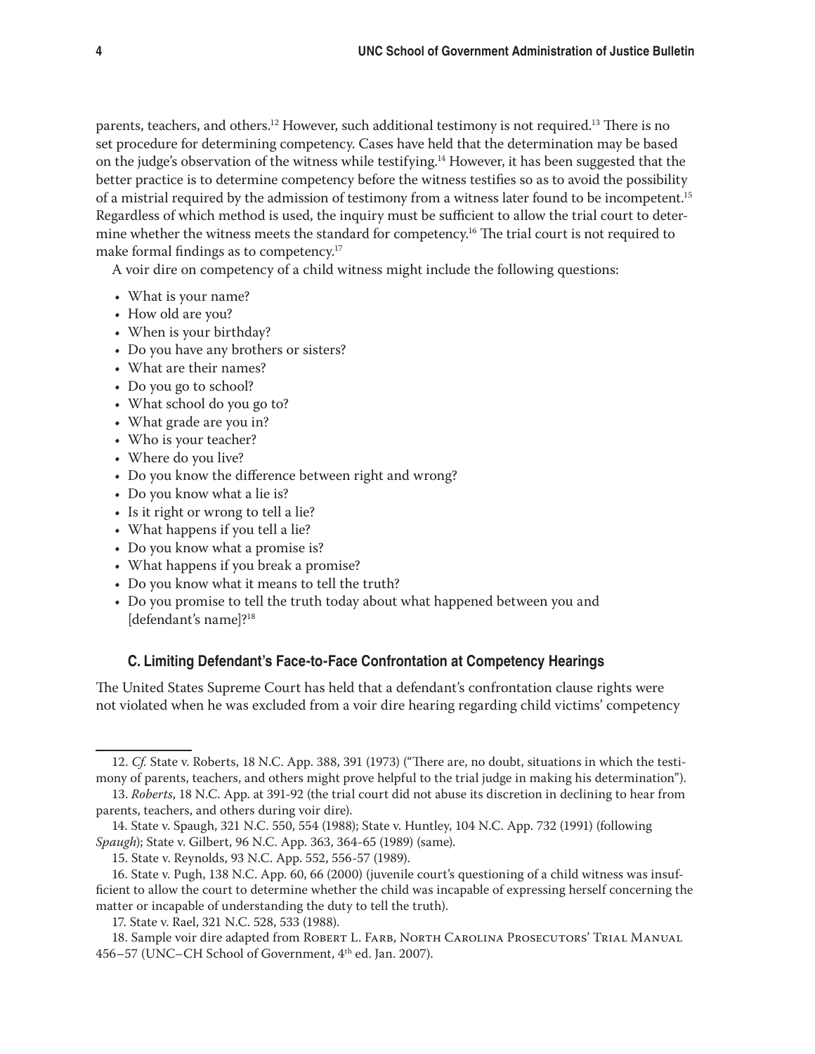parents, teachers, and others.[12] However, such additional testimony is not required.[13] There is no set procedure for determining competency. Cases have held that the determination may be based on the judge's observation of the witness while testifying.[14] However, it has been suggested that the better practice is to determine competency before the witness testifies so as to avoid the possibility of a mistrial required by the admission of testimony from a witness later found to be incompetent.[15] Regardless of which method is used, the inquiry must be sufficient to allow the trial court to determine whether the witness meets the standard for competency.[16] The trial court is not required to make formal findings as to competency.[17]

A voir dire on competency of a child witness might include the following questions:

- What is your name?
- How old are you?
- When is your birthday?
- Do you have any brothers or sisters?
- What are their names?
- Do you go to school?
- What school do you go to?
- What grade are you in?
- Who is your teacher?
- Where do you live?
- Do you know the difference between right and wrong?
- Do you know what a lie is?
- Is it right or wrong to tell a lie?
- What happens if you tell a lie?
- Do you know what a promise is?
- What happens if you break a promise?
- Do you know what it means to tell the truth?
- Do you promise to tell the truth today about what happened between you and [defendant's name]?[18]

### C. Limiting Defendant's Face-to-Face Confrontation at Competency Hearings

The United States Supreme Court has held that a defendant's confrontation clause rights were not violated when he was excluded from a voir dire hearing regarding child victims' competency

---

12. *Cf.* State v. Roberts, 18 N.C. App. 388, 391 (1973) ("There are, no doubt, situations in which the testimony of parents, teachers, and others might prove helpful to the trial judge in making his determination").

13. *Roberts*, 18 N.C. App. at 391-92 (the trial court did not abuse its discretion in declining to hear from parents, teachers, and others during voir dire).

14. State v. Spaugh, 321 N.C. 550, 554 (1988); State v. Huntley, 104 N.C. App. 732 (1991) (following *Spaugh*); State v. Gilbert, 96 N.C. App. 363, 364-65 (1989) (same).

15. State v. Reynolds, 93 N.C. App. 552, 556-57 (1989).

16. State v. Pugh, 138 N.C. App. 60, 66 (2000) (juvenile court's questioning of a child witness was insufficient to allow the court to determine whether the child was incapable of expressing herself concerning the matter or incapable of understanding the duty to tell the truth).

17. State v. Rael, 321 N.C. 528, 533 (1988).

18. Sample voir dire adapted from Robert L. Farb, North Carolina Prosecutors' Trial Manual 456–57 (UNC–CH School of Government, 4th ed. Jan. 2007).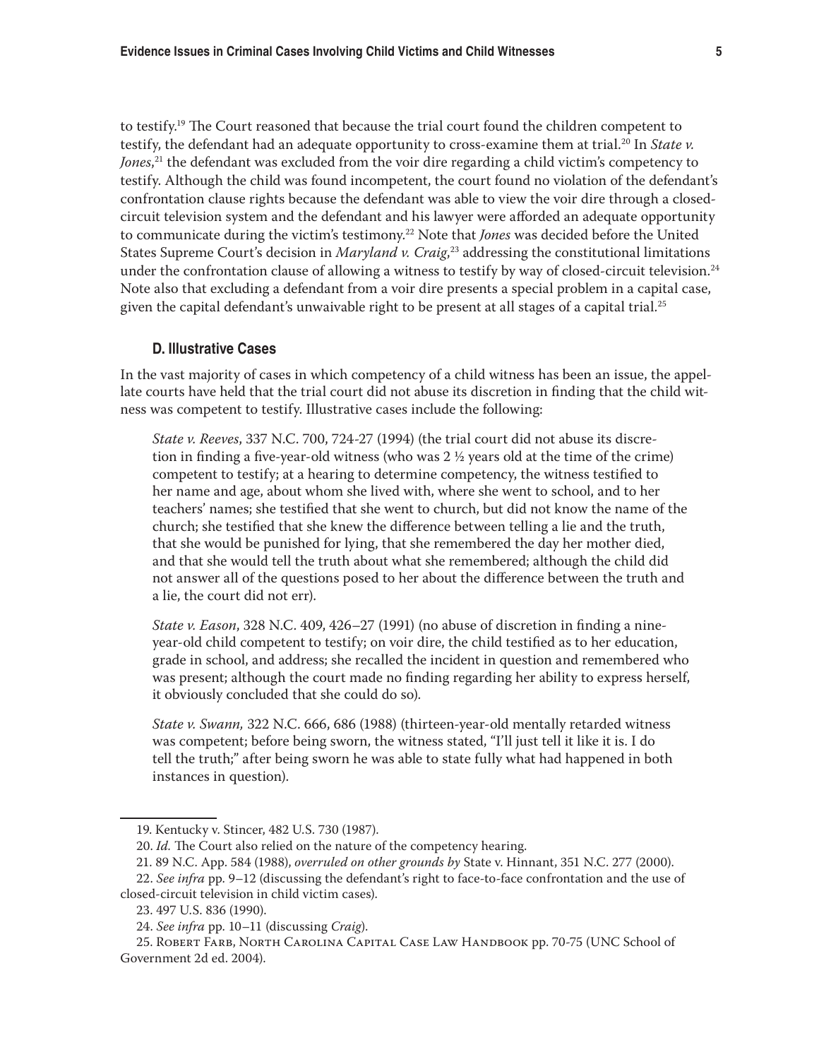to testify.[19] The Court reasoned that because the trial court found the children competent to testify, the defendant had an adequate opportunity to cross-examine them at trial.[20] In *State v. Jones*,[21] the defendant was excluded from the voir dire regarding a child victim's competency to testify. Although the child was found incompetent, the court found no violation of the defendant's confrontation clause rights because the defendant was able to view the voir dire through a closed-circuit television system and the defendant and his lawyer were afforded an adequate opportunity to communicate during the victim's testimony.[22] Note that *Jones* was decided before the United States Supreme Court's decision in *Maryland v. Craig*,[23] addressing the constitutional limitations under the confrontation clause of allowing a witness to testify by way of closed-circuit television.[24] Note also that excluding a defendant from a voir dire presents a special problem in a capital case, given the capital defendant's unwaivable right to be present at all stages of a capital trial.[25]

### D. Illustrative Cases

In the vast majority of cases in which competency of a child witness has been an issue, the appellate courts have held that the trial court did not abuse its discretion in finding that the child witness was competent to testify. Illustrative cases include the following:

> *State v. Reeves*, 337 N.C. 700, 724-27 (1994) (the trial court did not abuse its discretion in finding a five-year-old witness (who was 2 ½ years old at the time of the crime) competent to testify; at a hearing to determine competency, the witness testified to her name and age, about whom she lived with, where she went to school, and to her teachers' names; she testified that she went to church, but did not know the name of the church; she testified that she knew the difference between telling a lie and the truth, that she would be punished for lying, that she remembered the day her mother died, and that she would tell the truth about what she remembered; although the child did not answer all of the questions posed to her about the difference between the truth and a lie, the court did not err).
>
> *State v. Eason*, 328 N.C. 409, 426–27 (1991) (no abuse of discretion in finding a nine-year-old child competent to testify; on voir dire, the child testified as to her education, grade in school, and address; she recalled the incident in question and remembered who was present; although the court made no finding regarding her ability to express herself, it obviously concluded that she could do so).
>
> *State v. Swann,* 322 N.C. 666, 686 (1988) (thirteen-year-old mentally retarded witness was competent; before being sworn, the witness stated, "I'll just tell it like it is. I do tell the truth;" after being sworn he was able to state fully what had happened in both instances in question).

---

19. Kentucky v. Stincer, 482 U.S. 730 (1987).

20. *Id.* The Court also relied on the nature of the competency hearing.

21. 89 N.C. App. 584 (1988), *overruled on other grounds by* State v. Hinnant, 351 N.C. 277 (2000).

22. *See infra* pp. 9–12 (discussing the defendant's right to face-to-face confrontation and the use of closed-circuit television in child victim cases).

23. 497 U.S. 836 (1990).

24. *See infra* pp. 10–11 (discussing *Craig*).

25. Robert Farb, North Carolina Capital Case Law Handbook pp. 70-75 (UNC School of Government 2d ed. 2004).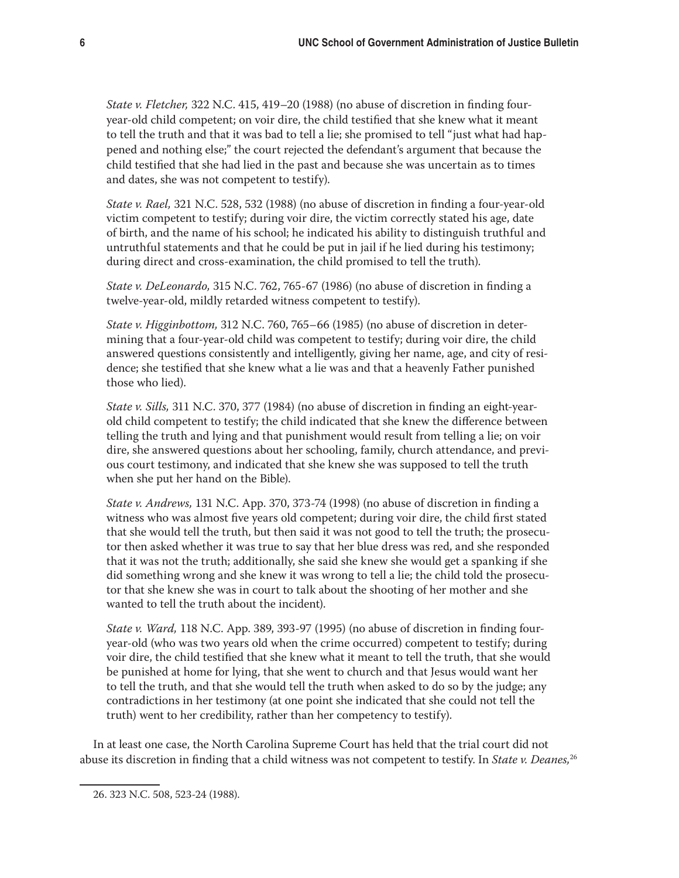*State v. Fletcher,* 322 N.C. 415, 419–20 (1988) (no abuse of discretion in finding four-year-old child competent; on voir dire, the child testified that she knew what it meant to tell the truth and that it was bad to tell a lie; she promised to tell "just what had happened and nothing else;" the court rejected the defendant's argument that because the child testified that she had lied in the past and because she was uncertain as to times and dates, she was not competent to testify).

*State v. Rael,* 321 N.C. 528, 532 (1988) (no abuse of discretion in finding a four-year-old victim competent to testify; during voir dire, the victim correctly stated his age, date of birth, and the name of his school; he indicated his ability to distinguish truthful and untruthful statements and that he could be put in jail if he lied during his testimony; during direct and cross-examination, the child promised to tell the truth).

*State v. DeLeonardo,* 315 N.C. 762, 765-67 (1986) (no abuse of discretion in finding a twelve-year-old, mildly retarded witness competent to testify).

*State v. Higginbottom,* 312 N.C. 760, 765–66 (1985) (no abuse of discretion in determining that a four-year-old child was competent to testify; during voir dire, the child answered questions consistently and intelligently, giving her name, age, and city of residence; she testified that she knew what a lie was and that a heavenly Father punished those who lied).

*State v. Sills,* 311 N.C. 370, 377 (1984) (no abuse of discretion in finding an eight-year-old child competent to testify; the child indicated that she knew the difference between telling the truth and lying and that punishment would result from telling a lie; on voir dire, she answered questions about her schooling, family, church attendance, and previous court testimony, and indicated that she knew she was supposed to tell the truth when she put her hand on the Bible).

*State v. Andrews,* 131 N.C. App. 370, 373-74 (1998) (no abuse of discretion in finding a witness who was almost five years old competent; during voir dire, the child first stated that she would tell the truth, but then said it was not good to tell the truth; the prosecutor then asked whether it was true to say that her blue dress was red, and she responded that it was not the truth; additionally, she said she knew she would get a spanking if she did something wrong and she knew it was wrong to tell a lie; the child told the prosecutor that she knew she was in court to talk about the shooting of her mother and she wanted to tell the truth about the incident).

*State v. Ward,* 118 N.C. App. 389, 393-97 (1995) (no abuse of discretion in finding four-year-old (who was two years old when the crime occurred) competent to testify; during voir dire, the child testified that she knew what it meant to tell the truth, that she would be punished at home for lying, that she went to church and that Jesus would want her to tell the truth, and that she would tell the truth when asked to do so by the judge; any contradictions in her testimony (at one point she indicated that she could not tell the truth) went to her credibility, rather than her competency to testify).

In at least one case, the North Carolina Supreme Court has held that the trial court did not abuse its discretion in finding that a child witness was not competent to testify. In *State v. Deanes,*[26]

26. 323 N.C. 508, 523-24 (1988).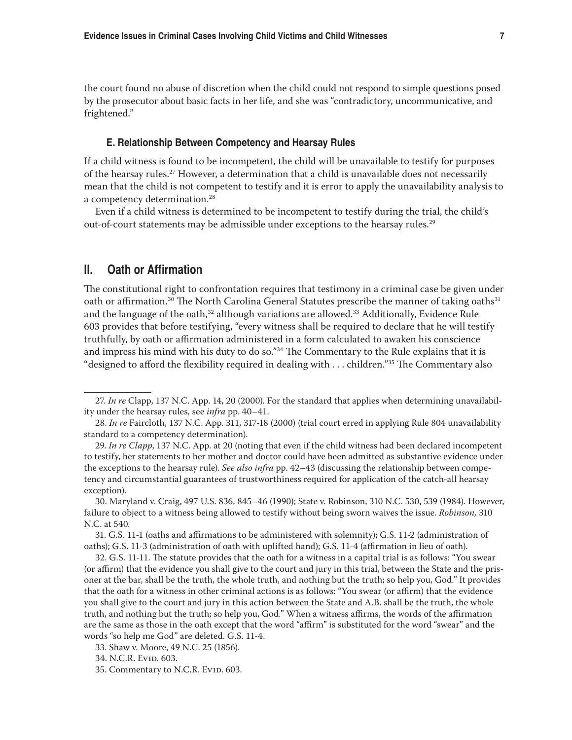the court found no abuse of discretion when the child could not respond to simple questions posed by the prosecutor about basic facts in her life, and she was "contradictory, uncommunicative, and frightened."

### E. Relationship Between Competency and Hearsay Rules

If a child witness is found to be incompetent, the child will be unavailable to testify for purposes of the hearsay rules.[27] However, a determination that a child is unavailable does not necessarily mean that the child is not competent to testify and it is error to apply the unavailability analysis to a competency determination.[28]

Even if a child witness is determined to be incompetent to testify during the trial, the child's out-of-court statements may be admissible under exceptions to the hearsay rules.[29]

## II. Oath or Affirmation

The constitutional right to confrontation requires that testimony in a criminal case be given under oath or affirmation.[30] The North Carolina General Statutes prescribe the manner of taking oaths[31] and the language of the oath,[32] although variations are allowed.[33] Additionally, Evidence Rule 603 provides that before testifying, "every witness shall be required to declare that he will testify truthfully, by oath or affirmation administered in a form calculated to awaken his conscience and impress his mind with his duty to do so."[34] The Commentary to the Rule explains that it is "designed to afford the flexibility required in dealing with . . . children."[35] The Commentary also

---

27. *In re* Clapp, 137 N.C. App. 14, 20 (2000). For the standard that applies when determining unavailability under the hearsay rules, see *infra* pp. 40–41.

28. *In re* Faircloth, 137 N.C. App. 311, 317-18 (2000) (trial court erred in applying Rule 804 unavailability standard to a competency determination).

29. *In re Clapp*, 137 N.C. App. at 20 (noting that even if the child witness had been declared incompetent to testify, her statements to her mother and doctor could have been admitted as substantive evidence under the exceptions to the hearsay rule). *See also infra* pp. 42–43 (discussing the relationship between competency and circumstantial guarantees of trustworthiness required for application of the catch-all hearsay exception).

30. Maryland v. Craig, 497 U.S. 836, 845–46 (1990); State v. Robinson, 310 N.C. 530, 539 (1984). However, failure to object to a witness being allowed to testify without being sworn waives the issue. *Robinson,* 310 N.C. at 540.

31. G.S. 11-1 (oaths and affirmations to be administered with solemnity); G.S. 11-2 (administration of oaths); G.S. 11-3 (administration of oath with uplifted hand); G.S. 11-4 (affirmation in lieu of oath).

32. G.S. 11-11. The statute provides that the oath for a witness in a capital trial is as follows: "You swear (or affirm) that the evidence you shall give to the court and jury in this trial, between the State and the prisoner at the bar, shall be the truth, the whole truth, and nothing but the truth; so help you, God." It provides that the oath for a witness in other criminal actions is as follows: "You swear (or affirm) that the evidence you shall give to the court and jury in this action between the State and A.B. shall be the truth, the whole truth, and nothing but the truth; so help you, God." When a witness affirms, the words of the affirmation are the same as those in the oath except that the word "affirm" is substituted for the word "swear" and the words "so help me God" are deleted. G.S. 11-4.

33. Shaw v. Moore, 49 N.C. 25 (1856).

34. N.C.R. Evid. 603.

35. Commentary to N.C.R. Evid. 603.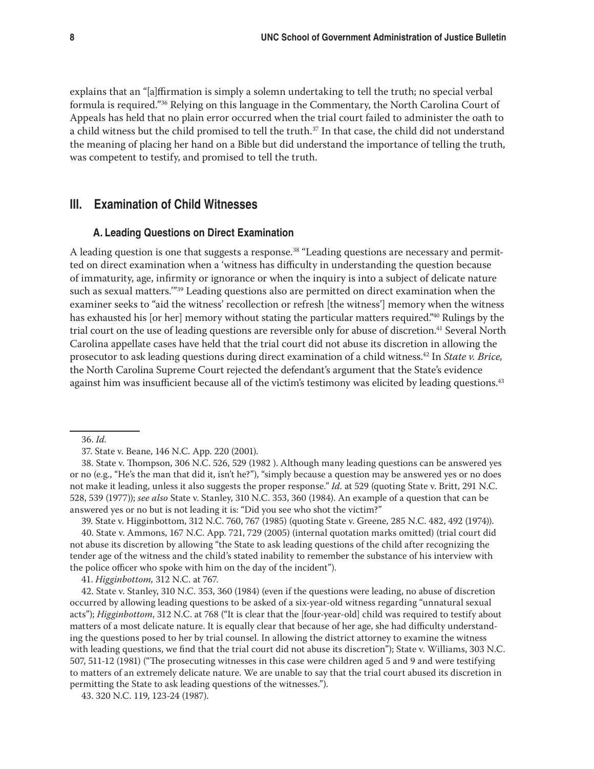explains that an "[a]ffirmation is simply a solemn undertaking to tell the truth; no special verbal formula is required."[36] Relying on this language in the Commentary, the North Carolina Court of Appeals has held that no plain error occurred when the trial court failed to administer the oath to a child witness but the child promised to tell the truth.[37] In that case, the child did not understand the meaning of placing her hand on a Bible but did understand the importance of telling the truth, was competent to testify, and promised to tell the truth.

## III. Examination of Child Witnesses

### A. Leading Questions on Direct Examination

A leading question is one that suggests a response.[38] "Leading questions are necessary and permitted on direct examination when a 'witness has difficulty in understanding the question because of immaturity, age, infirmity or ignorance or when the inquiry is into a subject of delicate nature such as sexual matters.'"[39] Leading questions also are permitted on direct examination when the examiner seeks to "aid the witness' recollection or refresh [the witness'] memory when the witness has exhausted his [or her] memory without stating the particular matters required."[40] Rulings by the trial court on the use of leading questions are reversible only for abuse of discretion.[41] Several North Carolina appellate cases have held that the trial court did not abuse its discretion in allowing the prosecutor to ask leading questions during direct examination of a child witness.[42] In *State v. Brice,* the North Carolina Supreme Court rejected the defendant's argument that the State's evidence against him was insufficient because all of the victim's testimony was elicited by leading questions.[43]

---

36. *Id.*

37. State v. Beane, 146 N.C. App. 220 (2001).

38. State v. Thompson, 306 N.C. 526, 529 (1982 ). Although many leading questions can be answered yes or no (e.g., "He's the man that did it, isn't he?"), "simply because a question may be answered yes or no does not make it leading, unless it also suggests the proper response." *Id.* at 529 (quoting State v. Britt, 291 N.C. 528, 539 (1977)); *see also* State v. Stanley, 310 N.C. 353, 360 (1984). An example of a question that can be answered yes or no but is not leading it is: "Did you see who shot the victim?"

39. State v. Higginbottom, 312 N.C. 760, 767 (1985) (quoting State v. Greene, 285 N.C. 482, 492 (1974)).

40. State v. Ammons, 167 N.C. App. 721, 729 (2005) (internal quotation marks omitted) (trial court did not abuse its discretion by allowing "the State to ask leading questions of the child after recognizing the tender age of the witness and the child's stated inability to remember the substance of his interview with the police officer who spoke with him on the day of the incident").

41. *Higginbottom,* 312 N.C. at 767.

42. State v. Stanley, 310 N.C. 353, 360 (1984) (even if the questions were leading, no abuse of discretion occurred by allowing leading questions to be asked of a six-year-old witness regarding "unnatural sexual acts"); *Higginbottom*, 312 N.C. at 768 ("It is clear that the [four-year-old] child was required to testify about matters of a most delicate nature. It is equally clear that because of her age, she had difficulty understanding the questions posed to her by trial counsel. In allowing the district attorney to examine the witness with leading questions, we find that the trial court did not abuse its discretion"); State v. Williams, 303 N.C. 507, 511-12 (1981) ("The prosecuting witnesses in this case were children aged 5 and 9 and were testifying to matters of an extremely delicate nature. We are unable to say that the trial court abused its discretion in permitting the State to ask leading questions of the witnesses.").

43. 320 N.C. 119, 123-24 (1987).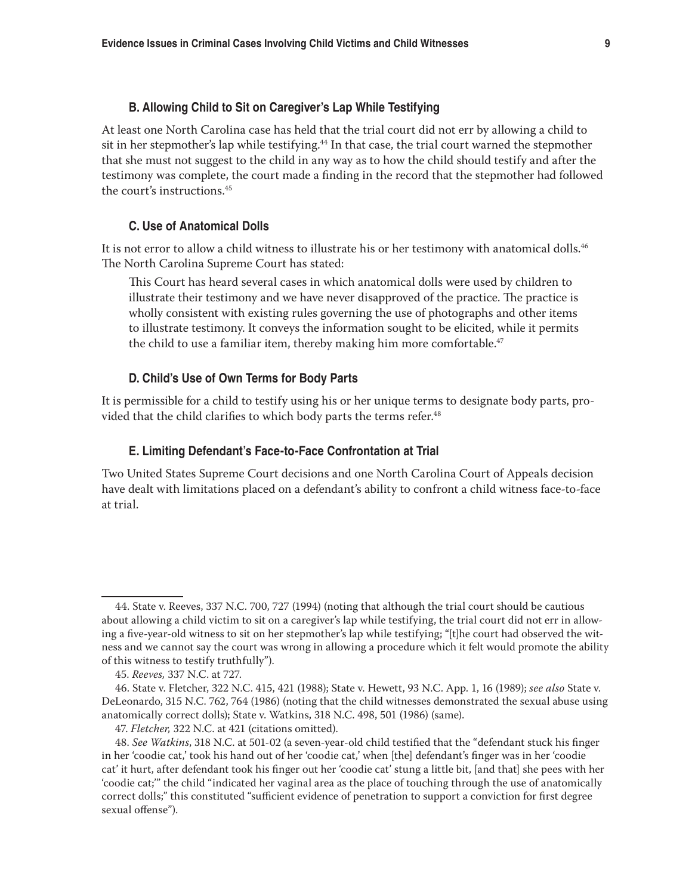### B. Allowing Child to Sit on Caregiver's Lap While Testifying

At least one North Carolina case has held that the trial court did not err by allowing a child to sit in her stepmother's lap while testifying.[44] In that case, the trial court warned the stepmother that she must not suggest to the child in any way as to how the child should testify and after the testimony was complete, the court made a finding in the record that the stepmother had followed the court's instructions.[45]

### C. Use of Anatomical Dolls

It is not error to allow a child witness to illustrate his or her testimony with anatomical dolls.[46] The North Carolina Supreme Court has stated:

> This Court has heard several cases in which anatomical dolls were used by children to illustrate their testimony and we have never disapproved of the practice. The practice is wholly consistent with existing rules governing the use of photographs and other items to illustrate testimony. It conveys the information sought to be elicited, while it permits the child to use a familiar item, thereby making him more comfortable.[47]

### D. Child's Use of Own Terms for Body Parts

It is permissible for a child to testify using his or her unique terms to designate body parts, provided that the child clarifies to which body parts the terms refer.[48]

### E. Limiting Defendant's Face-to-Face Confrontation at Trial

Two United States Supreme Court decisions and one North Carolina Court of Appeals decision have dealt with limitations placed on a defendant's ability to confront a child witness face-to-face at trial.

---

44. State v. Reeves, 337 N.C. 700, 727 (1994) (noting that although the trial court should be cautious about allowing a child victim to sit on a caregiver's lap while testifying, the trial court did not err in allowing a five-year-old witness to sit on her stepmother's lap while testifying; "[t]he court had observed the witness and we cannot say the court was wrong in allowing a procedure which it felt would promote the ability of this witness to testify truthfully").

45. *Reeves,* 337 N.C. at 727.

46. State v. Fletcher, 322 N.C. 415, 421 (1988); State v. Hewett, 93 N.C. App. 1, 16 (1989); *see also* State v. DeLeonardo, 315 N.C. 762, 764 (1986) (noting that the child witnesses demonstrated the sexual abuse using anatomically correct dolls); State v. Watkins, 318 N.C. 498, 501 (1986) (same).

47. *Fletcher,* 322 N.C. at 421 (citations omitted).

48. *See Watkins*, 318 N.C. at 501-02 (a seven-year-old child testified that the "defendant stuck his finger in her 'coodie cat,' took his hand out of her 'coodie cat,' when [the] defendant's finger was in her 'coodie cat' it hurt, after defendant took his finger out her 'coodie cat' stung a little bit, [and that] she pees with her 'coodie cat;'" the child "indicated her vaginal area as the place of touching through the use of anatomically correct dolls;" this constituted "sufficient evidence of penetration to support a conviction for first degree sexual offense").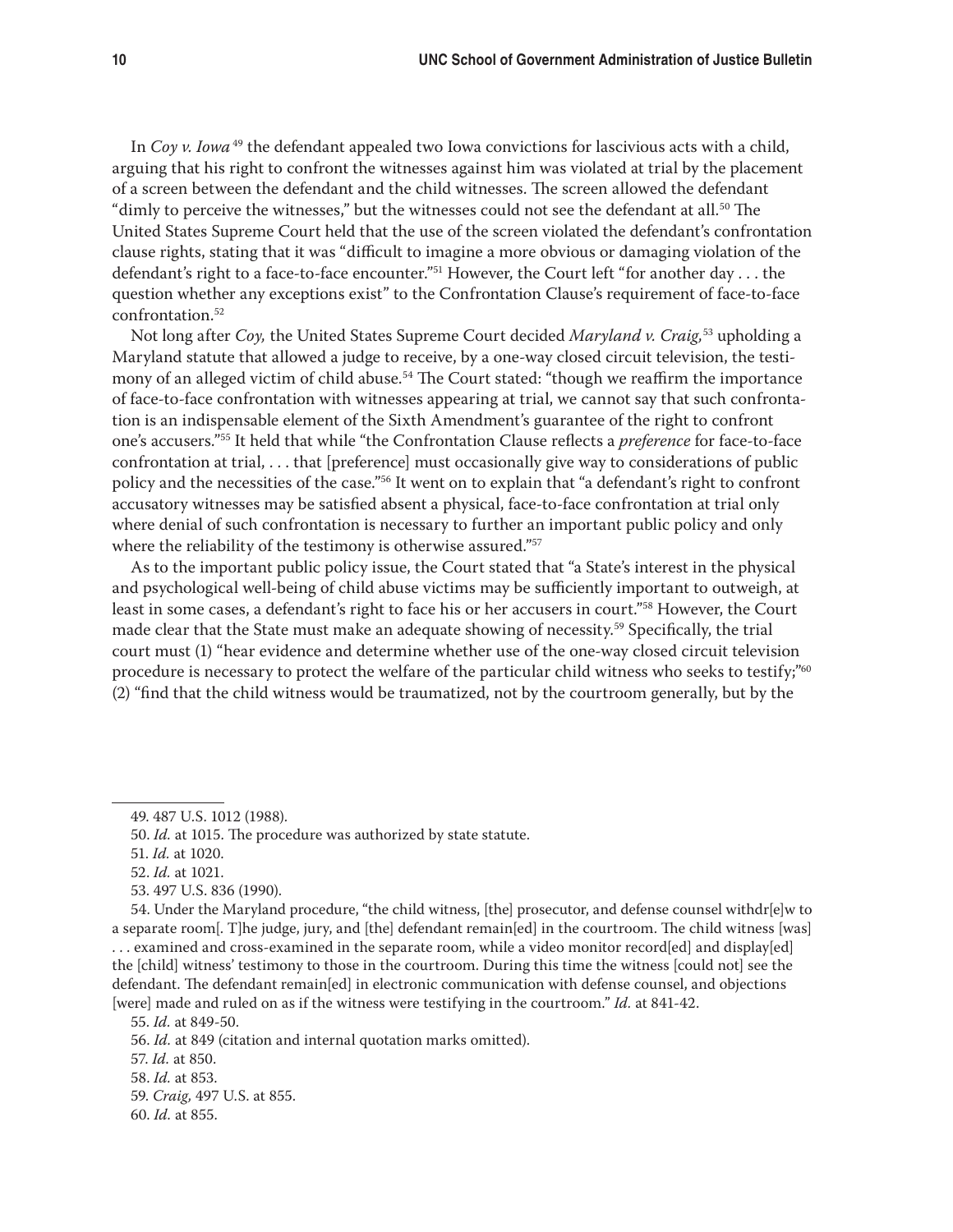In *Coy v. Iowa*[49] the defendant appealed two Iowa convictions for lascivious acts with a child, arguing that his right to confront the witnesses against him was violated at trial by the placement of a screen between the defendant and the child witnesses. The screen allowed the defendant "dimly to perceive the witnesses," but the witnesses could not see the defendant at all.[50] The United States Supreme Court held that the use of the screen violated the defendant's confrontation clause rights, stating that it was "difficult to imagine a more obvious or damaging violation of the defendant's right to a face-to-face encounter."[51] However, the Court left "for another day . . . the question whether any exceptions exist" to the Confrontation Clause's requirement of face-to-face confrontation.[52]

Not long after *Coy,* the United States Supreme Court decided *Maryland v. Craig,*[53] upholding a Maryland statute that allowed a judge to receive, by a one-way closed circuit television, the testimony of an alleged victim of child abuse.[54] The Court stated: "though we reaffirm the importance of face-to-face confrontation with witnesses appearing at trial, we cannot say that such confrontation is an indispensable element of the Sixth Amendment's guarantee of the right to confront one's accusers."[55] It held that while "the Confrontation Clause reflects a *preference* for face-to-face confrontation at trial, . . . that [preference] must occasionally give way to considerations of public policy and the necessities of the case."[56] It went on to explain that "a defendant's right to confront accusatory witnesses may be satisfied absent a physical, face-to-face confrontation at trial only where denial of such confrontation is necessary to further an important public policy and only where the reliability of the testimony is otherwise assured."[57]

As to the important public policy issue, the Court stated that "a State's interest in the physical and psychological well-being of child abuse victims may be sufficiently important to outweigh, at least in some cases, a defendant's right to face his or her accusers in court."[58] However, the Court made clear that the State must make an adequate showing of necessity.[59] Specifically, the trial court must (1) "hear evidence and determine whether use of the one-way closed circuit television procedure is necessary to protect the welfare of the particular child witness who seeks to testify;"[60] (2) "find that the child witness would be traumatized, not by the courtroom generally, but by the

---

49. 487 U.S. 1012 (1988).

50. *Id.* at 1015. The procedure was authorized by state statute.

51. *Id.* at 1020.

52. *Id.* at 1021.

53. 497 U.S. 836 (1990).

54. Under the Maryland procedure, "the child witness, [the] prosecutor, and defense counsel withdr[e]w to a separate room[. T]he judge, jury, and [the] defendant remain[ed] in the courtroom. The child witness [was] . . . examined and cross-examined in the separate room, while a video monitor record[ed] and display[ed] the [child] witness' testimony to those in the courtroom. During this time the witness [could not] see the defendant. The defendant remain[ed] in electronic communication with defense counsel, and objections [were] made and ruled on as if the witness were testifying in the courtroom." *Id.* at 841-42.

55. *Id.* at 849-50.

56. *Id.* at 849 (citation and internal quotation marks omitted).

57. *Id.* at 850.

58. *Id.* at 853.

59. *Craig,* 497 U.S. at 855.

60. *Id.* at 855.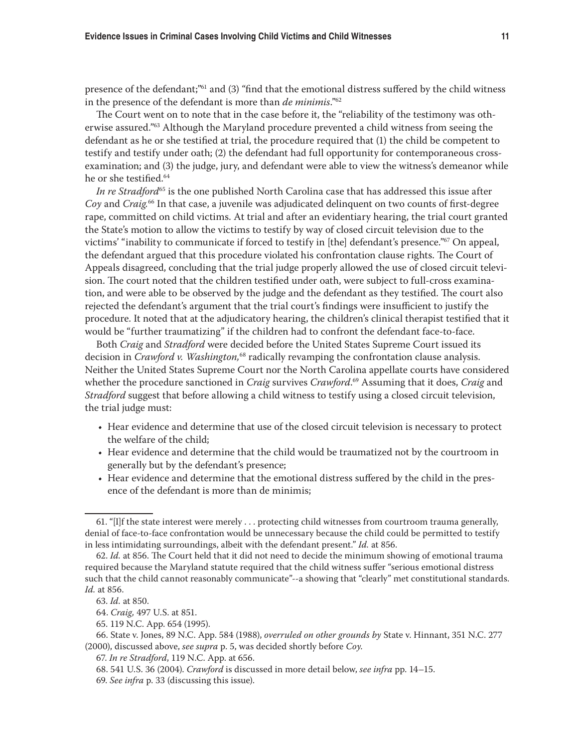presence of the defendant;"[61] and (3) "find that the emotional distress suffered by the child witness in the presence of the defendant is more than *de minimis*."[62]

The Court went on to note that in the case before it, the "reliability of the testimony was otherwise assured."[63] Although the Maryland procedure prevented a child witness from seeing the defendant as he or she testified at trial, the procedure required that (1) the child be competent to testify and testify under oath; (2) the defendant had full opportunity for contemporaneous cross-examination; and (3) the judge, jury, and defendant were able to view the witness's demeanor while he or she testified.[64]

*In re Stradford*[65] is the one published North Carolina case that has addressed this issue after *Coy* and *Craig*.[66] In that case, a juvenile was adjudicated delinquent on two counts of first-degree rape, committed on child victims. At trial and after an evidentiary hearing, the trial court granted the State's motion to allow the victims to testify by way of closed circuit television due to the victims' "inability to communicate if forced to testify in [the] defendant's presence."[67] On appeal, the defendant argued that this procedure violated his confrontation clause rights. The Court of Appeals disagreed, concluding that the trial judge properly allowed the use of closed circuit television. The court noted that the children testified under oath, were subject to full-cross examination, and were able to be observed by the judge and the defendant as they testified. The court also rejected the defendant's argument that the trial court's findings were insufficient to justify the procedure. It noted that at the adjudicatory hearing, the children's clinical therapist testified that it would be "further traumatizing" if the children had to confront the defendant face-to-face.

Both *Craig* and *Stradford* were decided before the United States Supreme Court issued its decision in *Crawford v. Washington*,[68] radically revamping the confrontation clause analysis. Neither the United States Supreme Court nor the North Carolina appellate courts have considered whether the procedure sanctioned in *Craig* survives *Crawford*.[69] Assuming that it does, *Craig* and *Stradford* suggest that before allowing a child witness to testify using a closed circuit television, the trial judge must:

- Hear evidence and determine that use of the closed circuit television is necessary to protect the welfare of the child;
- Hear evidence and determine that the child would be traumatized not by the courtroom in generally but by the defendant's presence;
- Hear evidence and determine that the emotional distress suffered by the child in the presence of the defendant is more than de minimis;

---

61. "[I]f the state interest were merely . . . protecting child witnesses from courtroom trauma generally, denial of face-to-face confrontation would be unnecessary because the child could be permitted to testify in less intimidating surroundings, albeit with the defendant present." *Id.* at 856.

62. *Id.* at 856. The Court held that it did not need to decide the minimum showing of emotional trauma required because the Maryland statute required that the child witness suffer "serious emotional distress such that the child cannot reasonably communicate"--a showing that "clearly" met constitutional standards. *Id.* at 856.

63. *Id.* at 850.

64. *Craig,* 497 U.S. at 851.

65. 119 N.C. App. 654 (1995).

66. State v. Jones, 89 N.C. App. 584 (1988), *overruled on other grounds by* State v. Hinnant, 351 N.C. 277 (2000), discussed above, *see supra* p. 5, was decided shortly before *Coy*.

67. *In re Stradford*, 119 N.C. App. at 656.

68. 541 U.S. 36 (2004). *Crawford* is discussed in more detail below, *see infra* pp. 14–15.

69. *See infra* p. 33 (discussing this issue).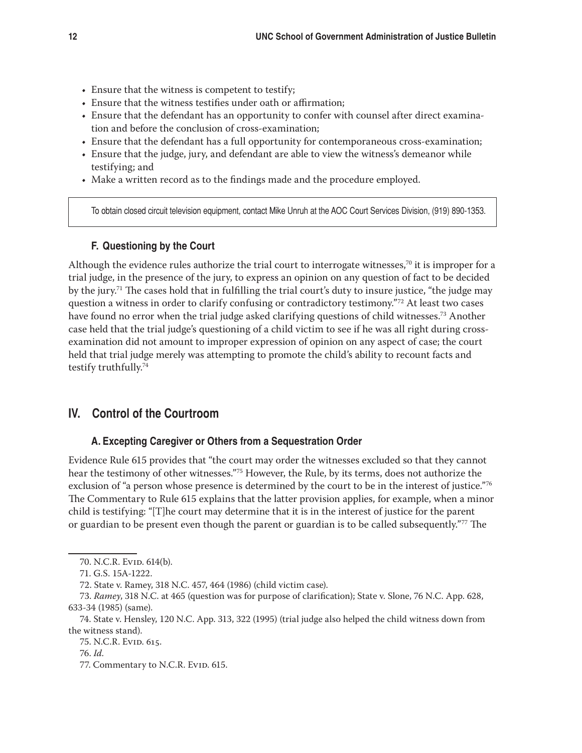- Ensure that the witness is competent to testify;
- Ensure that the witness testifies under oath or affirmation;
- Ensure that the defendant has an opportunity to confer with counsel after direct examination and before the conclusion of cross-examination;
- Ensure that the defendant has a full opportunity for contemporaneous cross-examination;
- Ensure that the judge, jury, and defendant are able to view the witness's demeanor while testifying; and
- Make a written record as to the findings made and the procedure employed.

> To obtain closed circuit television equipment, contact Mike Unruh at the AOC Court Services Division, (919) 890-1353.

### F. Questioning by the Court

Although the evidence rules authorize the trial court to interrogate witnesses,[70] it is improper for a trial judge, in the presence of the jury, to express an opinion on any question of fact to be decided by the jury.[71] The cases hold that in fulfilling the trial court's duty to insure justice, "the judge may question a witness in order to clarify confusing or contradictory testimony."[72] At least two cases have found no error when the trial judge asked clarifying questions of child witnesses.[73] Another case held that the trial judge's questioning of a child victim to see if he was all right during cross-examination did not amount to improper expression of opinion on any aspect of case; the court held that trial judge merely was attempting to promote the child's ability to recount facts and testify truthfully.[74]

## IV. Control of the Courtroom

### A. Excepting Caregiver or Others from a Sequestration Order

Evidence Rule 615 provides that "the court may order the witnesses excluded so that they cannot hear the testimony of other witnesses."[75] However, the Rule, by its terms, does not authorize the exclusion of "a person whose presence is determined by the court to be in the interest of justice."[76] The Commentary to Rule 615 explains that the latter provision applies, for example, when a minor child is testifying: "[T]he court may determine that it is in the interest of justice for the parent or guardian to be present even though the parent or guardian is to be called subsequently."[77] The

---

70. N.C.R. Evid. 614(b).

71. G.S. 15A-1222.

72. State v. Ramey, 318 N.C. 457, 464 (1986) (child victim case).

73. *Ramey*, 318 N.C. at 465 (question was for purpose of clarification); State v. Slone, 76 N.C. App. 628, 633-34 (1985) (same).

74. State v. Hensley, 120 N.C. App. 313, 322 (1995) (trial judge also helped the child witness down from the witness stand).

75. N.C.R. Evid. 615.

76. *Id.*

77. Commentary to N.C.R. Evid. 615.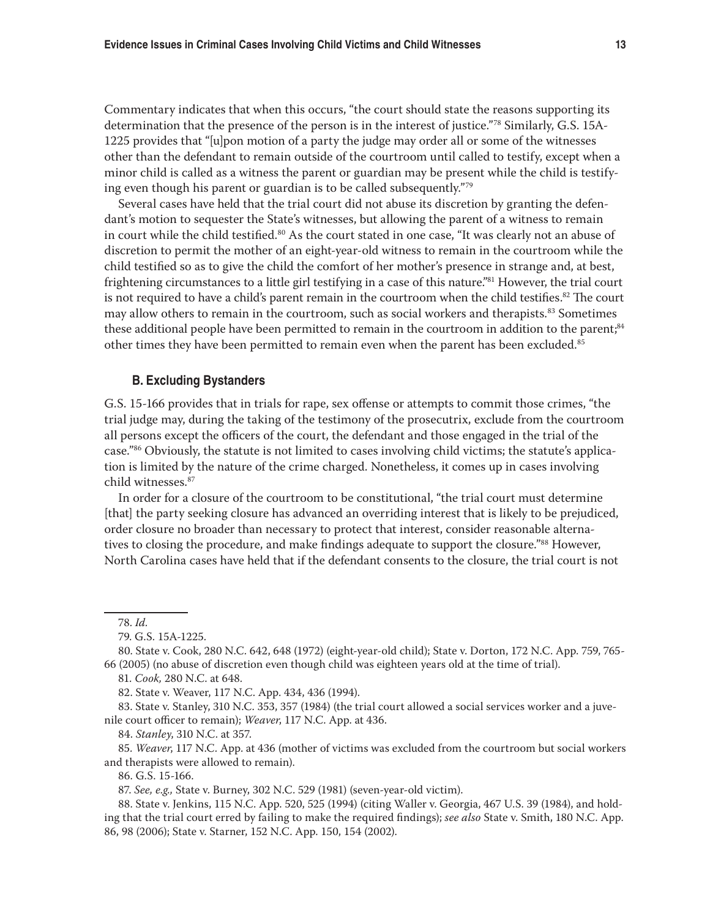Commentary indicates that when this occurs, "the court should state the reasons supporting its determination that the presence of the person is in the interest of justice."[78] Similarly, G.S. 15A-1225 provides that "[u]pon motion of a party the judge may order all or some of the witnesses other than the defendant to remain outside of the courtroom until called to testify, except when a minor child is called as a witness the parent or guardian may be present while the child is testifying even though his parent or guardian is to be called subsequently."[79]

Several cases have held that the trial court did not abuse its discretion by granting the defendant's motion to sequester the State's witnesses, but allowing the parent of a witness to remain in court while the child testified.[80] As the court stated in one case, "It was clearly not an abuse of discretion to permit the mother of an eight-year-old witness to remain in the courtroom while the child testified so as to give the child the comfort of her mother's presence in strange and, at best, frightening circumstances to a little girl testifying in a case of this nature."[81] However, the trial court is not required to have a child's parent remain in the courtroom when the child testifies.[82] The court may allow others to remain in the courtroom, such as social workers and therapists.[83] Sometimes these additional people have been permitted to remain in the courtroom in addition to the parent;[84] other times they have been permitted to remain even when the parent has been excluded.[85]

### B. Excluding Bystanders

G.S. 15-166 provides that in trials for rape, sex offense or attempts to commit those crimes, "the trial judge may, during the taking of the testimony of the prosecutrix, exclude from the courtroom all persons except the officers of the court, the defendant and those engaged in the trial of the case."[86] Obviously, the statute is not limited to cases involving child victims; the statute's application is limited by the nature of the crime charged. Nonetheless, it comes up in cases involving child witnesses.[87]

In order for a closure of the courtroom to be constitutional, "the trial court must determine [that] the party seeking closure has advanced an overriding interest that is likely to be prejudiced, order closure no broader than necessary to protect that interest, consider reasonable alternatives to closing the procedure, and make findings adequate to support the closure."[88] However, North Carolina cases have held that if the defendant consents to the closure, the trial court is not

---

78. *Id.*

79. G.S. 15A-1225.

80. State v. Cook, 280 N.C. 642, 648 (1972) (eight-year-old child); State v. Dorton, 172 N.C. App. 759, 765-66 (2005) (no abuse of discretion even though child was eighteen years old at the time of trial).

81. *Cook,* 280 N.C. at 648.

82. State v. Weaver, 117 N.C. App. 434, 436 (1994).

83. State v. Stanley, 310 N.C. 353, 357 (1984) (the trial court allowed a social services worker and a juvenile court officer to remain); *Weaver*, 117 N.C. App. at 436.

84. *Stanley*, 310 N.C. at 357.

85. *Weaver*, 117 N.C. App. at 436 (mother of victims was excluded from the courtroom but social workers and therapists were allowed to remain).

86. G.S. 15-166.

87. *See, e.g.,* State v. Burney, 302 N.C. 529 (1981) (seven-year-old victim).

88. State v. Jenkins, 115 N.C. App. 520, 525 (1994) (citing Waller v. Georgia, 467 U.S. 39 (1984), and holding that the trial court erred by failing to make the required findings); *see also* State v. Smith, 180 N.C. App. 86, 98 (2006); State v. Starner, 152 N.C. App. 150, 154 (2002).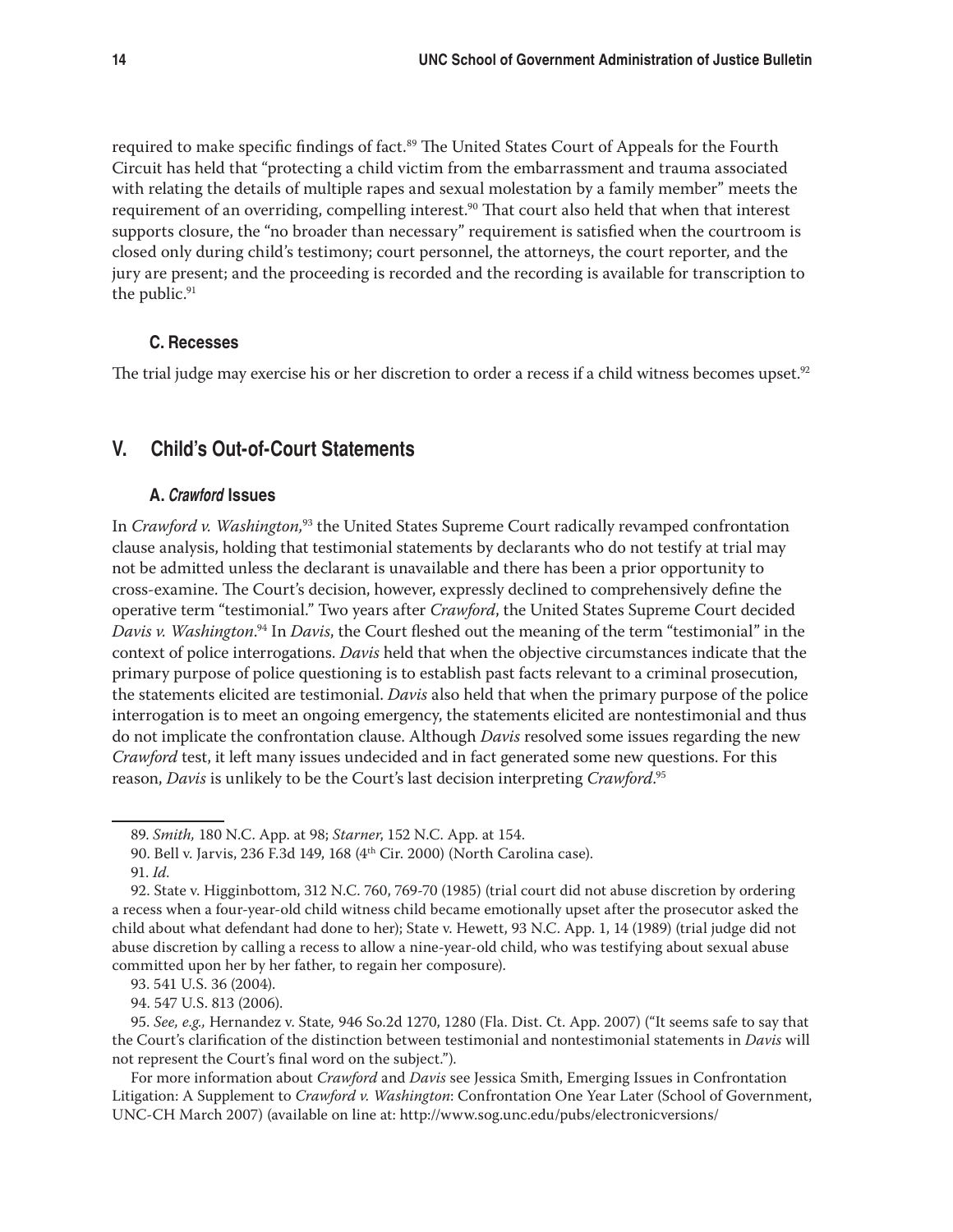required to make specific findings of fact.[89] The United States Court of Appeals for the Fourth Circuit has held that "protecting a child victim from the embarrassment and trauma associated with relating the details of multiple rapes and sexual molestation by a family member" meets the requirement of an overriding, compelling interest.[90] That court also held that when that interest supports closure, the "no broader than necessary" requirement is satisfied when the courtroom is closed only during child's testimony; court personnel, the attorneys, the court reporter, and the jury are present; and the proceeding is recorded and the recording is available for transcription to the public.[91]

### C. Recesses

The trial judge may exercise his or her discretion to order a recess if a child witness becomes upset.[92]

## V. Child's Out-of-Court Statements

### A. *Crawford* Issues

In *Crawford v. Washington*,[93] the United States Supreme Court radically revamped confrontation clause analysis, holding that testimonial statements by declarants who do not testify at trial may not be admitted unless the declarant is unavailable and there has been a prior opportunity to cross-examine. The Court's decision, however, expressly declined to comprehensively define the operative term "testimonial." Two years after *Crawford*, the United States Supreme Court decided *Davis v. Washington*.[94] In *Davis*, the Court fleshed out the meaning of the term "testimonial" in the context of police interrogations. *Davis* held that when the objective circumstances indicate that the primary purpose of police questioning is to establish past facts relevant to a criminal prosecution, the statements elicited are testimonial. *Davis* also held that when the primary purpose of the police interrogation is to meet an ongoing emergency, the statements elicited are nontestimonial and thus do not implicate the confrontation clause. Although *Davis* resolved some issues regarding the new *Crawford* test, it left many issues undecided and in fact generated some new questions. For this reason, *Davis* is unlikely to be the Court's last decision interpreting *Crawford*.[95]

---

89. *Smith,* 180 N.C. App. at 98; *Starner*, 152 N.C. App. at 154.

90. Bell v. Jarvis, 236 F.3d 149, 168 (4th Cir. 2000) (North Carolina case).

91. *Id*.

92. State v. Higginbottom, 312 N.C. 760, 769-70 (1985) (trial court did not abuse discretion by ordering a recess when a four-year-old child witness child became emotionally upset after the prosecutor asked the child about what defendant had done to her); State v. Hewett, 93 N.C. App. 1, 14 (1989) (trial judge did not abuse discretion by calling a recess to allow a nine-year-old child, who was testifying about sexual abuse committed upon her by her father, to regain her composure).

93. 541 U.S. 36 (2004).

94. 547 U.S. 813 (2006).

95. *See, e.g.,* Hernandez v. State, 946 So.2d 1270, 1280 (Fla. Dist. Ct. App. 2007) ("It seems safe to say that the Court's clarification of the distinction between testimonial and nontestimonial statements in *Davis* will not represent the Court's final word on the subject.").

For more information about *Crawford* and *Davis* see Jessica Smith, Emerging Issues in Confrontation Litigation: A Supplement to *Crawford v. Washington*: Confrontation One Year Later (School of Government, UNC-CH March 2007) (available on line at: http://www.sog.unc.edu/pubs/electronicversions/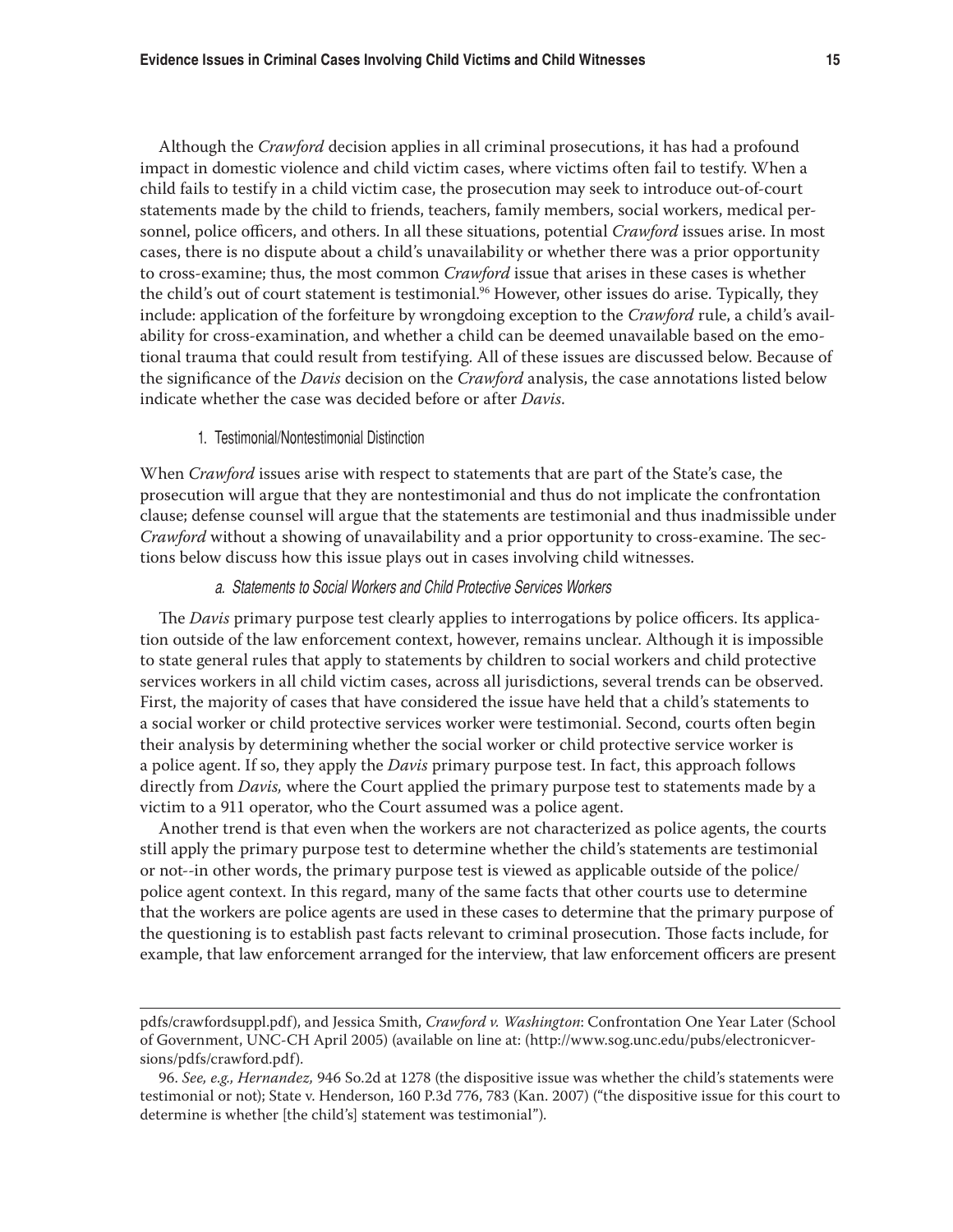Although the *Crawford* decision applies in all criminal prosecutions, it has had a profound impact in domestic violence and child victim cases, where victims often fail to testify. When a child fails to testify in a child victim case, the prosecution may seek to introduce out-of-court statements made by the child to friends, teachers, family members, social workers, medical personnel, police officers, and others. In all these situations, potential *Crawford* issues arise. In most cases, there is no dispute about a child's unavailability or whether there was a prior opportunity to cross-examine; thus, the most common *Crawford* issue that arises in these cases is whether the child's out of court statement is testimonial.[96] However, other issues do arise. Typically, they include: application of the forfeiture by wrongdoing exception to the *Crawford* rule, a child's availability for cross-examination, and whether a child can be deemed unavailable based on the emotional trauma that could result from testifying. All of these issues are discussed below. Because of the significance of the *Davis* decision on the *Crawford* analysis, the case annotations listed below indicate whether the case was decided before or after *Davis*.

#### 1. Testimonial/Nontestimonial Distinction

When *Crawford* issues arise with respect to statements that are part of the State's case, the prosecution will argue that they are nontestimonial and thus do not implicate the confrontation clause; defense counsel will argue that the statements are testimonial and thus inadmissible under *Crawford* without a showing of unavailability and a prior opportunity to cross-examine. The sections below discuss how this issue plays out in cases involving child witnesses.

##### *a. Statements to Social Workers and Child Protective Services Workers*

The *Davis* primary purpose test clearly applies to interrogations by police officers. Its application outside of the law enforcement context, however, remains unclear. Although it is impossible to state general rules that apply to statements by children to social workers and child protective services workers in all child victim cases, across all jurisdictions, several trends can be observed. First, the majority of cases that have considered the issue have held that a child's statements to a social worker or child protective services worker were testimonial. Second, courts often begin their analysis by determining whether the social worker or child protective service worker is a police agent. If so, they apply the *Davis* primary purpose test. In fact, this approach follows directly from *Davis,* where the Court applied the primary purpose test to statements made by a victim to a 911 operator, who the Court assumed was a police agent.

Another trend is that even when the workers are not characterized as police agents, the courts still apply the primary purpose test to determine whether the child's statements are testimonial or not--in other words, the primary purpose test is viewed as applicable outside of the police/police agent context. In this regard, many of the same facts that other courts use to determine that the workers are police agents are used in these cases to determine that the primary purpose of the questioning is to establish past facts relevant to criminal prosecution. Those facts include, for example, that law enforcement arranged for the interview, that law enforcement officers are present

---

pdfs/crawfordsuppl.pdf), and Jessica Smith, *Crawford v. Washington*: Confrontation One Year Later (School of Government, UNC-CH April 2005) (available on line at: (http://www.sog.unc.edu/pubs/electronicversions/pdfs/crawford.pdf).

96. *See, e.g., Hernandez,* 946 So.2d at 1278 (the dispositive issue was whether the child's statements were testimonial or not); State v. Henderson, 160 P.3d 776, 783 (Kan. 2007) ("the dispositive issue for this court to determine is whether [the child's] statement was testimonial").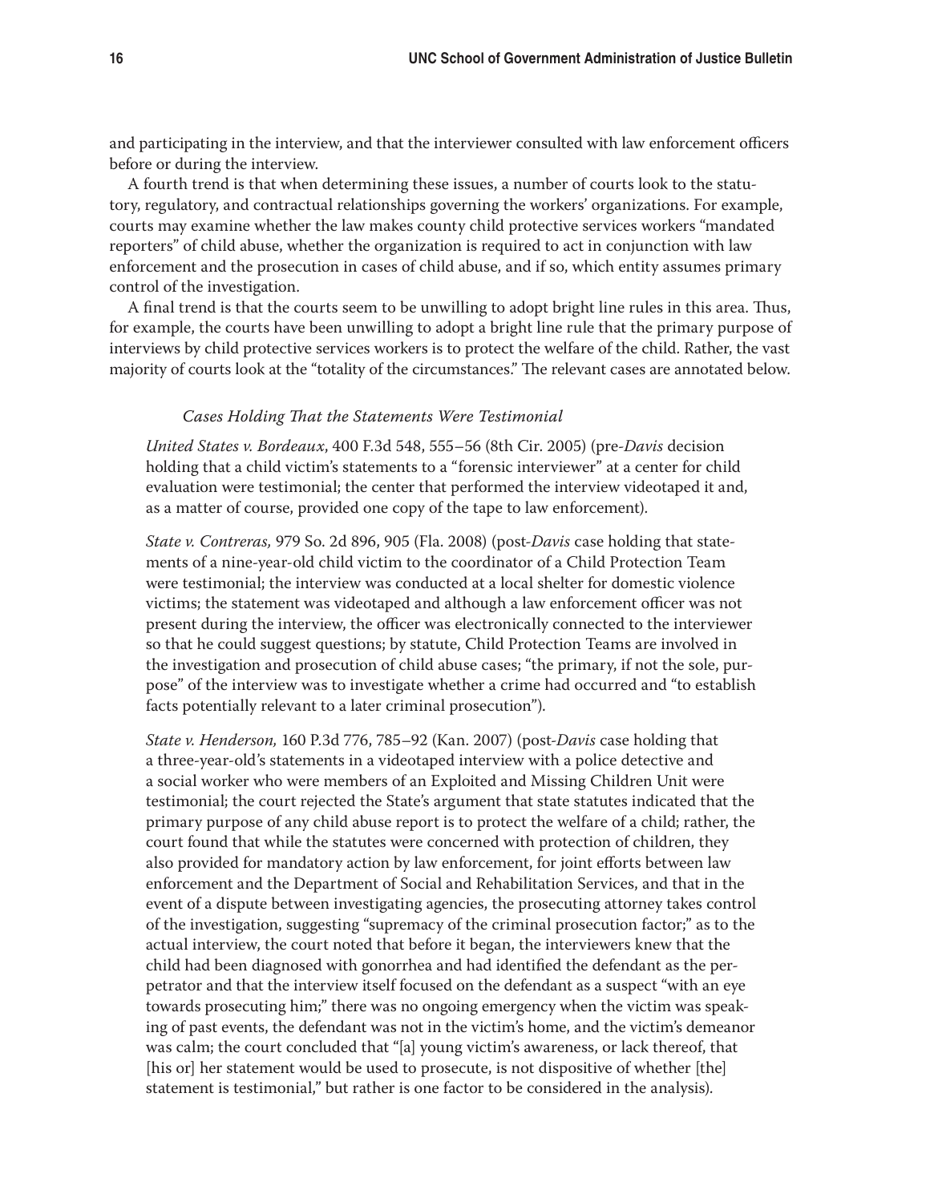and participating in the interview, and that the interviewer consulted with law enforcement officers before or during the interview.

A fourth trend is that when determining these issues, a number of courts look to the statutory, regulatory, and contractual relationships governing the workers' organizations. For example, courts may examine whether the law makes county child protective services workers "mandated reporters" of child abuse, whether the organization is required to act in conjunction with law enforcement and the prosecution in cases of child abuse, and if so, which entity assumes primary control of the investigation.

A final trend is that the courts seem to be unwilling to adopt bright line rules in this area. Thus, for example, the courts have been unwilling to adopt a bright line rule that the primary purpose of interviews by child protective services workers is to protect the welfare of the child. Rather, the vast majority of courts look at the "totality of the circumstances." The relevant cases are annotated below.

*Cases Holding That the Statements Were Testimonial*

*United States v. Bordeaux*, 400 F.3d 548, 555–56 (8th Cir. 2005) (pre-*Davis* decision holding that a child victim's statements to a "forensic interviewer" at a center for child evaluation were testimonial; the center that performed the interview videotaped it and, as a matter of course, provided one copy of the tape to law enforcement).

*State v. Contreras,* 979 So. 2d 896, 905 (Fla. 2008) (post-*Davis* case holding that statements of a nine-year-old child victim to the coordinator of a Child Protection Team were testimonial; the interview was conducted at a local shelter for domestic violence victims; the statement was videotaped and although a law enforcement officer was not present during the interview, the officer was electronically connected to the interviewer so that he could suggest questions; by statute, Child Protection Teams are involved in the investigation and prosecution of child abuse cases; "the primary, if not the sole, purpose" of the interview was to investigate whether a crime had occurred and "to establish facts potentially relevant to a later criminal prosecution").

*State v. Henderson,* 160 P.3d 776, 785–92 (Kan. 2007) (post-*Davis* case holding that a three-year-old's statements in a videotaped interview with a police detective and a social worker who were members of an Exploited and Missing Children Unit were testimonial; the court rejected the State's argument that state statutes indicated that the primary purpose of any child abuse report is to protect the welfare of a child; rather, the court found that while the statutes were concerned with protection of children, they also provided for mandatory action by law enforcement, for joint efforts between law enforcement and the Department of Social and Rehabilitation Services, and that in the event of a dispute between investigating agencies, the prosecuting attorney takes control of the investigation, suggesting "supremacy of the criminal prosecution factor;" as to the actual interview, the court noted that before it began, the interviewers knew that the child had been diagnosed with gonorrhea and had identified the defendant as the perpetrator and that the interview itself focused on the defendant as a suspect "with an eye towards prosecuting him;" there was no ongoing emergency when the victim was speaking of past events, the defendant was not in the victim's home, and the victim's demeanor was calm; the court concluded that "[a] young victim's awareness, or lack thereof, that [his or] her statement would be used to prosecute, is not dispositive of whether [the] statement is testimonial," but rather is one factor to be considered in the analysis).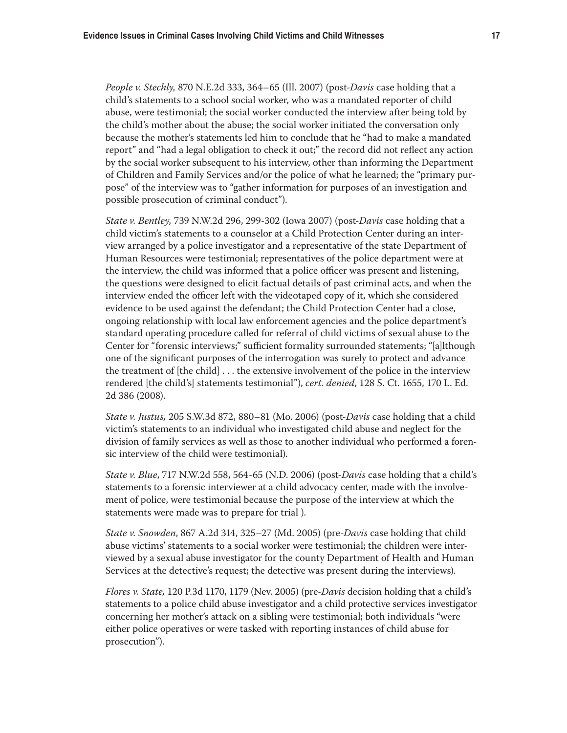*People v. Stechly,* 870 N.E.2d 333, 364–65 (Ill. 2007) (post-*Davis* case holding that a child's statements to a school social worker, who was a mandated reporter of child abuse, were testimonial; the social worker conducted the interview after being told by the child's mother about the abuse; the social worker initiated the conversation only because the mother's statements led him to conclude that he "had to make a mandated report" and "had a legal obligation to check it out;" the record did not reflect any action by the social worker subsequent to his interview, other than informing the Department of Children and Family Services and/or the police of what he learned; the "primary purpose" of the interview was to "gather information for purposes of an investigation and possible prosecution of criminal conduct").

*State v. Bentley,* 739 N.W.2d 296, 299-302 (Iowa 2007) (post-*Davis* case holding that a child victim's statements to a counselor at a Child Protection Center during an interview arranged by a police investigator and a representative of the state Department of Human Resources were testimonial; representatives of the police department were at the interview, the child was informed that a police officer was present and listening, the questions were designed to elicit factual details of past criminal acts, and when the interview ended the officer left with the videotaped copy of it, which she considered evidence to be used against the defendant; the Child Protection Center had a close, ongoing relationship with local law enforcement agencies and the police department's standard operating procedure called for referral of child victims of sexual abuse to the Center for "forensic interviews;" sufficient formality surrounded statements; "[a]lthough one of the significant purposes of the interrogation was surely to protect and advance the treatment of [the child] . . . the extensive involvement of the police in the interview rendered [the child's] statements testimonial"), *cert. denied*, 128 S. Ct. 1655, 170 L. Ed. 2d 386 (2008).

*State v. Justus,* 205 S.W.3d 872, 880–81 (Mo. 2006) (post-*Davis* case holding that a child victim's statements to an individual who investigated child abuse and neglect for the division of family services as well as those to another individual who performed a forensic interview of the child were testimonial).

*State v. Blue*, 717 N.W.2d 558, 564-65 (N.D. 2006) (post-*Davis* case holding that a child's statements to a forensic interviewer at a child advocacy center, made with the involvement of police, were testimonial because the purpose of the interview at which the statements were made was to prepare for trial ).

*State v. Snowden*, 867 A.2d 314, 325–27 (Md. 2005) (pre-*Davis* case holding that child abuse victims' statements to a social worker were testimonial; the children were interviewed by a sexual abuse investigator for the county Department of Health and Human Services at the detective's request; the detective was present during the interviews).

*Flores v. State,* 120 P.3d 1170, 1179 (Nev. 2005) (pre-*Davis* decision holding that a child's statements to a police child abuse investigator and a child protective services investigator concerning her mother's attack on a sibling were testimonial; both individuals "were either police operatives or were tasked with reporting instances of child abuse for prosecution").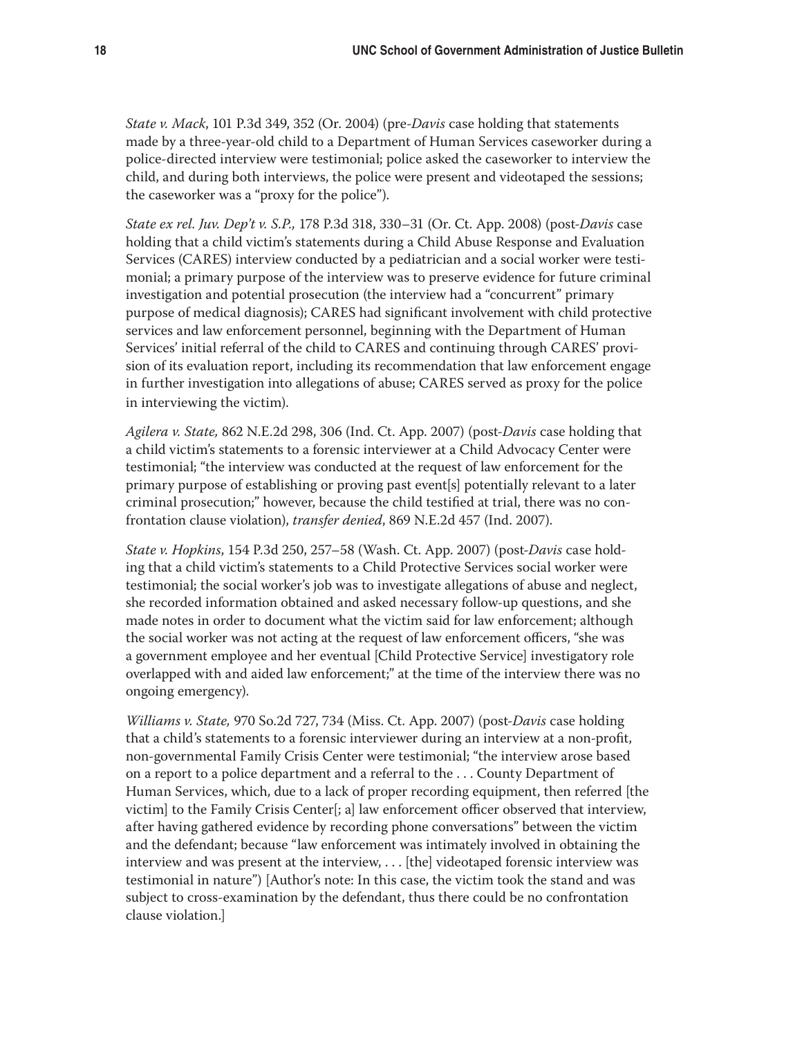*State v. Mack*, 101 P.3d 349, 352 (Or. 2004) (pre-*Davis* case holding that statements made by a three-year-old child to a Department of Human Services caseworker during a police-directed interview were testimonial; police asked the caseworker to interview the child, and during both interviews, the police were present and videotaped the sessions; the caseworker was a "proxy for the police").

*State ex rel. Juv. Dep't v. S.P.,* 178 P.3d 318, 330–31 (Or. Ct. App. 2008) (post-*Davis* case holding that a child victim's statements during a Child Abuse Response and Evaluation Services (CARES) interview conducted by a pediatrician and a social worker were testimonial; a primary purpose of the interview was to preserve evidence for future criminal investigation and potential prosecution (the interview had a "concurrent" primary purpose of medical diagnosis); CARES had significant involvement with child protective services and law enforcement personnel, beginning with the Department of Human Services' initial referral of the child to CARES and continuing through CARES' provision of its evaluation report, including its recommendation that law enforcement engage in further investigation into allegations of abuse; CARES served as proxy for the police in interviewing the victim).

*Agilera v. State,* 862 N.E.2d 298, 306 (Ind. Ct. App. 2007) (post-*Davis* case holding that a child victim's statements to a forensic interviewer at a Child Advocacy Center were testimonial; "the interview was conducted at the request of law enforcement for the primary purpose of establishing or proving past event[s] potentially relevant to a later criminal prosecution;" however, because the child testified at trial, there was no confrontation clause violation), *transfer denied*, 869 N.E.2d 457 (Ind. 2007).

*State v. Hopkins*, 154 P.3d 250, 257–58 (Wash. Ct. App. 2007) (post-*Davis* case holding that a child victim's statements to a Child Protective Services social worker were testimonial; the social worker's job was to investigate allegations of abuse and neglect, she recorded information obtained and asked necessary follow-up questions, and she made notes in order to document what the victim said for law enforcement; although the social worker was not acting at the request of law enforcement officers, "she was a government employee and her eventual [Child Protective Service] investigatory role overlapped with and aided law enforcement;" at the time of the interview there was no ongoing emergency).

*Williams v. State,* 970 So.2d 727, 734 (Miss. Ct. App. 2007) (post-*Davis* case holding that a child's statements to a forensic interviewer during an interview at a non-profit, non-governmental Family Crisis Center were testimonial; "the interview arose based on a report to a police department and a referral to the . . . County Department of Human Services, which, due to a lack of proper recording equipment, then referred [the victim] to the Family Crisis Center[; a] law enforcement officer observed that interview, after having gathered evidence by recording phone conversations" between the victim and the defendant; because "law enforcement was intimately involved in obtaining the interview and was present at the interview, . . . [the] videotaped forensic interview was testimonial in nature") [Author's note: In this case, the victim took the stand and was subject to cross-examination by the defendant, thus there could be no confrontation clause violation.]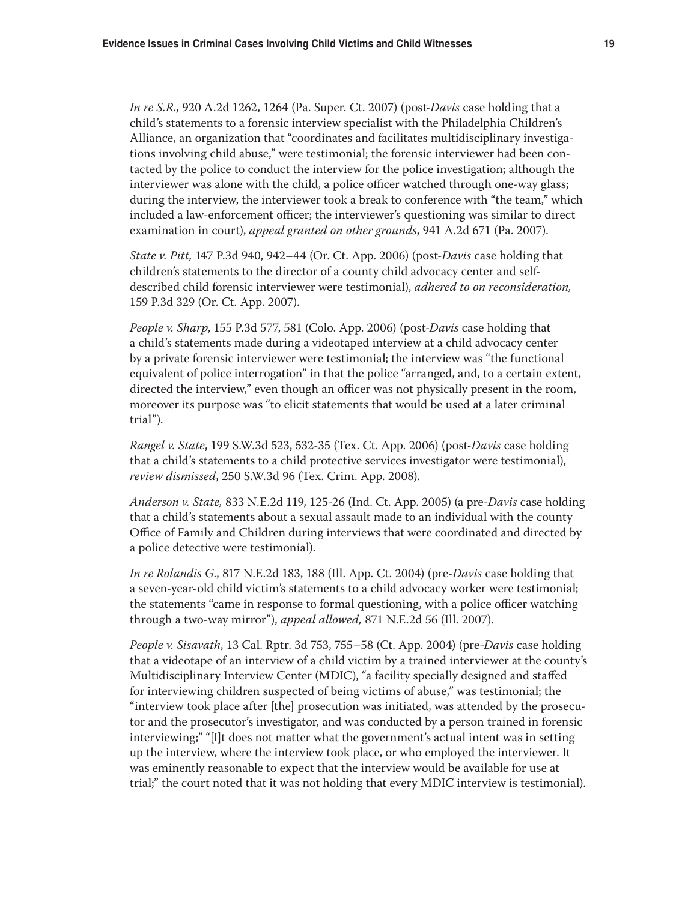*In re S.R.,* 920 A.2d 1262, 1264 (Pa. Super. Ct. 2007) (post-*Davis* case holding that a child's statements to a forensic interview specialist with the Philadelphia Children's Alliance, an organization that "coordinates and facilitates multidisciplinary investigations involving child abuse," were testimonial; the forensic interviewer had been contacted by the police to conduct the interview for the police investigation; although the interviewer was alone with the child, a police officer watched through one-way glass; during the interview, the interviewer took a break to conference with "the team," which included a law-enforcement officer; the interviewer's questioning was similar to direct examination in court), *appeal granted on other grounds*, 941 A.2d 671 (Pa. 2007).

*State v. Pitt,* 147 P.3d 940, 942–44 (Or. Ct. App. 2006) (post-*Davis* case holding that children's statements to the director of a county child advocacy center and self-described child forensic interviewer were testimonial), *adhered to on reconsideration,* 159 P.3d 329 (Or. Ct. App. 2007).

*People v. Sharp*, 155 P.3d 577, 581 (Colo. App. 2006) (post-*Davis* case holding that a child's statements made during a videotaped interview at a child advocacy center by a private forensic interviewer were testimonial; the interview was "the functional equivalent of police interrogation" in that the police "arranged, and, to a certain extent, directed the interview," even though an officer was not physically present in the room, moreover its purpose was "to elicit statements that would be used at a later criminal trial").

*Rangel v. State*, 199 S.W.3d 523, 532-35 (Tex. Ct. App. 2006) (post-*Davis* case holding that a child's statements to a child protective services investigator were testimonial), *review dismissed*, 250 S.W.3d 96 (Tex. Crim. App. 2008).

*Anderson v. State,* 833 N.E.2d 119, 125-26 (Ind. Ct. App. 2005) (a pre-*Davis* case holding that a child's statements about a sexual assault made to an individual with the county Office of Family and Children during interviews that were coordinated and directed by a police detective were testimonial).

*In re Rolandis G.*, 817 N.E.2d 183, 188 (Ill. App. Ct. 2004) (pre-*Davis* case holding that a seven-year-old child victim's statements to a child advocacy worker were testimonial; the statements "came in response to formal questioning, with a police officer watching through a two-way mirror"), *appeal allowed,* 871 N.E.2d 56 (Ill. 2007).

*People v. Sisavath*, 13 Cal. Rptr. 3d 753, 755–58 (Ct. App. 2004) (pre-*Davis* case holding that a videotape of an interview of a child victim by a trained interviewer at the county's Multidisciplinary Interview Center (MDIC), "a facility specially designed and staffed for interviewing children suspected of being victims of abuse," was testimonial; the "interview took place after [the] prosecution was initiated, was attended by the prosecutor and the prosecutor's investigator, and was conducted by a person trained in forensic interviewing;" "[I]t does not matter what the government's actual intent was in setting up the interview, where the interview took place, or who employed the interviewer. It was eminently reasonable to expect that the interview would be available for use at trial;" the court noted that it was not holding that every MDIC interview is testimonial).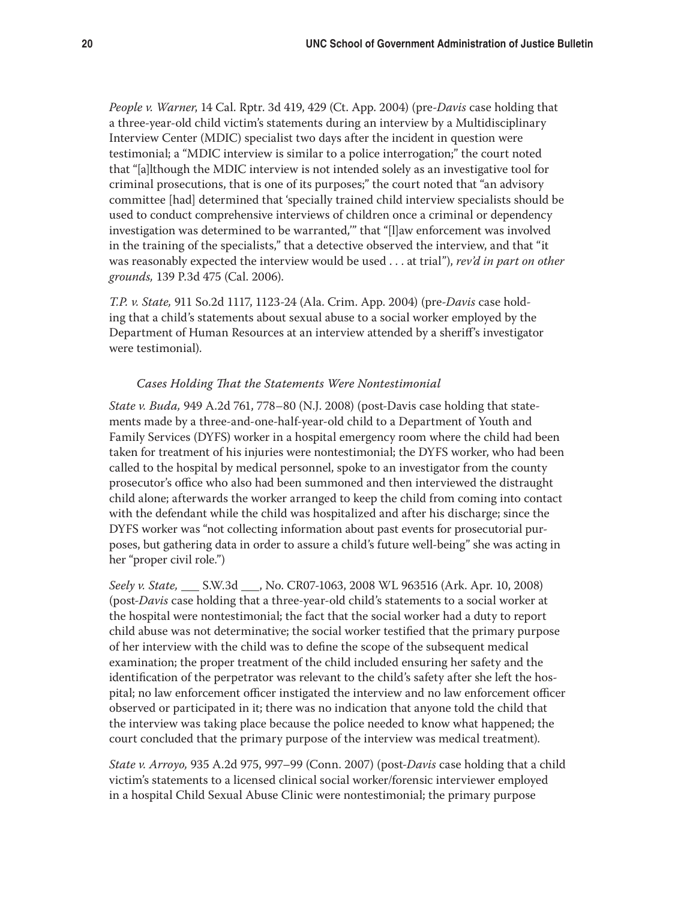*People v. Warner*, 14 Cal. Rptr. 3d 419, 429 (Ct. App. 2004) (pre-*Davis* case holding that a three-year-old child victim's statements during an interview by a Multidisciplinary Interview Center (MDIC) specialist two days after the incident in question were testimonial; a "MDIC interview is similar to a police interrogation;" the court noted that "[a]lthough the MDIC interview is not intended solely as an investigative tool for criminal prosecutions, that is one of its purposes;" the court noted that "an advisory committee [had] determined that 'specially trained child interview specialists should be used to conduct comprehensive interviews of children once a criminal or dependency investigation was determined to be warranted,'" that "[l]aw enforcement was involved in the training of the specialists," that a detective observed the interview, and that "it was reasonably expected the interview would be used . . . at trial"), *rev'd in part on other grounds,* 139 P.3d 475 (Cal. 2006).

*T.P. v. State,* 911 So.2d 1117, 1123-24 (Ala. Crim. App. 2004) (pre-*Davis* case holding that a child's statements about sexual abuse to a social worker employed by the Department of Human Resources at an interview attended by a sheriff's investigator were testimonial).

*Cases Holding That the Statements Were Nontestimonial*

*State v. Buda,* 949 A.2d 761, 778–80 (N.J. 2008) (post-Davis case holding that statements made by a three-and-one-half-year-old child to a Department of Youth and Family Services (DYFS) worker in a hospital emergency room where the child had been taken for treatment of his injuries were nontestimonial; the DYFS worker, who had been called to the hospital by medical personnel, spoke to an investigator from the county prosecutor's office who also had been summoned and then interviewed the distraught child alone; afterwards the worker arranged to keep the child from coming into contact with the defendant while the child was hospitalized and after his discharge; since the DYFS worker was "not collecting information about past events for prosecutorial purposes, but gathering data in order to assure a child's future well-being" she was acting in her "proper civil role.")

*Seely v. State,* ___ S.W.3d ___, No. CR07-1063, 2008 WL 963516 (Ark. Apr. 10, 2008) (post-*Davis* case holding that a three-year-old child's statements to a social worker at the hospital were nontestimonial; the fact that the social worker had a duty to report child abuse was not determinative; the social worker testified that the primary purpose of her interview with the child was to define the scope of the subsequent medical examination; the proper treatment of the child included ensuring her safety and the identification of the perpetrator was relevant to the child's safety after she left the hospital; no law enforcement officer instigated the interview and no law enforcement officer observed or participated in it; there was no indication that anyone told the child that the interview was taking place because the police needed to know what happened; the court concluded that the primary purpose of the interview was medical treatment).

*State v. Arroyo,* 935 A.2d 975, 997–99 (Conn. 2007) (post-*Davis* case holding that a child victim's statements to a licensed clinical social worker/forensic interviewer employed in a hospital Child Sexual Abuse Clinic were nontestimonial; the primary purpose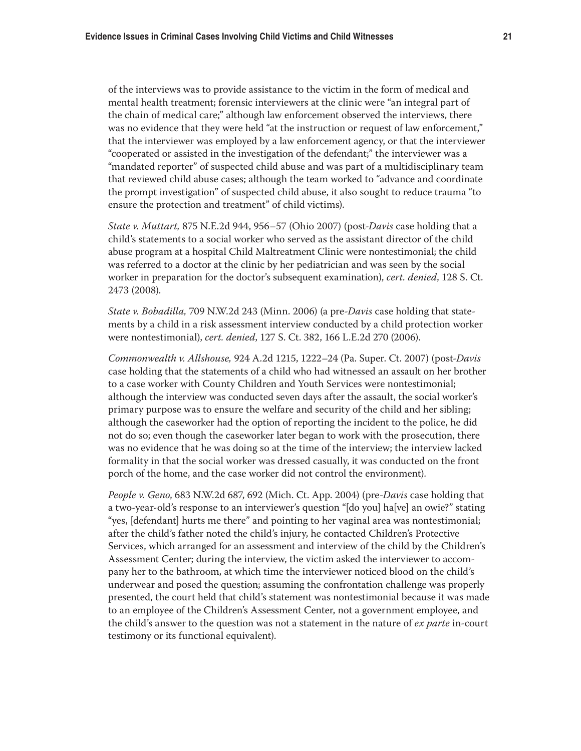of the interviews was to provide assistance to the victim in the form of medical and mental health treatment; forensic interviewers at the clinic were "an integral part of the chain of medical care;" although law enforcement observed the interviews, there was no evidence that they were held "at the instruction or request of law enforcement," that the interviewer was employed by a law enforcement agency, or that the interviewer "cooperated or assisted in the investigation of the defendant;" the interviewer was a "mandated reporter" of suspected child abuse and was part of a multidisciplinary team that reviewed child abuse cases; although the team worked to "advance and coordinate the prompt investigation" of suspected child abuse, it also sought to reduce trauma "to ensure the protection and treatment" of child victims).

*State v. Muttart,* 875 N.E.2d 944, 956–57 (Ohio 2007) (post-*Davis* case holding that a child's statements to a social worker who served as the assistant director of the child abuse program at a hospital Child Maltreatment Clinic were nontestimonial; the child was referred to a doctor at the clinic by her pediatrician and was seen by the social worker in preparation for the doctor's subsequent examination), *cert. denied*, 128 S. Ct. 2473 (2008).

*State v. Bobadilla,* 709 N.W.2d 243 (Minn. 2006) (a pre-*Davis* case holding that statements by a child in a risk assessment interview conducted by a child protection worker were nontestimonial), *cert. denied*, 127 S. Ct. 382, 166 L.E.2d 270 (2006).

*Commonwealth v. Allshouse,* 924 A.2d 1215, 1222–24 (Pa. Super. Ct. 2007) (post-*Davis* case holding that the statements of a child who had witnessed an assault on her brother to a case worker with County Children and Youth Services were nontestimonial; although the interview was conducted seven days after the assault, the social worker's primary purpose was to ensure the welfare and security of the child and her sibling; although the caseworker had the option of reporting the incident to the police, he did not do so; even though the caseworker later began to work with the prosecution, there was no evidence that he was doing so at the time of the interview; the interview lacked formality in that the social worker was dressed casually, it was conducted on the front porch of the home, and the case worker did not control the environment).

*People v. Geno*, 683 N.W.2d 687, 692 (Mich. Ct. App. 2004) (pre-*Davis* case holding that a two-year-old's response to an interviewer's question "[do you] ha[ve] an owie?" stating "yes, [defendant] hurts me there" and pointing to her vaginal area was nontestimonial; after the child's father noted the child's injury, he contacted Children's Protective Services, which arranged for an assessment and interview of the child by the Children's Assessment Center; during the interview, the victim asked the interviewer to accompany her to the bathroom, at which time the interviewer noticed blood on the child's underwear and posed the question; assuming the confrontation challenge was properly presented, the court held that child's statement was nontestimonial because it was made to an employee of the Children's Assessment Center, not a government employee, and the child's answer to the question was not a statement in the nature of *ex parte* in-court testimony or its functional equivalent).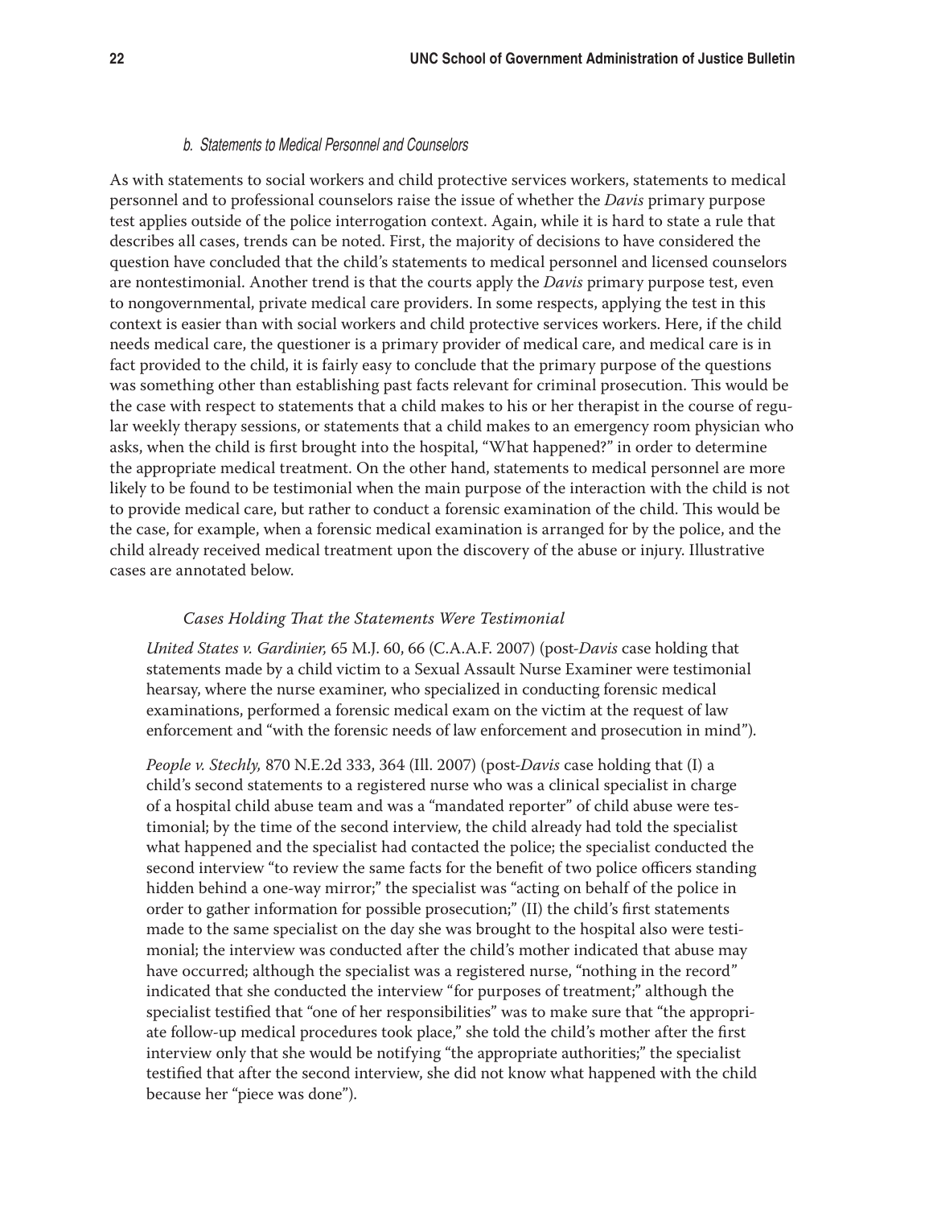#### *b. Statements to Medical Personnel and Counselors*

As with statements to social workers and child protective services workers, statements to medical personnel and to professional counselors raise the issue of whether the *Davis* primary purpose test applies outside of the police interrogation context. Again, while it is hard to state a rule that describes all cases, trends can be noted. First, the majority of decisions to have considered the question have concluded that the child's statements to medical personnel and licensed counselors are nontestimonial. Another trend is that the courts apply the *Davis* primary purpose test, even to nongovernmental, private medical care providers. In some respects, applying the test in this context is easier than with social workers and child protective services workers. Here, if the child needs medical care, the questioner is a primary provider of medical care, and medical care is in fact provided to the child, it is fairly easy to conclude that the primary purpose of the questions was something other than establishing past facts relevant for criminal prosecution. This would be the case with respect to statements that a child makes to his or her therapist in the course of regular weekly therapy sessions, or statements that a child makes to an emergency room physician who asks, when the child is first brought into the hospital, "What happened?" in order to determine the appropriate medical treatment. On the other hand, statements to medical personnel are more likely to be found to be testimonial when the main purpose of the interaction with the child is not to provide medical care, but rather to conduct a forensic examination of the child. This would be the case, for example, when a forensic medical examination is arranged for by the police, and the child already received medical treatment upon the discovery of the abuse or injury. Illustrative cases are annotated below.

*Cases Holding That the Statements Were Testimonial*

*United States v. Gardinier,* 65 M.J. 60, 66 (C.A.A.F. 2007) (post-*Davis* case holding that statements made by a child victim to a Sexual Assault Nurse Examiner were testimonial hearsay, where the nurse examiner, who specialized in conducting forensic medical examinations, performed a forensic medical exam on the victim at the request of law enforcement and "with the forensic needs of law enforcement and prosecution in mind").

*People v. Stechly,* 870 N.E.2d 333, 364 (Ill. 2007) (post-*Davis* case holding that (I) a child's second statements to a registered nurse who was a clinical specialist in charge of a hospital child abuse team and was a "mandated reporter" of child abuse were testimonial; by the time of the second interview, the child already had told the specialist what happened and the specialist had contacted the police; the specialist conducted the second interview "to review the same facts for the benefit of two police officers standing hidden behind a one-way mirror;" the specialist was "acting on behalf of the police in order to gather information for possible prosecution;" (II) the child's first statements made to the same specialist on the day she was brought to the hospital also were testimonial; the interview was conducted after the child's mother indicated that abuse may have occurred; although the specialist was a registered nurse, "nothing in the record" indicated that she conducted the interview "for purposes of treatment;" although the specialist testified that "one of her responsibilities" was to make sure that "the appropriate follow-up medical procedures took place," she told the child's mother after the first interview only that she would be notifying "the appropriate authorities;" the specialist testified that after the second interview, she did not know what happened with the child because her "piece was done").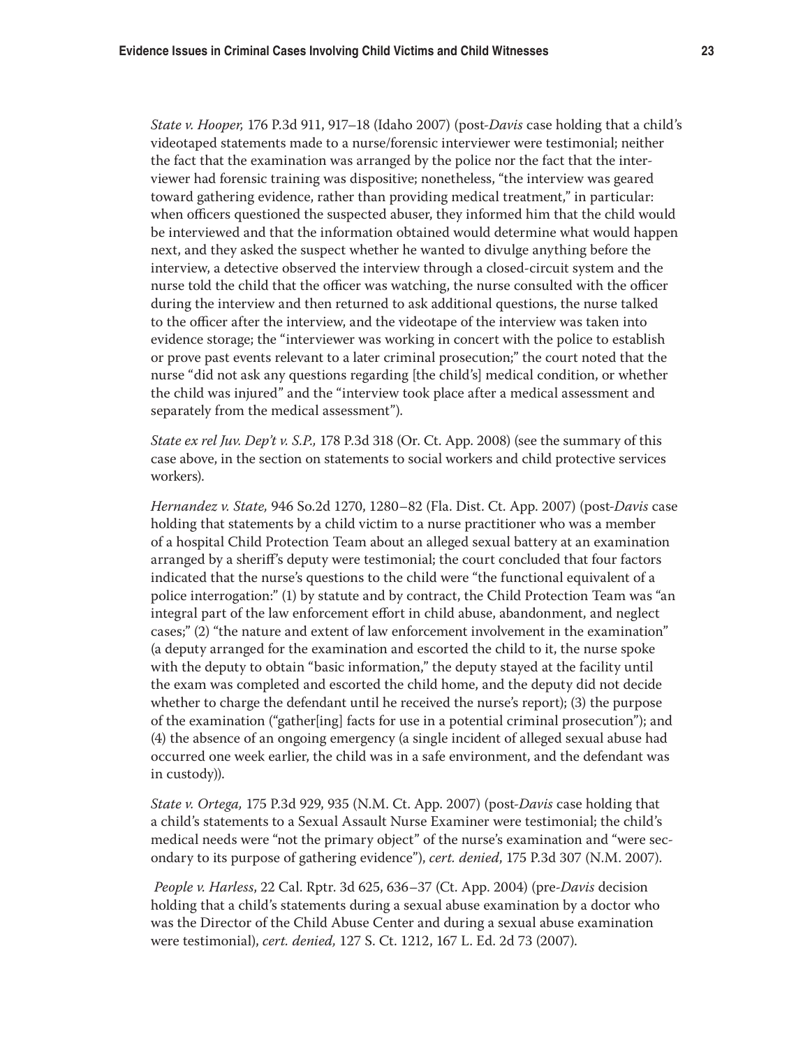*State v. Hooper,* 176 P.3d 911, 917–18 (Idaho 2007) (post-*Davis* case holding that a child's videotaped statements made to a nurse/forensic interviewer were testimonial; neither the fact that the examination was arranged by the police nor the fact that the interviewer had forensic training was dispositive; nonetheless, "the interview was geared toward gathering evidence, rather than providing medical treatment," in particular: when officers questioned the suspected abuser, they informed him that the child would be interviewed and that the information obtained would determine what would happen next, and they asked the suspect whether he wanted to divulge anything before the interview, a detective observed the interview through a closed-circuit system and the nurse told the child that the officer was watching, the nurse consulted with the officer during the interview and then returned to ask additional questions, the nurse talked to the officer after the interview, and the videotape of the interview was taken into evidence storage; the "interviewer was working in concert with the police to establish or prove past events relevant to a later criminal prosecution;" the court noted that the nurse "did not ask any questions regarding [the child's] medical condition, or whether the child was injured" and the "interview took place after a medical assessment and separately from the medical assessment").

*State ex rel Juv. Dep't v. S.P.,* 178 P.3d 318 (Or. Ct. App. 2008) (see the summary of this case above, in the section on statements to social workers and child protective services workers).

*Hernandez v. State,* 946 So.2d 1270, 1280–82 (Fla. Dist. Ct. App. 2007) (post-*Davis* case holding that statements by a child victim to a nurse practitioner who was a member of a hospital Child Protection Team about an alleged sexual battery at an examination arranged by a sheriff's deputy were testimonial; the court concluded that four factors indicated that the nurse's questions to the child were "the functional equivalent of a police interrogation:" (1) by statute and by contract, the Child Protection Team was "an integral part of the law enforcement effort in child abuse, abandonment, and neglect cases;" (2) "the nature and extent of law enforcement involvement in the examination" (a deputy arranged for the examination and escorted the child to it, the nurse spoke with the deputy to obtain "basic information," the deputy stayed at the facility until the exam was completed and escorted the child home, and the deputy did not decide whether to charge the defendant until he received the nurse's report); (3) the purpose of the examination ("gather[ing] facts for use in a potential criminal prosecution"); and (4) the absence of an ongoing emergency (a single incident of alleged sexual abuse had occurred one week earlier, the child was in a safe environment, and the defendant was in custody)).

*State v. Ortega,* 175 P.3d 929, 935 (N.M. Ct. App. 2007) (post-*Davis* case holding that a child's statements to a Sexual Assault Nurse Examiner were testimonial; the child's medical needs were "not the primary object" of the nurse's examination and "were secondary to its purpose of gathering evidence"), *cert. denied*, 175 P.3d 307 (N.M. 2007).

*People v. Harless*, 22 Cal. Rptr. 3d 625, 636–37 (Ct. App. 2004) (pre-*Davis* decision holding that a child's statements during a sexual abuse examination by a doctor who was the Director of the Child Abuse Center and during a sexual abuse examination were testimonial), *cert. denied,* 127 S. Ct. 1212, 167 L. Ed. 2d 73 (2007).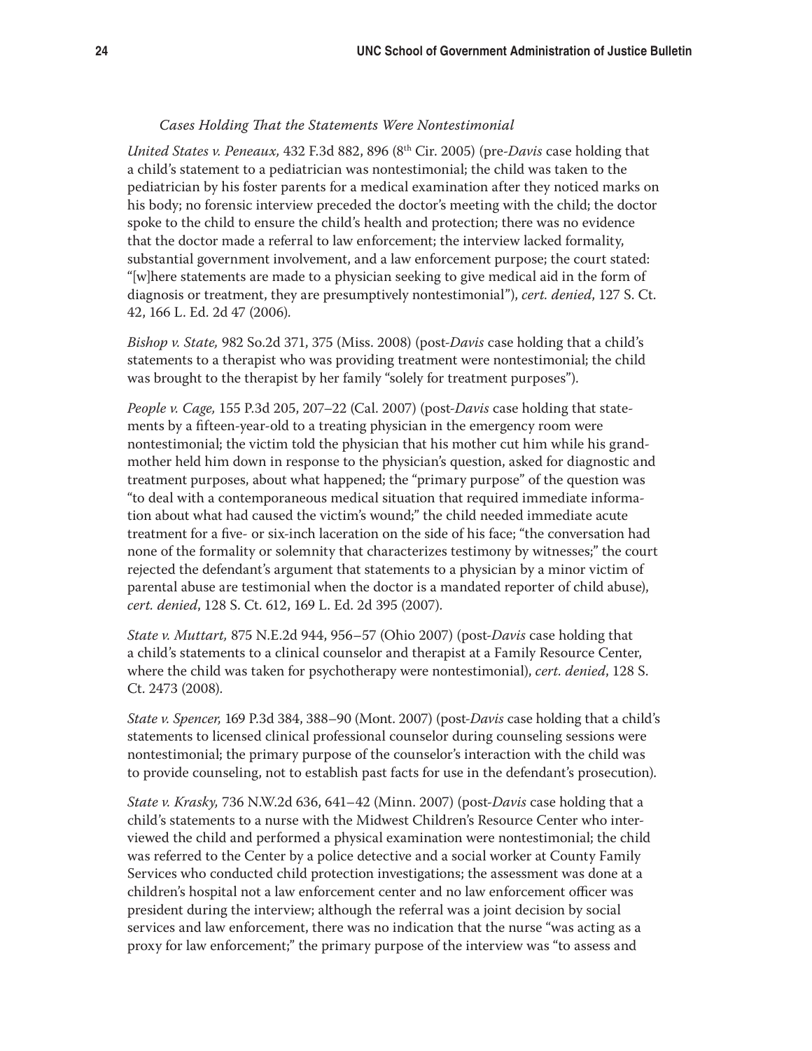*Cases Holding That the Statements Were Nontestimonial*

*United States v. Peneaux,* 432 F.3d 882, 896 (8th Cir. 2005) (pre-*Davis* case holding that a child's statement to a pediatrician was nontestimonial; the child was taken to the pediatrician by his foster parents for a medical examination after they noticed marks on his body; no forensic interview preceded the doctor's meeting with the child; the doctor spoke to the child to ensure the child's health and protection; there was no evidence that the doctor made a referral to law enforcement; the interview lacked formality, substantial government involvement, and a law enforcement purpose; the court stated: "[w]here statements are made to a physician seeking to give medical aid in the form of diagnosis or treatment, they are presumptively nontestimonial"), *cert. denied*, 127 S. Ct. 42, 166 L. Ed. 2d 47 (2006).

*Bishop v. State,* 982 So.2d 371, 375 (Miss. 2008) (post-*Davis* case holding that a child's statements to a therapist who was providing treatment were nontestimonial; the child was brought to the therapist by her family "solely for treatment purposes").

*People v. Cage,* 155 P.3d 205, 207–22 (Cal. 2007) (post-*Davis* case holding that statements by a fifteen-year-old to a treating physician in the emergency room were nontestimonial; the victim told the physician that his mother cut him while his grandmother held him down in response to the physician's question, asked for diagnostic and treatment purposes, about what happened; the "primary purpose" of the question was "to deal with a contemporaneous medical situation that required immediate information about what had caused the victim's wound;" the child needed immediate acute treatment for a five- or six-inch laceration on the side of his face; "the conversation had none of the formality or solemnity that characterizes testimony by witnesses;" the court rejected the defendant's argument that statements to a physician by a minor victim of parental abuse are testimonial when the doctor is a mandated reporter of child abuse), *cert. denied*, 128 S. Ct. 612, 169 L. Ed. 2d 395 (2007).

*State v. Muttart,* 875 N.E.2d 944, 956–57 (Ohio 2007) (post-*Davis* case holding that a child's statements to a clinical counselor and therapist at a Family Resource Center, where the child was taken for psychotherapy were nontestimonial), *cert. denied*, 128 S. Ct. 2473 (2008).

*State v. Spencer,* 169 P.3d 384, 388–90 (Mont. 2007) (post-*Davis* case holding that a child's statements to licensed clinical professional counselor during counseling sessions were nontestimonial; the primary purpose of the counselor's interaction with the child was to provide counseling, not to establish past facts for use in the defendant's prosecution).

*State v. Krasky,* 736 N.W.2d 636, 641–42 (Minn. 2007) (post-*Davis* case holding that a child's statements to a nurse with the Midwest Children's Resource Center who interviewed the child and performed a physical examination were nontestimonial; the child was referred to the Center by a police detective and a social worker at County Family Services who conducted child protection investigations; the assessment was done at a children's hospital not a law enforcement center and no law enforcement officer was president during the interview; although the referral was a joint decision by social services and law enforcement, there was no indication that the nurse "was acting as a proxy for law enforcement;" the primary purpose of the interview was "to assess and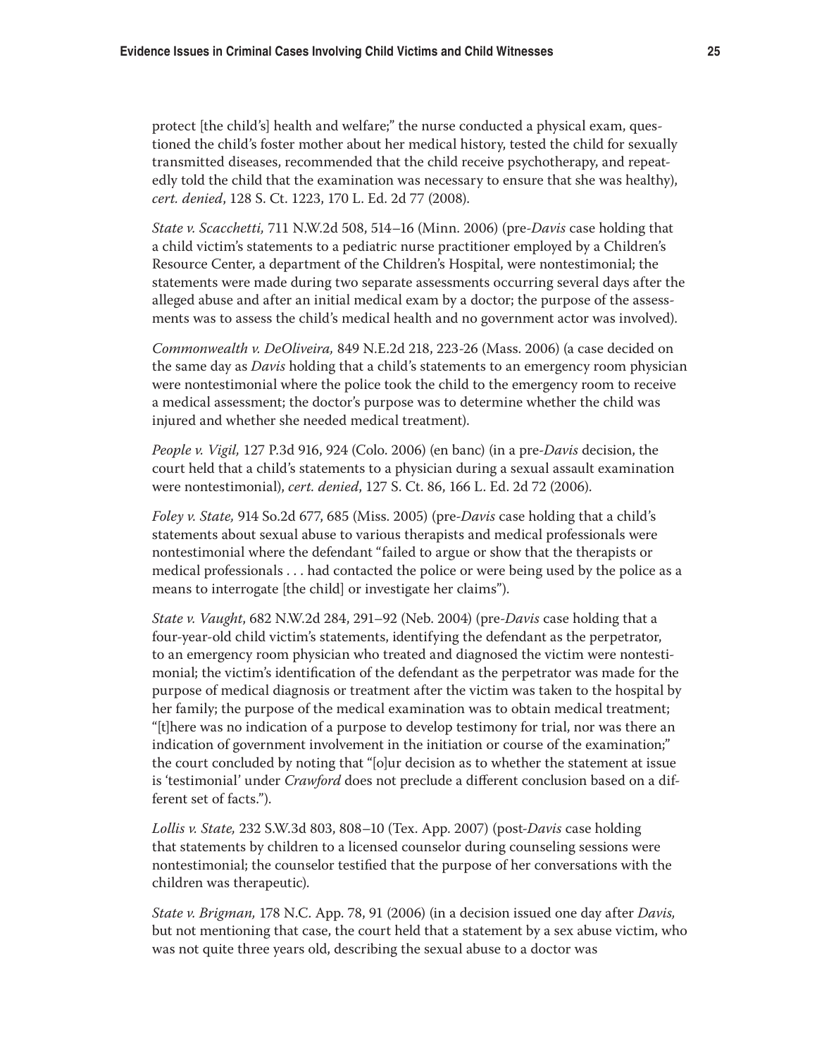protect [the child's] health and welfare;" the nurse conducted a physical exam, questioned the child's foster mother about her medical history, tested the child for sexually transmitted diseases, recommended that the child receive psychotherapy, and repeatedly told the child that the examination was necessary to ensure that she was healthy), *cert. denied*, 128 S. Ct. 1223, 170 L. Ed. 2d 77 (2008).

*State v. Scacchetti,* 711 N.W.2d 508, 514–16 (Minn. 2006) (pre-*Davis* case holding that a child victim's statements to a pediatric nurse practitioner employed by a Children's Resource Center, a department of the Children's Hospital, were nontestimonial; the statements were made during two separate assessments occurring several days after the alleged abuse and after an initial medical exam by a doctor; the purpose of the assessments was to assess the child's medical health and no government actor was involved).

*Commonwealth v. DeOliveira,* 849 N.E.2d 218, 223-26 (Mass. 2006) (a case decided on the same day as *Davis* holding that a child's statements to an emergency room physician were nontestimonial where the police took the child to the emergency room to receive a medical assessment; the doctor's purpose was to determine whether the child was injured and whether she needed medical treatment).

*People v. Vigil,* 127 P.3d 916, 924 (Colo. 2006) (en banc) (in a pre-*Davis* decision, the court held that a child's statements to a physician during a sexual assault examination were nontestimonial), *cert. denied*, 127 S. Ct. 86, 166 L. Ed. 2d 72 (2006).

*Foley v. State,* 914 So.2d 677, 685 (Miss. 2005) (pre-*Davis* case holding that a child's statements about sexual abuse to various therapists and medical professionals were nontestimonial where the defendant "failed to argue or show that the therapists or medical professionals . . . had contacted the police or were being used by the police as a means to interrogate [the child] or investigate her claims").

*State v. Vaught*, 682 N.W.2d 284, 291–92 (Neb. 2004) (pre-*Davis* case holding that a four-year-old child victim's statements, identifying the defendant as the perpetrator, to an emergency room physician who treated and diagnosed the victim were nontestimonial; the victim's identification of the defendant as the perpetrator was made for the purpose of medical diagnosis or treatment after the victim was taken to the hospital by her family; the purpose of the medical examination was to obtain medical treatment; "[t]here was no indication of a purpose to develop testimony for trial, nor was there an indication of government involvement in the initiation or course of the examination;" the court concluded by noting that "[o]ur decision as to whether the statement at issue is 'testimonial' under *Crawford* does not preclude a different conclusion based on a different set of facts.").

*Lollis v. State,* 232 S.W.3d 803, 808–10 (Tex. App. 2007) (post-*Davis* case holding that statements by children to a licensed counselor during counseling sessions were nontestimonial; the counselor testified that the purpose of her conversations with the children was therapeutic).

*State v. Brigman,* 178 N.C. App. 78, 91 (2006) (in a decision issued one day after *Davis,* but not mentioning that case, the court held that a statement by a sex abuse victim, who was not quite three years old, describing the sexual abuse to a doctor was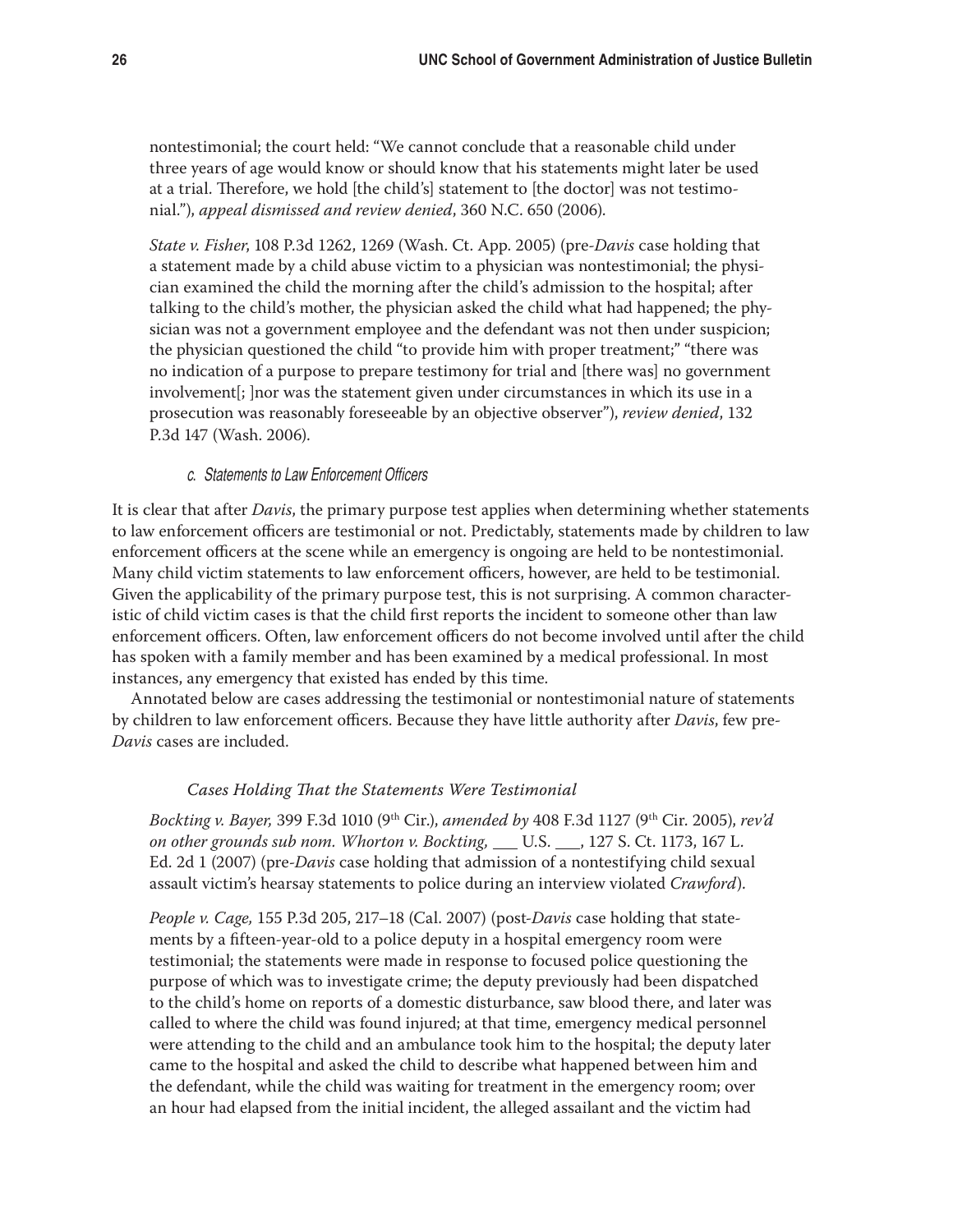nontestimonial; the court held: "We cannot conclude that a reasonable child under three years of age would know or should know that his statements might later be used at a trial. Therefore, we hold [the child's] statement to [the doctor] was not testimonial."), *appeal dismissed and review denied*, 360 N.C. 650 (2006).

*State v. Fisher*, 108 P.3d 1262, 1269 (Wash. Ct. App. 2005) (pre-*Davis* case holding that a statement made by a child abuse victim to a physician was nontestimonial; the physician examined the child the morning after the child's admission to the hospital; after talking to the child's mother, the physician asked the child what had happened; the physician was not a government employee and the defendant was not then under suspicion; the physician questioned the child "to provide him with proper treatment;" "there was no indication of a purpose to prepare testimony for trial and [there was] no government involvement[; ]nor was the statement given under circumstances in which its use in a prosecution was reasonably foreseeable by an objective observer"), *review denied*, 132 P.3d 147 (Wash. 2006).

#### c. Statements to Law Enforcement Officers

It is clear that after *Davis*, the primary purpose test applies when determining whether statements to law enforcement officers are testimonial or not. Predictably, statements made by children to law enforcement officers at the scene while an emergency is ongoing are held to be nontestimonial. Many child victim statements to law enforcement officers, however, are held to be testimonial. Given the applicability of the primary purpose test, this is not surprising. A common characteristic of child victim cases is that the child first reports the incident to someone other than law enforcement officers. Often, law enforcement officers do not become involved until after the child has spoken with a family member and has been examined by a medical professional. In most instances, any emergency that existed has ended by this time.

Annotated below are cases addressing the testimonial or nontestimonial nature of statements by children to law enforcement officers. Because they have little authority after *Davis*, few pre-*Davis* cases are included.

*Cases Holding That the Statements Were Testimonial*

*Bockting v. Bayer,* 399 F.3d 1010 (9th Cir.), *amended by* 408 F.3d 1127 (9th Cir. 2005), *rev'd on other grounds sub nom. Whorton v. Bockting,* ___ U.S. ___, 127 S. Ct. 1173, 167 L. Ed. 2d 1 (2007) (pre-*Davis* case holding that admission of a nontestifying child sexual assault victim's hearsay statements to police during an interview violated *Crawford*).

*People v. Cage,* 155 P.3d 205, 217–18 (Cal. 2007) (post-*Davis* case holding that statements by a fifteen-year-old to a police deputy in a hospital emergency room were testimonial; the statements were made in response to focused police questioning the purpose of which was to investigate crime; the deputy previously had been dispatched to the child's home on reports of a domestic disturbance, saw blood there, and later was called to where the child was found injured; at that time, emergency medical personnel were attending to the child and an ambulance took him to the hospital; the deputy later came to the hospital and asked the child to describe what happened between him and the defendant, while the child was waiting for treatment in the emergency room; over an hour had elapsed from the initial incident, the alleged assailant and the victim had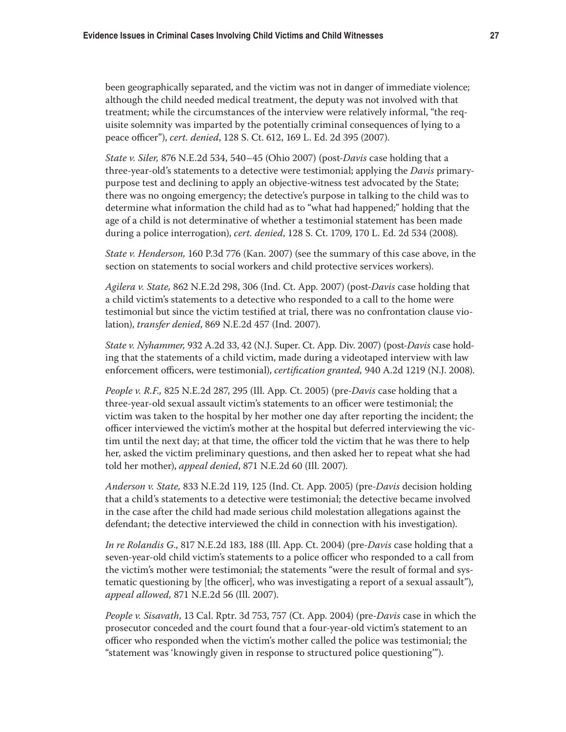been geographically separated, and the victim was not in danger of immediate violence; although the child needed medical treatment, the deputy was not involved with that treatment; while the circumstances of the interview were relatively informal, "the requisite solemnity was imparted by the potentially criminal consequences of lying to a peace officer"), *cert. denied*, 128 S. Ct. 612, 169 L. Ed. 2d 395 (2007).

*State v. Siler,* 876 N.E.2d 534, 540–45 (Ohio 2007) (post-*Davis* case holding that a three-year-old's statements to a detective were testimonial; applying the *Davis* primary-purpose test and declining to apply an objective-witness test advocated by the State; there was no ongoing emergency; the detective's purpose in talking to the child was to determine what information the child had as to "what had happened;" holding that the age of a child is not determinative of whether a testimonial statement has been made during a police interrogation), *cert. denied*, 128 S. Ct. 1709, 170 L. Ed. 2d 534 (2008).

*State v. Henderson,* 160 P.3d 776 (Kan. 2007) (see the summary of this case above, in the section on statements to social workers and child protective services workers).

*Agilera v. State,* 862 N.E.2d 298, 306 (Ind. Ct. App. 2007) (post-*Davis* case holding that a child victim's statements to a detective who responded to a call to the home were testimonial but since the victim testified at trial, there was no confrontation clause violation), *transfer denied*, 869 N.E.2d 457 (Ind. 2007).

*State v. Nyhammer,* 932 A.2d 33, 42 (N.J. Super. Ct. App. Div. 2007) (post-*Davis* case holding that the statements of a child victim, made during a videotaped interview with law enforcement officers, were testimonial), *certification granted,* 940 A.2d 1219 (N.J. 2008).

*People v. R.F.,* 825 N.E.2d 287, 295 (Ill. App. Ct. 2005) (pre-*Davis* case holding that a three-year-old sexual assault victim's statements to an officer were testimonial; the victim was taken to the hospital by her mother one day after reporting the incident; the officer interviewed the victim's mother at the hospital but deferred interviewing the victim until the next day; at that time, the officer told the victim that he was there to help her, asked the victim preliminary questions, and then asked her to repeat what she had told her mother), *appeal denied*, 871 N.E.2d 60 (Ill. 2007).

*Anderson v. State,* 833 N.E.2d 119, 125 (Ind. Ct. App. 2005) (pre-*Davis* decision holding that a child's statements to a detective were testimonial; the detective became involved in the case after the child had made serious child molestation allegations against the defendant; the detective interviewed the child in connection with his investigation).

*In re Rolandis G.*, 817 N.E.2d 183, 188 (Ill. App. Ct. 2004) (pre-*Davis* case holding that a seven-year-old child victim's statements to a police officer who responded to a call from the victim's mother were testimonial; the statements "were the result of formal and systematic questioning by [the officer], who was investigating a report of a sexual assault"), *appeal allowed,* 871 N.E.2d 56 (Ill. 2007).

*People v. Sisavath*, 13 Cal. Rptr. 3d 753, 757 (Ct. App. 2004) (pre-*Davis* case in which the prosecutor conceded and the court found that a four-year-old victim's statement to an officer who responded when the victim's mother called the police was testimonial; the "statement was 'knowingly given in response to structured police questioning'").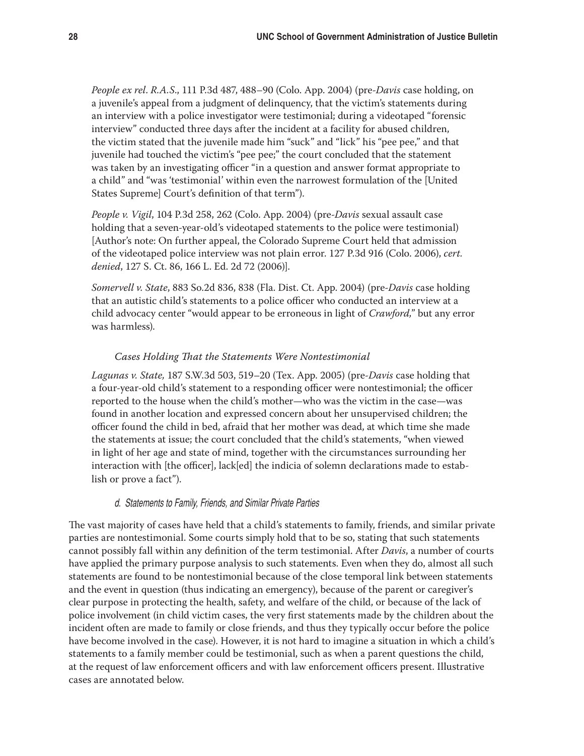*People ex rel. R.A.S.*, 111 P.3d 487, 488–90 (Colo. App. 2004) (pre-*Davis* case holding, on a juvenile's appeal from a judgment of delinquency, that the victim's statements during an interview with a police investigator were testimonial; during a videotaped "forensic interview" conducted three days after the incident at a facility for abused children, the victim stated that the juvenile made him "suck" and "lick" his "pee pee," and that juvenile had touched the victim's "pee pee;" the court concluded that the statement was taken by an investigating officer "in a question and answer format appropriate to a child" and "was 'testimonial' within even the narrowest formulation of the [United States Supreme] Court's definition of that term").

*People v. Vigil*, 104 P.3d 258, 262 (Colo. App. 2004) (pre-*Davis* sexual assault case holding that a seven-year-old's videotaped statements to the police were testimonial) [Author's note: On further appeal, the Colorado Supreme Court held that admission of the videotaped police interview was not plain error. 127 P.3d 916 (Colo. 2006), *cert. denied*, 127 S. Ct. 86, 166 L. Ed. 2d 72 (2006)].

*Somervell v. State*, 883 So.2d 836, 838 (Fla. Dist. Ct. App. 2004) (pre-*Davis* case holding that an autistic child's statements to a police officer who conducted an interview at a child advocacy center "would appear to be erroneous in light of *Crawford*," but any error was harmless).

*Cases Holding That the Statements Were Nontestimonial*

*Lagunas v. State,* 187 S.W.3d 503, 519–20 (Tex. App. 2005) (pre-*Davis* case holding that a four-year-old child's statement to a responding officer were nontestimonial; the officer reported to the house when the child's mother—who was the victim in the case—was found in another location and expressed concern about her unsupervised children; the officer found the child in bed, afraid that her mother was dead, at which time she made the statements at issue; the court concluded that the child's statements, "when viewed in light of her age and state of mind, together with the circumstances surrounding her interaction with [the officer], lack[ed] the indicia of solemn declarations made to establish or prove a fact").

#### *d. Statements to Family, Friends, and Similar Private Parties*

The vast majority of cases have held that a child's statements to family, friends, and similar private parties are nontestimonial. Some courts simply hold that to be so, stating that such statements cannot possibly fall within any definition of the term testimonial. After *Davis*, a number of courts have applied the primary purpose analysis to such statements. Even when they do, almost all such statements are found to be nontestimonial because of the close temporal link between statements and the event in question (thus indicating an emergency), because of the parent or caregiver's clear purpose in protecting the health, safety, and welfare of the child, or because of the lack of police involvement (in child victim cases, the very first statements made by the children about the incident often are made to family or close friends, and thus they typically occur before the police have become involved in the case). However, it is not hard to imagine a situation in which a child's statements to a family member could be testimonial, such as when a parent questions the child, at the request of law enforcement officers and with law enforcement officers present. Illustrative cases are annotated below.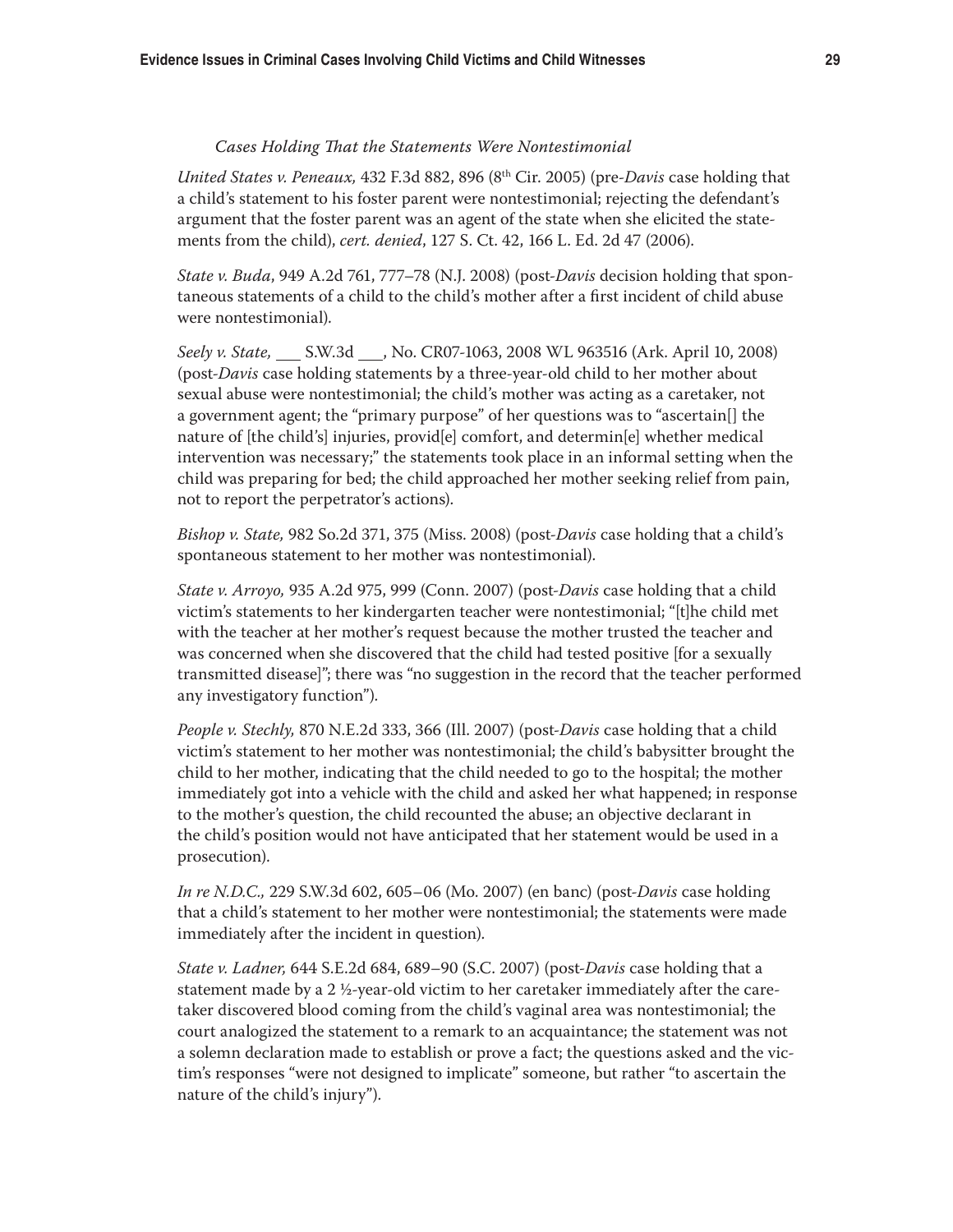*Cases Holding That the Statements Were Nontestimonial*

*United States v. Peneaux,* 432 F.3d 882, 896 (8th Cir. 2005) (pre-*Davis* case holding that a child's statement to his foster parent were nontestimonial; rejecting the defendant's argument that the foster parent was an agent of the state when she elicited the statements from the child), *cert. denied*, 127 S. Ct. 42, 166 L. Ed. 2d 47 (2006).

*State v. Buda*, 949 A.2d 761, 777–78 (N.J. 2008) (post-*Davis* decision holding that spontaneous statements of a child to the child's mother after a first incident of child abuse were nontestimonial).

*Seely v. State,* ___ S.W.3d ___, No. CR07-1063, 2008 WL 963516 (Ark. April 10, 2008) (post-*Davis* case holding statements by a three-year-old child to her mother about sexual abuse were nontestimonial; the child's mother was acting as a caretaker, not a government agent; the "primary purpose" of her questions was to "ascertain[] the nature of [the child's] injuries, provid[e] comfort, and determin[e] whether medical intervention was necessary;" the statements took place in an informal setting when the child was preparing for bed; the child approached her mother seeking relief from pain, not to report the perpetrator's actions).

*Bishop v. State,* 982 So.2d 371, 375 (Miss. 2008) (post-*Davis* case holding that a child's spontaneous statement to her mother was nontestimonial).

*State v. Arroyo,* 935 A.2d 975, 999 (Conn. 2007) (post-*Davis* case holding that a child victim's statements to her kindergarten teacher were nontestimonial; "[t]he child met with the teacher at her mother's request because the mother trusted the teacher and was concerned when she discovered that the child had tested positive [for a sexually transmitted disease]"; there was "no suggestion in the record that the teacher performed any investigatory function").

*People v. Stechly,* 870 N.E.2d 333, 366 (Ill. 2007) (post-*Davis* case holding that a child victim's statement to her mother was nontestimonial; the child's babysitter brought the child to her mother, indicating that the child needed to go to the hospital; the mother immediately got into a vehicle with the child and asked her what happened; in response to the mother's question, the child recounted the abuse; an objective declarant in the child's position would not have anticipated that her statement would be used in a prosecution).

*In re N.D.C.,* 229 S.W.3d 602, 605–06 (Mo. 2007) (en banc) (post-*Davis* case holding that a child's statement to her mother were nontestimonial; the statements were made immediately after the incident in question).

*State v. Ladner,* 644 S.E.2d 684, 689–90 (S.C. 2007) (post-*Davis* case holding that a statement made by a 2 ½-year-old victim to her caretaker immediately after the caretaker discovered blood coming from the child's vaginal area was nontestimonial; the court analogized the statement to a remark to an acquaintance; the statement was not a solemn declaration made to establish or prove a fact; the questions asked and the victim's responses "were not designed to implicate" someone, but rather "to ascertain the nature of the child's injury").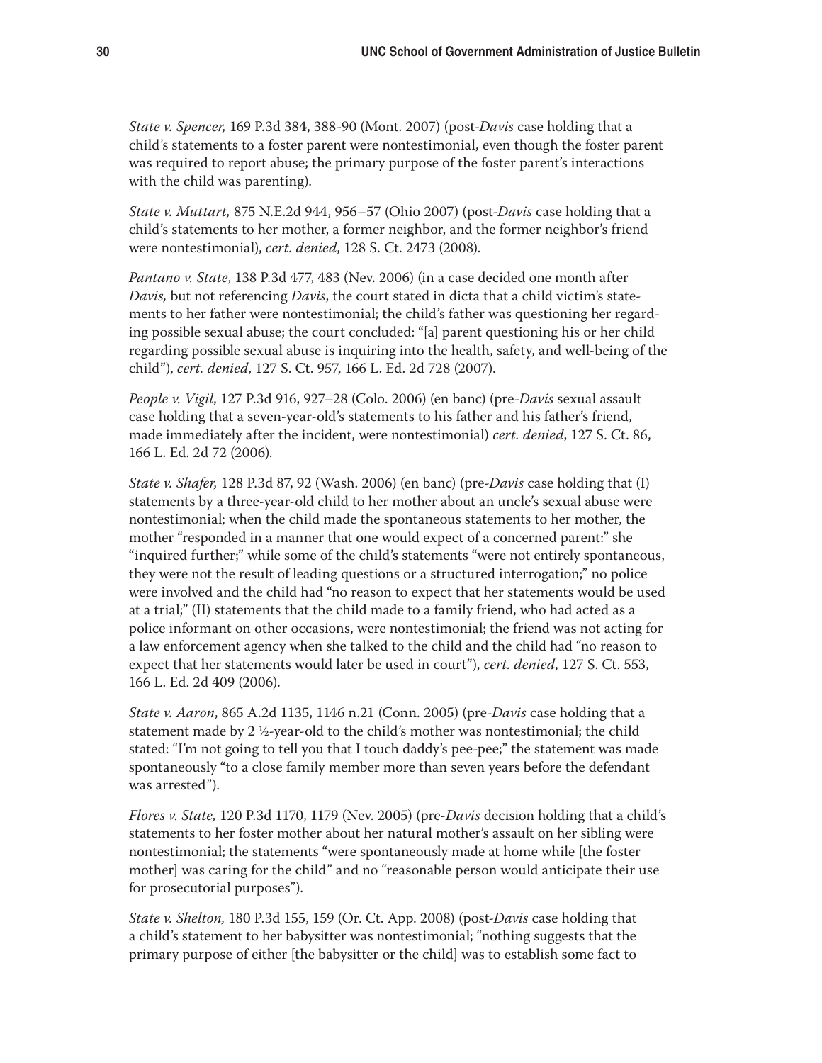*State v. Spencer,* 169 P.3d 384, 388-90 (Mont. 2007) (post-*Davis* case holding that a child's statements to a foster parent were nontestimonial, even though the foster parent was required to report abuse; the primary purpose of the foster parent's interactions with the child was parenting).

*State v. Muttart,* 875 N.E.2d 944, 956–57 (Ohio 2007) (post-*Davis* case holding that a child's statements to her mother, a former neighbor, and the former neighbor's friend were nontestimonial), *cert. denied*, 128 S. Ct. 2473 (2008).

*Pantano v. State*, 138 P.3d 477, 483 (Nev. 2006) (in a case decided one month after *Davis,* but not referencing *Davis*, the court stated in dicta that a child victim's statements to her father were nontestimonial; the child's father was questioning her regarding possible sexual abuse; the court concluded: "[a] parent questioning his or her child regarding possible sexual abuse is inquiring into the health, safety, and well-being of the child"), *cert. denied*, 127 S. Ct. 957, 166 L. Ed. 2d 728 (2007).

*People v. Vigil*, 127 P.3d 916, 927–28 (Colo. 2006) (en banc) (pre-*Davis* sexual assault case holding that a seven-year-old's statements to his father and his father's friend, made immediately after the incident, were nontestimonial) *cert. denied*, 127 S. Ct. 86, 166 L. Ed. 2d 72 (2006).

*State v. Shafer,* 128 P.3d 87, 92 (Wash. 2006) (en banc) (pre-*Davis* case holding that (I) statements by a three-year-old child to her mother about an uncle's sexual abuse were nontestimonial; when the child made the spontaneous statements to her mother, the mother "responded in a manner that one would expect of a concerned parent:" she "inquired further;" while some of the child's statements "were not entirely spontaneous, they were not the result of leading questions or a structured interrogation;" no police were involved and the child had "no reason to expect that her statements would be used at a trial;" (II) statements that the child made to a family friend, who had acted as a police informant on other occasions, were nontestimonial; the friend was not acting for a law enforcement agency when she talked to the child and the child had "no reason to expect that her statements would later be used in court"), *cert. denied*, 127 S. Ct. 553, 166 L. Ed. 2d 409 (2006).

*State v. Aaron*, 865 A.2d 1135, 1146 n.21 (Conn. 2005) (pre-*Davis* case holding that a statement made by 2 ½-year-old to the child's mother was nontestimonial; the child stated: "I'm not going to tell you that I touch daddy's pee-pee;" the statement was made spontaneously "to a close family member more than seven years before the defendant was arrested").

*Flores v. State,* 120 P.3d 1170, 1179 (Nev. 2005) (pre-*Davis* decision holding that a child's statements to her foster mother about her natural mother's assault on her sibling were nontestimonial; the statements "were spontaneously made at home while [the foster mother] was caring for the child" and no "reasonable person would anticipate their use for prosecutorial purposes").

*State v. Shelton,* 180 P.3d 155, 159 (Or. Ct. App. 2008) (post-*Davis* case holding that a child's statement to her babysitter was nontestimonial; "nothing suggests that the primary purpose of either [the babysitter or the child] was to establish some fact to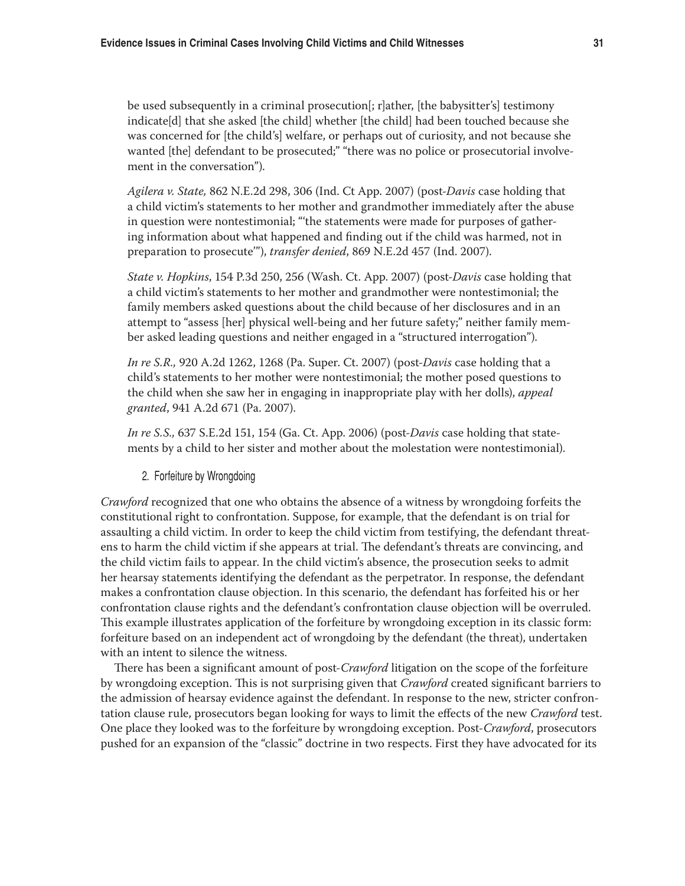be used subsequently in a criminal prosecution[; r]ather, [the babysitter's] testimony indicate[d] that she asked [the child] whether [the child] had been touched because she was concerned for [the child's] welfare, or perhaps out of curiosity, and not because she wanted [the] defendant to be prosecuted;" "there was no police or prosecutorial involvement in the conversation").

*Agilera v. State,* 862 N.E.2d 298, 306 (Ind. Ct App. 2007) (post-*Davis* case holding that a child victim's statements to her mother and grandmother immediately after the abuse in question were nontestimonial; "'the statements were made for purposes of gathering information about what happened and finding out if the child was harmed, not in preparation to prosecute'"), *transfer denied*, 869 N.E.2d 457 (Ind. 2007).

*State v. Hopkins*, 154 P.3d 250, 256 (Wash. Ct. App. 2007) (post-*Davis* case holding that a child victim's statements to her mother and grandmother were nontestimonial; the family members asked questions about the child because of her disclosures and in an attempt to "assess [her] physical well-being and her future safety;" neither family member asked leading questions and neither engaged in a "structured interrogation").

*In re S.R.,* 920 A.2d 1262, 1268 (Pa. Super. Ct. 2007) (post-*Davis* case holding that a child's statements to her mother were nontestimonial; the mother posed questions to the child when she saw her in engaging in inappropriate play with her dolls), *appeal granted*, 941 A.2d 671 (Pa. 2007).

*In re S.S.,* 637 S.E.2d 151, 154 (Ga. Ct. App. 2006) (post-*Davis* case holding that statements by a child to her sister and mother about the molestation were nontestimonial).

### 2. Forfeiture by Wrongdoing

*Crawford* recognized that one who obtains the absence of a witness by wrongdoing forfeits the constitutional right to confrontation. Suppose, for example, that the defendant is on trial for assaulting a child victim. In order to keep the child victim from testifying, the defendant threatens to harm the child victim if she appears at trial. The defendant's threats are convincing, and the child victim fails to appear. In the child victim's absence, the prosecution seeks to admit her hearsay statements identifying the defendant as the perpetrator. In response, the defendant makes a confrontation clause objection. In this scenario, the defendant has forfeited his or her confrontation clause rights and the defendant's confrontation clause objection will be overruled. This example illustrates application of the forfeiture by wrongdoing exception in its classic form: forfeiture based on an independent act of wrongdoing by the defendant (the threat), undertaken with an intent to silence the witness.

There has been a significant amount of post-*Crawford* litigation on the scope of the forfeiture by wrongdoing exception. This is not surprising given that *Crawford* created significant barriers to the admission of hearsay evidence against the defendant. In response to the new, stricter confrontation clause rule, prosecutors began looking for ways to limit the effects of the new *Crawford* test. One place they looked was to the forfeiture by wrongdoing exception. Post-*Crawford*, prosecutors pushed for an expansion of the "classic" doctrine in two respects. First they have advocated for its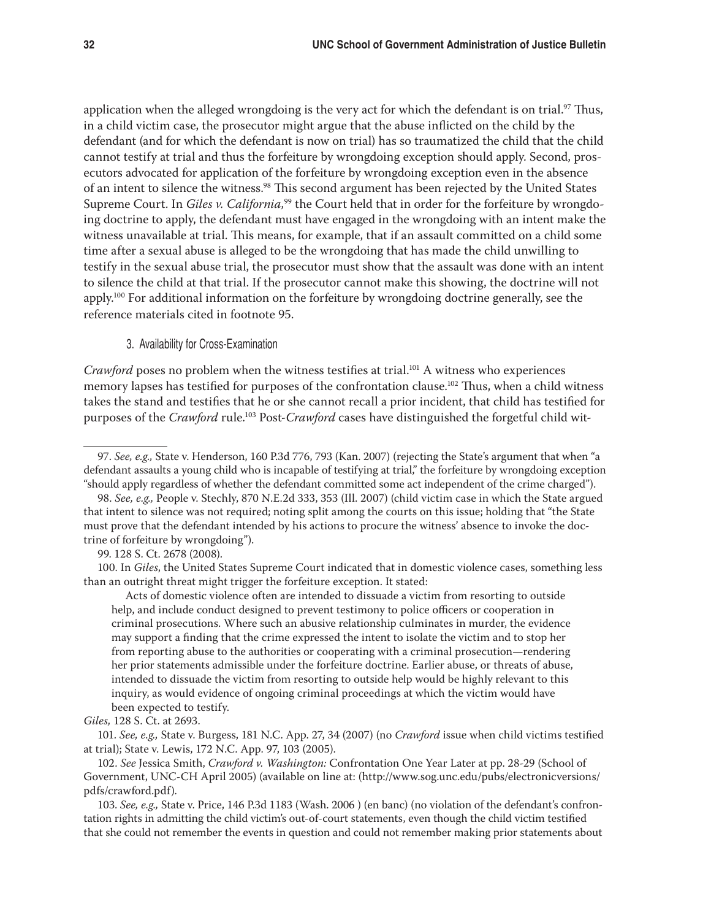application when the alleged wrongdoing is the very act for which the defendant is on trial.[97] Thus, in a child victim case, the prosecutor might argue that the abuse inflicted on the child by the defendant (and for which the defendant is now on trial) has so traumatized the child that the child cannot testify at trial and thus the forfeiture by wrongdoing exception should apply. Second, prosecutors advocated for application of the forfeiture by wrongdoing exception even in the absence of an intent to silence the witness.[98] This second argument has been rejected by the United States Supreme Court. In *Giles v. California,*[99] the Court held that in order for the forfeiture by wrongdoing doctrine to apply, the defendant must have engaged in the wrongdoing with an intent make the witness unavailable at trial. This means, for example, that if an assault committed on a child some time after a sexual abuse is alleged to be the wrongdoing that has made the child unwilling to testify in the sexual abuse trial, the prosecutor must show that the assault was done with an intent to silence the child at that trial. If the prosecutor cannot make this showing, the doctrine will not apply.[100] For additional information on the forfeiture by wrongdoing doctrine generally, see the reference materials cited in footnote 95.

#### 3. Availability for Cross-Examination

*Crawford* poses no problem when the witness testifies at trial.[101] A witness who experiences memory lapses has testified for purposes of the confrontation clause.[102] Thus, when a child witness takes the stand and testifies that he or she cannot recall a prior incident, that child has testified for purposes of the *Crawford* rule.[103] Post-*Crawford* cases have distinguished the forgetful child wit-

---

97. *See, e.g.,* State v. Henderson, 160 P.3d 776, 793 (Kan. 2007) (rejecting the State's argument that when "a defendant assaults a young child who is incapable of testifying at trial," the forfeiture by wrongdoing exception "should apply regardless of whether the defendant committed some act independent of the crime charged").

98. *See, e.g.,* People v. Stechly, 870 N.E.2d 333, 353 (Ill. 2007) (child victim case in which the State argued that intent to silence was not required; noting split among the courts on this issue; holding that "the State must prove that the defendant intended by his actions to procure the witness' absence to invoke the doctrine of forfeiture by wrongdoing").

99. 128 S. Ct. 2678 (2008).

100. In *Giles*, the United States Supreme Court indicated that in domestic violence cases, something less than an outright threat might trigger the forfeiture exception. It stated:

> Acts of domestic violence often are intended to dissuade a victim from resorting to outside help, and include conduct designed to prevent testimony to police officers or cooperation in criminal prosecutions. Where such an abusive relationship culminates in murder, the evidence may support a finding that the crime expressed the intent to isolate the victim and to stop her from reporting abuse to the authorities or cooperating with a criminal prosecution—rendering her prior statements admissible under the forfeiture doctrine. Earlier abuse, or threats of abuse, intended to dissuade the victim from resorting to outside help would be highly relevant to this inquiry, as would evidence of ongoing criminal proceedings at which the victim would have been expected to testify.

*Giles,* 128 S. Ct. at 2693.

101. *See, e.g.,* State v. Burgess, 181 N.C. App. 27, 34 (2007) (no *Crawford* issue when child victims testified at trial); State v. Lewis, 172 N.C. App. 97, 103 (2005).

102. *See* Jessica Smith, *Crawford v. Washington:* Confrontation One Year Later at pp. 28-29 (School of Government, UNC-CH April 2005) (available on line at: (http://www.sog.unc.edu/pubs/electronicversions/pdfs/crawford.pdf).

103. *See, e.g.,* State v. Price, 146 P.3d 1183 (Wash. 2006 ) (en banc) (no violation of the defendant's confrontation rights in admitting the child victim's out-of-court statements, even though the child victim testified that she could not remember the events in question and could not remember making prior statements about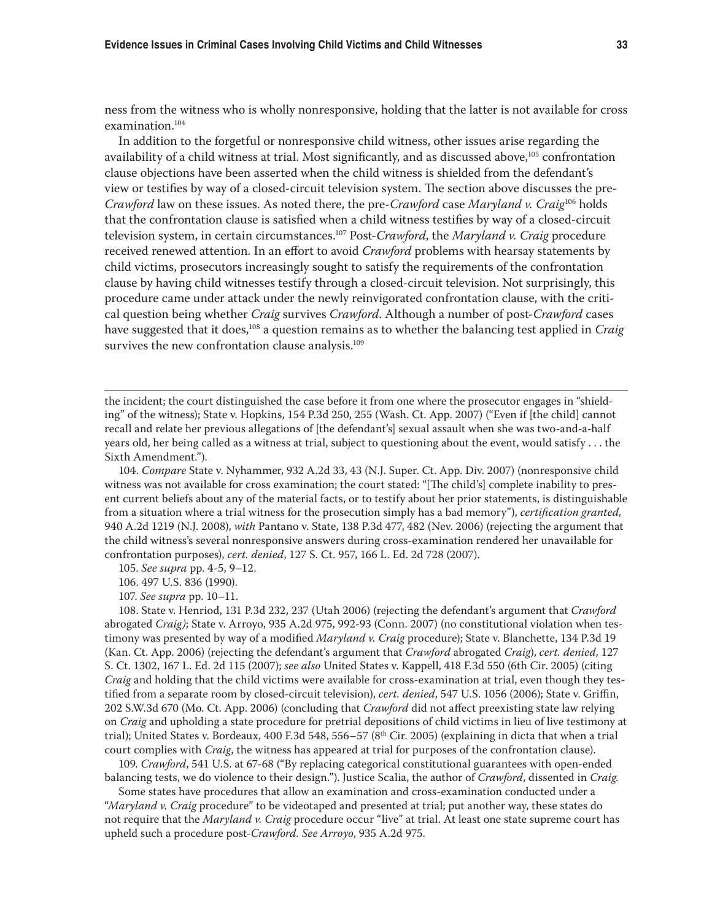ness from the witness who is wholly nonresponsive, holding that the latter is not available for cross examination.[104]

In addition to the forgetful or nonresponsive child witness, other issues arise regarding the availability of a child witness at trial. Most significantly, and as discussed above,[105] confrontation clause objections have been asserted when the child witness is shielded from the defendant's view or testifies by way of a closed-circuit television system. The section above discusses the pre-*Crawford* law on these issues. As noted there, the pre-*Crawford* case *Maryland v. Craig*[106] holds that the confrontation clause is satisfied when a child witness testifies by way of a closed-circuit television system, in certain circumstances.[107] Post-*Crawford*, the *Maryland v. Craig* procedure received renewed attention. In an effort to avoid *Crawford* problems with hearsay statements by child victims, prosecutors increasingly sought to satisfy the requirements of the confrontation clause by having child witnesses testify through a closed-circuit television. Not surprisingly, this procedure came under attack under the newly reinvigorated confrontation clause, with the critical question being whether *Craig* survives *Crawford*. Although a number of post-*Crawford* cases have suggested that it does,[108] a question remains as to whether the balancing test applied in *Craig* survives the new confrontation clause analysis.[109]

---

the incident; the court distinguished the case before it from one where the prosecutor engages in "shielding" of the witness); State v. Hopkins, 154 P.3d 250, 255 (Wash. Ct. App. 2007) ("Even if [the child] cannot recall and relate her previous allegations of [the defendant's] sexual assault when she was two-and-a-half years old, her being called as a witness at trial, subject to questioning about the event, would satisfy . . . the Sixth Amendment.").

104. *Compare* State v. Nyhammer, 932 A.2d 33, 43 (N.J. Super. Ct. App. Div. 2007) (nonresponsive child witness was not available for cross examination; the court stated: "[The child's] complete inability to present current beliefs about any of the material facts, or to testify about her prior statements, is distinguishable from a situation where a trial witness for the prosecution simply has a bad memory"), *certification granted,* 940 A.2d 1219 (N.J. 2008), *with* Pantano v. State, 138 P.3d 477, 482 (Nev. 2006) (rejecting the argument that the child witness's several nonresponsive answers during cross-examination rendered her unavailable for confrontation purposes), *cert. denied*, 127 S. Ct. 957, 166 L. Ed. 2d 728 (2007).

105. *See supra* pp. 4-5, 9–12.

106. 497 U.S. 836 (1990).

107. *See supra* pp. 10–11.

108. State v. Henriod, 131 P.3d 232, 237 (Utah 2006) (rejecting the defendant's argument that *Crawford* abrogated *Craig)*; State v. Arroyo, 935 A.2d 975, 992-93 (Conn. 2007) (no constitutional violation when testimony was presented by way of a modified *Maryland v. Craig* procedure); State v. Blanchette, 134 P.3d 19 (Kan. Ct. App. 2006) (rejecting the defendant's argument that *Crawford* abrogated *Craig*), *cert. denied*, 127 S. Ct. 1302, 167 L. Ed. 2d 115 (2007); *see also* United States v. Kappell, 418 F.3d 550 (6th Cir. 2005) (citing *Craig* and holding that the child victims were available for cross-examination at trial, even though they testified from a separate room by closed-circuit television), *cert. denied*, 547 U.S. 1056 (2006); State v. Griffin, 202 S.W.3d 670 (Mo. Ct. App. 2006) (concluding that *Crawford* did not affect preexisting state law relying on *Craig* and upholding a state procedure for pretrial depositions of child victims in lieu of live testimony at trial); United States v. Bordeaux, 400 F.3d 548, 556–57 (8th Cir. 2005) (explaining in dicta that when a trial court complies with *Craig*, the witness has appeared at trial for purposes of the confrontation clause).

109. *Crawford*, 541 U.S. at 67-68 ("By replacing categorical constitutional guarantees with open-ended balancing tests, we do violence to their design."). Justice Scalia, the author of *Crawford*, dissented in *Craig.*

Some states have procedures that allow an examination and cross-examination conducted under a "*Maryland v. Craig* procedure" to be videotaped and presented at trial; put another way, these states do not require that the *Maryland v. Craig* procedure occur "live" at trial. At least one state supreme court has upheld such a procedure post-*Crawford. See Arroyo*, 935 A.2d 975.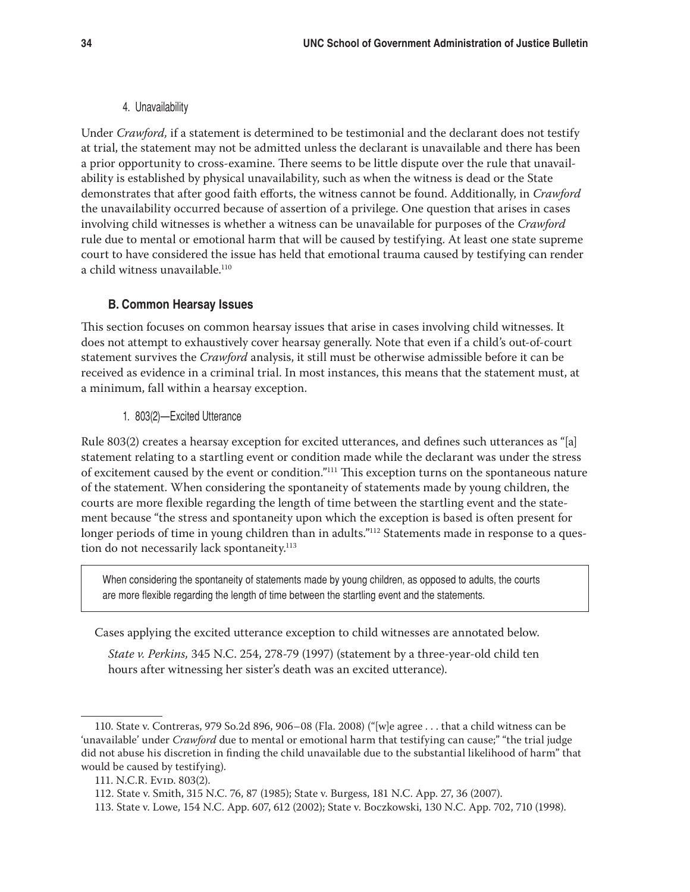#### 4. Unavailability

Under *Crawford,* if a statement is determined to be testimonial and the declarant does not testify at trial, the statement may not be admitted unless the declarant is unavailable and there has been a prior opportunity to cross-examine. There seems to be little dispute over the rule that unavailability is established by physical unavailability, such as when the witness is dead or the State demonstrates that after good faith efforts, the witness cannot be found. Additionally, in *Crawford* the unavailability occurred because of assertion of a privilege. One question that arises in cases involving child witnesses is whether a witness can be unavailable for purposes of the *Crawford* rule due to mental or emotional harm that will be caused by testifying. At least one state supreme court to have considered the issue has held that emotional trauma caused by testifying can render a child witness unavailable.[110]

### B. Common Hearsay Issues

This section focuses on common hearsay issues that arise in cases involving child witnesses. It does not attempt to exhaustively cover hearsay generally. Note that even if a child's out-of-court statement survives the *Crawford* analysis, it still must be otherwise admissible before it can be received as evidence in a criminal trial. In most instances, this means that the statement must, at a minimum, fall within a hearsay exception.

#### 1. 803(2)—Excited Utterance

Rule 803(2) creates a hearsay exception for excited utterances, and defines such utterances as "[a] statement relating to a startling event or condition made while the declarant was under the stress of excitement caused by the event or condition."[111] This exception turns on the spontaneous nature of the statement. When considering the spontaneity of statements made by young children, the courts are more flexible regarding the length of time between the startling event and the statement because "the stress and spontaneity upon which the exception is based is often present for longer periods of time in young children than in adults."[112] Statements made in response to a question do not necessarily lack spontaneity.[113]

> When considering the spontaneity of statements made by young children, as opposed to adults, the courts are more flexible regarding the length of time between the startling event and the statements.

Cases applying the excited utterance exception to child witnesses are annotated below.

*State v. Perkins,* 345 N.C. 254, 278-79 (1997) (statement by a three-year-old child ten hours after witnessing her sister's death was an excited utterance).

---

110. State v. Contreras, 979 So.2d 896, 906–08 (Fla. 2008) ("[w]e agree . . . that a child witness can be 'unavailable' under *Crawford* due to mental or emotional harm that testifying can cause;" "the trial judge did not abuse his discretion in finding the child unavailable due to the substantial likelihood of harm" that would be caused by testifying).

111. N.C.R. Evid. 803(2).

112. State v. Smith, 315 N.C. 76, 87 (1985); State v. Burgess, 181 N.C. App. 27, 36 (2007).

113. State v. Lowe, 154 N.C. App. 607, 612 (2002); State v. Boczkowski, 130 N.C. App. 702, 710 (1998).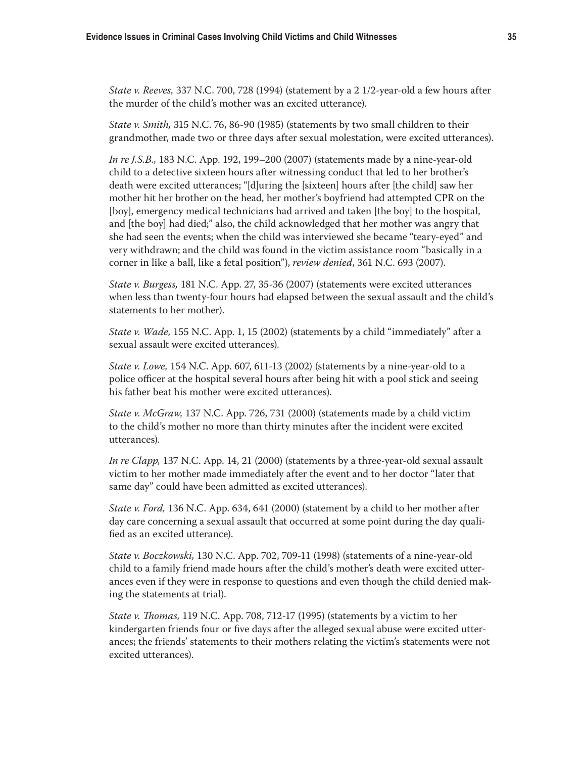*State v. Reeves,* 337 N.C. 700, 728 (1994) (statement by a 2 1/2-year-old a few hours after the murder of the child's mother was an excited utterance).

*State v. Smith,* 315 N.C. 76, 86-90 (1985) (statements by two small children to their grandmother, made two or three days after sexual molestation, were excited utterances).

*In re J.S.B.,* 183 N.C. App. 192, 199–200 (2007) (statements made by a nine-year-old child to a detective sixteen hours after witnessing conduct that led to her brother's death were excited utterances; "[d]uring the [sixteen] hours after [the child] saw her mother hit her brother on the head, her mother's boyfriend had attempted CPR on the [boy], emergency medical technicians had arrived and taken [the boy] to the hospital, and [the boy] had died;" also, the child acknowledged that her mother was angry that she had seen the events; when the child was interviewed she became "teary-eyed" and very withdrawn; and the child was found in the victim assistance room "basically in a corner in like a ball, like a fetal position"), *review denied*, 361 N.C. 693 (2007).

*State v. Burgess,* 181 N.C. App. 27, 35-36 (2007) (statements were excited utterances when less than twenty-four hours had elapsed between the sexual assault and the child's statements to her mother).

*State v. Wade,* 155 N.C. App. 1, 15 (2002) (statements by a child "immediately" after a sexual assault were excited utterances).

*State v. Lowe,* 154 N.C. App. 607, 611-13 (2002) (statements by a nine-year-old to a police officer at the hospital several hours after being hit with a pool stick and seeing his father beat his mother were excited utterances).

*State v. McGraw,* 137 N.C. App. 726, 731 (2000) (statements made by a child victim to the child's mother no more than thirty minutes after the incident were excited utterances).

*In re Clapp,* 137 N.C. App. 14, 21 (2000) (statements by a three-year-old sexual assault victim to her mother made immediately after the event and to her doctor "later that same day" could have been admitted as excited utterances).

*State v. Ford,* 136 N.C. App. 634, 641 (2000) (statement by a child to her mother after day care concerning a sexual assault that occurred at some point during the day qualified as an excited utterance).

*State v. Boczkowski,* 130 N.C. App. 702, 709-11 (1998) (statements of a nine-year-old child to a family friend made hours after the child's mother's death were excited utterances even if they were in response to questions and even though the child denied making the statements at trial).

*State v. Thomas,* 119 N.C. App. 708, 712-17 (1995) (statements by a victim to her kindergarten friends four or five days after the alleged sexual abuse were excited utterances; the friends' statements to their mothers relating the victim's statements were not excited utterances).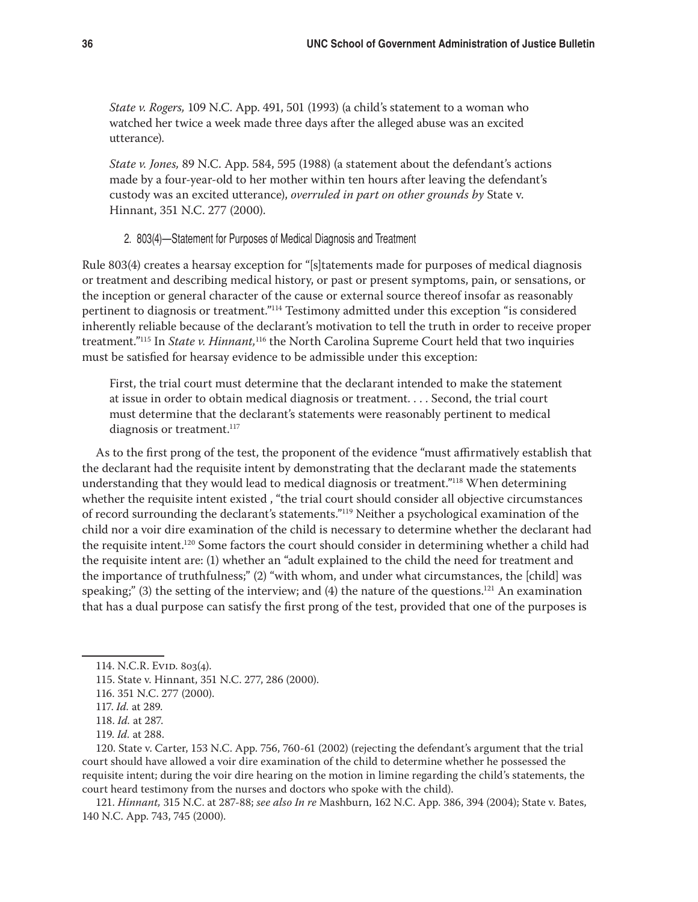*State v. Rogers,* 109 N.C. App. 491, 501 (1993) (a child's statement to a woman who watched her twice a week made three days after the alleged abuse was an excited utterance).

*State v. Jones,* 89 N.C. App. 584, 595 (1988) (a statement about the defendant's actions made by a four-year-old to her mother within ten hours after leaving the defendant's custody was an excited utterance), *overruled in part on other grounds by* State v. Hinnant, 351 N.C. 277 (2000).

#### 2. 803(4)—Statement for Purposes of Medical Diagnosis and Treatment

Rule 803(4) creates a hearsay exception for "[s]tatements made for purposes of medical diagnosis or treatment and describing medical history, or past or present symptoms, pain, or sensations, or the inception or general character of the cause or external source thereof insofar as reasonably pertinent to diagnosis or treatment."[114] Testimony admitted under this exception "is considered inherently reliable because of the declarant's motivation to tell the truth in order to receive proper treatment."[115] In *State v. Hinnant,*[116] the North Carolina Supreme Court held that two inquiries must be satisfied for hearsay evidence to be admissible under this exception:

> First, the trial court must determine that the declarant intended to make the statement at issue in order to obtain medical diagnosis or treatment. . . . Second, the trial court must determine that the declarant's statements were reasonably pertinent to medical diagnosis or treatment.[117]

As to the first prong of the test, the proponent of the evidence "must affirmatively establish that the declarant had the requisite intent by demonstrating that the declarant made the statements understanding that they would lead to medical diagnosis or treatment."[118] When determining whether the requisite intent existed , "the trial court should consider all objective circumstances of record surrounding the declarant's statements."[119] Neither a psychological examination of the child nor a voir dire examination of the child is necessary to determine whether the declarant had the requisite intent.[120] Some factors the court should consider in determining whether a child had the requisite intent are: (1) whether an "adult explained to the child the need for treatment and the importance of truthfulness;" (2) "with whom, and under what circumstances, the [child] was speaking;" (3) the setting of the interview; and (4) the nature of the questions.[121] An examination that has a dual purpose can satisfy the first prong of the test, provided that one of the purposes is

---

114. N.C.R. Evid. 803(4).

115. State v. Hinnant, 351 N.C. 277, 286 (2000).

116. 351 N.C. 277 (2000).

117. *Id.* at 289.

118. *Id.* at 287.

119. *Id.* at 288.

120. State v. Carter, 153 N.C. App. 756, 760-61 (2002) (rejecting the defendant's argument that the trial court should have allowed a voir dire examination of the child to determine whether he possessed the requisite intent; during the voir dire hearing on the motion in limine regarding the child's statements, the court heard testimony from the nurses and doctors who spoke with the child).

121. *Hinnant,* 315 N.C. at 287-88; *see also In re* Mashburn, 162 N.C. App. 386, 394 (2004); State v. Bates, 140 N.C. App. 743, 745 (2000).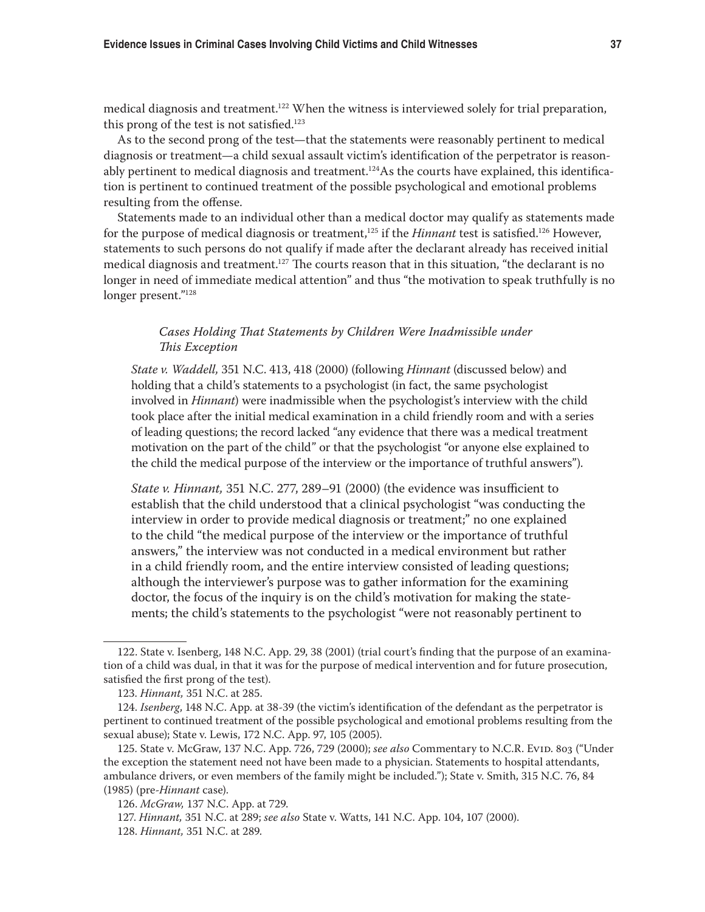medical diagnosis and treatment.[122] When the witness is interviewed solely for trial preparation, this prong of the test is not satisfied.[123]

As to the second prong of the test—that the statements were reasonably pertinent to medical diagnosis or treatment—a child sexual assault victim's identification of the perpetrator is reasonably pertinent to medical diagnosis and treatment.[124]As the courts have explained, this identification is pertinent to continued treatment of the possible psychological and emotional problems resulting from the offense.

Statements made to an individual other than a medical doctor may qualify as statements made for the purpose of medical diagnosis or treatment,[125] if the *Hinnant* test is satisfied.[126] However, statements to such persons do not qualify if made after the declarant already has received initial medical diagnosis and treatment.[127] The courts reason that in this situation, "the declarant is no longer in need of immediate medical attention" and thus "the motivation to speak truthfully is no longer present."[128]

#### *Cases Holding That Statements by Children Were Inadmissible under This Exception*

*State v. Waddell,* 351 N.C. 413, 418 (2000) (following *Hinnant* (discussed below) and holding that a child's statements to a psychologist (in fact, the same psychologist involved in *Hinnant*) were inadmissible when the psychologist's interview with the child took place after the initial medical examination in a child friendly room and with a series of leading questions; the record lacked "any evidence that there was a medical treatment motivation on the part of the child" or that the psychologist "or anyone else explained to the child the medical purpose of the interview or the importance of truthful answers").

*State v. Hinnant,* 351 N.C. 277, 289–91 (2000) (the evidence was insufficient to establish that the child understood that a clinical psychologist "was conducting the interview in order to provide medical diagnosis or treatment;" no one explained to the child "the medical purpose of the interview or the importance of truthful answers," the interview was not conducted in a medical environment but rather in a child friendly room, and the entire interview consisted of leading questions; although the interviewer's purpose was to gather information for the examining doctor, the focus of the inquiry is on the child's motivation for making the statements; the child's statements to the psychologist "were not reasonably pertinent to

---

122. State v. Isenberg, 148 N.C. App. 29, 38 (2001) (trial court's finding that the purpose of an examination of a child was dual, in that it was for the purpose of medical intervention and for future prosecution, satisfied the first prong of the test).

123. *Hinnant,* 351 N.C. at 285.

124. *Isenberg*, 148 N.C. App. at 38-39 (the victim's identification of the defendant as the perpetrator is pertinent to continued treatment of the possible psychological and emotional problems resulting from the sexual abuse); State v. Lewis, 172 N.C. App. 97, 105 (2005).

125. State v. McGraw, 137 N.C. App. 726, 729 (2000); *see also* Commentary to N.C.R. Evid. 803 ("Under the exception the statement need not have been made to a physician. Statements to hospital attendants, ambulance drivers, or even members of the family might be included."); State v. Smith, 315 N.C. 76, 84 (1985) (pre-*Hinnant* case).

126. *McGraw,* 137 N.C. App. at 729.

127. *Hinnant,* 351 N.C. at 289; *see also* State v. Watts, 141 N.C. App. 104, 107 (2000).

128. *Hinnant,* 351 N.C. at 289.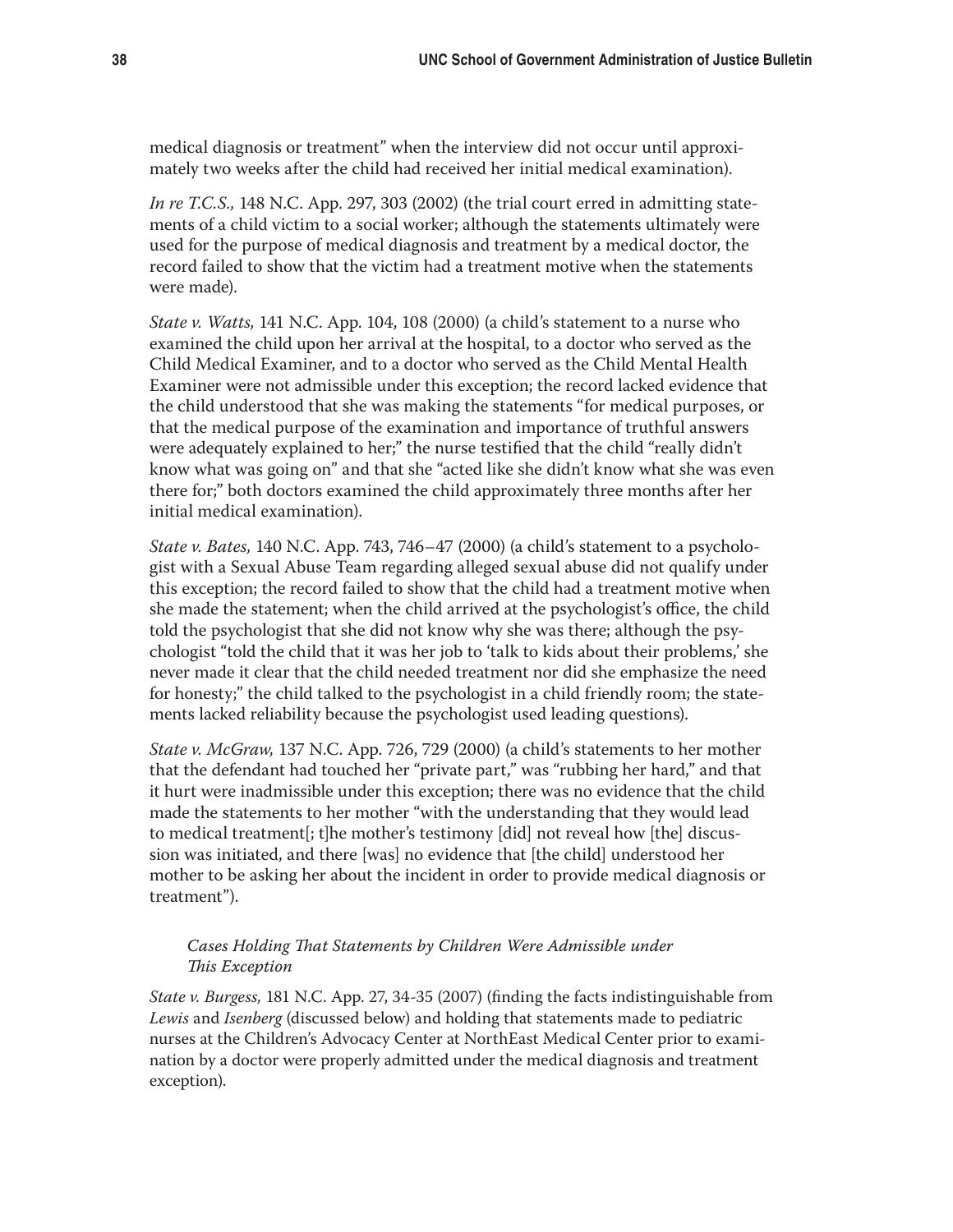medical diagnosis or treatment" when the interview did not occur until approximately two weeks after the child had received her initial medical examination).

*In re T.C.S.,* 148 N.C. App. 297, 303 (2002) (the trial court erred in admitting statements of a child victim to a social worker; although the statements ultimately were used for the purpose of medical diagnosis and treatment by a medical doctor, the record failed to show that the victim had a treatment motive when the statements were made).

*State v. Watts,* 141 N.C. App. 104, 108 (2000) (a child's statement to a nurse who examined the child upon her arrival at the hospital, to a doctor who served as the Child Medical Examiner, and to a doctor who served as the Child Mental Health Examiner were not admissible under this exception; the record lacked evidence that the child understood that she was making the statements "for medical purposes, or that the medical purpose of the examination and importance of truthful answers were adequately explained to her;" the nurse testified that the child "really didn't know what was going on" and that she "acted like she didn't know what she was even there for;" both doctors examined the child approximately three months after her initial medical examination).

*State v. Bates,* 140 N.C. App. 743, 746–47 (2000) (a child's statement to a psychologist with a Sexual Abuse Team regarding alleged sexual abuse did not qualify under this exception; the record failed to show that the child had a treatment motive when she made the statement; when the child arrived at the psychologist's office, the child told the psychologist that she did not know why she was there; although the psychologist "told the child that it was her job to 'talk to kids about their problems,' she never made it clear that the child needed treatment nor did she emphasize the need for honesty;" the child talked to the psychologist in a child friendly room; the statements lacked reliability because the psychologist used leading questions).

*State v. McGraw,* 137 N.C. App. 726, 729 (2000) (a child's statements to her mother that the defendant had touched her "private part," was "rubbing her hard," and that it hurt were inadmissible under this exception; there was no evidence that the child made the statements to her mother "with the understanding that they would lead to medical treatment[; t]he mother's testimony [did] not reveal how [the] discussion was initiated, and there [was] no evidence that [the child] understood her mother to be asking her about the incident in order to provide medical diagnosis or treatment").

*Cases Holding That Statements by Children Were Admissible under This Exception*

*State v. Burgess,* 181 N.C. App. 27, 34-35 (2007) (finding the facts indistinguishable from *Lewis* and *Isenberg* (discussed below) and holding that statements made to pediatric nurses at the Children's Advocacy Center at NorthEast Medical Center prior to examination by a doctor were properly admitted under the medical diagnosis and treatment exception).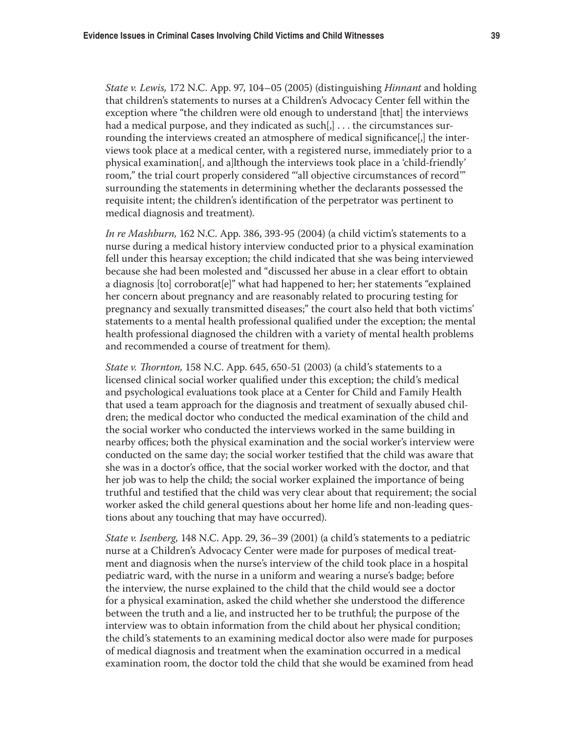*State v. Lewis,* 172 N.C. App. 97, 104–05 (2005) (distinguishing *Hinnant* and holding that children's statements to nurses at a Children's Advocacy Center fell within the exception where "the children were old enough to understand [that] the interviews had a medical purpose, and they indicated as such[,] . . . the circumstances surrounding the interviews created an atmosphere of medical significance[,] the interviews took place at a medical center, with a registered nurse, immediately prior to a physical examination[, and a]lthough the interviews took place in a 'child-friendly' room," the trial court properly considered "'all objective circumstances of record'" surrounding the statements in determining whether the declarants possessed the requisite intent; the children's identification of the perpetrator was pertinent to medical diagnosis and treatment).

*In re Mashburn,* 162 N.C. App. 386, 393-95 (2004) (a child victim's statements to a nurse during a medical history interview conducted prior to a physical examination fell under this hearsay exception; the child indicated that she was being interviewed because she had been molested and "discussed her abuse in a clear effort to obtain a diagnosis [to] corroborat[e]" what had happened to her; her statements "explained her concern about pregnancy and are reasonably related to procuring testing for pregnancy and sexually transmitted diseases;" the court also held that both victims' statements to a mental health professional qualified under the exception; the mental health professional diagnosed the children with a variety of mental health problems and recommended a course of treatment for them).

*State v. Thornton,* 158 N.C. App. 645, 650-51 (2003) (a child's statements to a licensed clinical social worker qualified under this exception; the child's medical and psychological evaluations took place at a Center for Child and Family Health that used a team approach for the diagnosis and treatment of sexually abused children; the medical doctor who conducted the medical examination of the child and the social worker who conducted the interviews worked in the same building in nearby offices; both the physical examination and the social worker's interview were conducted on the same day; the social worker testified that the child was aware that she was in a doctor's office, that the social worker worked with the doctor, and that her job was to help the child; the social worker explained the importance of being truthful and testified that the child was very clear about that requirement; the social worker asked the child general questions about her home life and non-leading questions about any touching that may have occurred).

*State v. Isenberg,* 148 N.C. App. 29, 36–39 (2001) (a child's statements to a pediatric nurse at a Children's Advocacy Center were made for purposes of medical treatment and diagnosis when the nurse's interview of the child took place in a hospital pediatric ward, with the nurse in a uniform and wearing a nurse's badge; before the interview, the nurse explained to the child that the child would see a doctor for a physical examination, asked the child whether she understood the difference between the truth and a lie, and instructed her to be truthful; the purpose of the interview was to obtain information from the child about her physical condition; the child's statements to an examining medical doctor also were made for purposes of medical diagnosis and treatment when the examination occurred in a medical examination room, the doctor told the child that she would be examined from head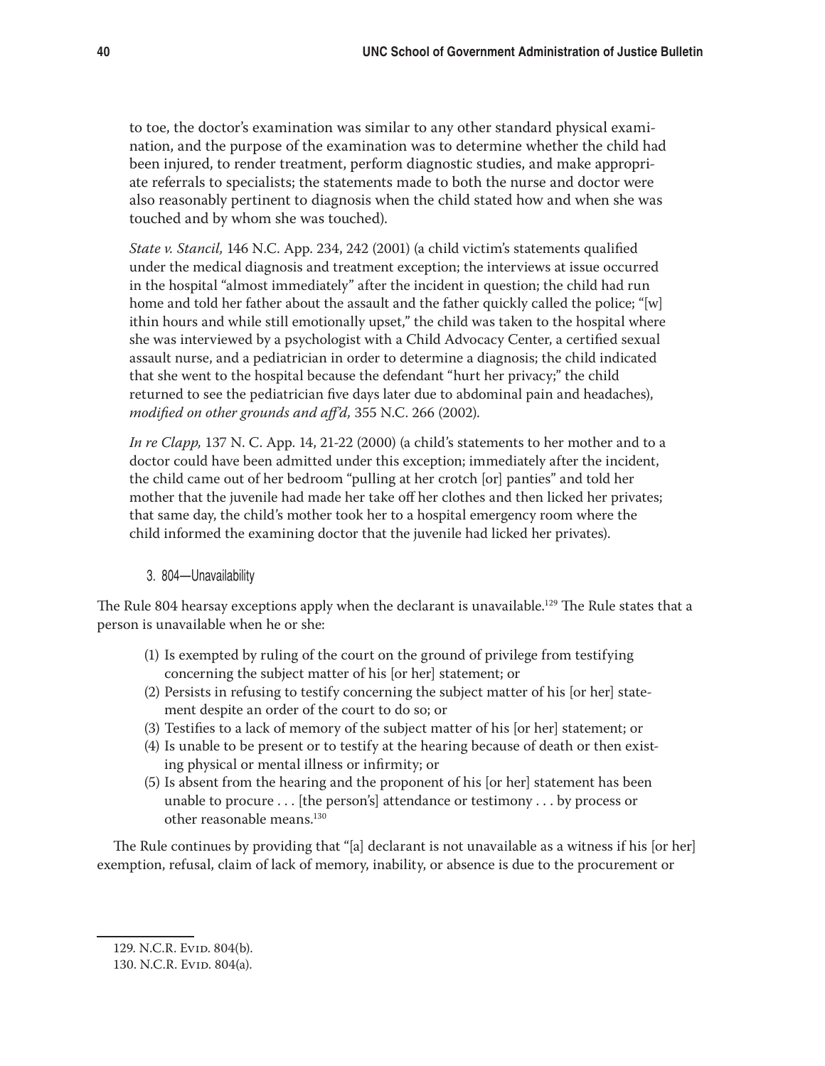to toe, the doctor's examination was similar to any other standard physical examination, and the purpose of the examination was to determine whether the child had been injured, to render treatment, perform diagnostic studies, and make appropriate referrals to specialists; the statements made to both the nurse and doctor were also reasonably pertinent to diagnosis when the child stated how and when she was touched and by whom she was touched).

*State v. Stancil,* 146 N.C. App. 234, 242 (2001) (a child victim's statements qualified under the medical diagnosis and treatment exception; the interviews at issue occurred in the hospital "almost immediately" after the incident in question; the child had run home and told her father about the assault and the father quickly called the police; "[w]ithin hours and while still emotionally upset," the child was taken to the hospital where she was interviewed by a psychologist with a Child Advocacy Center, a certified sexual assault nurse, and a pediatrician in order to determine a diagnosis; the child indicated that she went to the hospital because the defendant "hurt her privacy;" the child returned to see the pediatrician five days later due to abdominal pain and headaches), *modified on other grounds and aff'd,* 355 N.C. 266 (2002).

*In re Clapp,* 137 N. C. App. 14, 21-22 (2000) (a child's statements to her mother and to a doctor could have been admitted under this exception; immediately after the incident, the child came out of her bedroom "pulling at her crotch [or] panties" and told her mother that the juvenile had made her take off her clothes and then licked her privates; that same day, the child's mother took her to a hospital emergency room where the child informed the examining doctor that the juvenile had licked her privates).

### 3. 804—Unavailability

The Rule 804 hearsay exceptions apply when the declarant is unavailable.[129] The Rule states that a person is unavailable when he or she:

(1) Is exempted by ruling of the court on the ground of privilege from testifying concerning the subject matter of his [or her] statement; or
(2) Persists in refusing to testify concerning the subject matter of his [or her] statement despite an order of the court to do so; or
(3) Testifies to a lack of memory of the subject matter of his [or her] statement; or
(4) Is unable to be present or to testify at the hearing because of death or then existing physical or mental illness or infirmity; or
(5) Is absent from the hearing and the proponent of his [or her] statement has been unable to procure . . . [the person's] attendance or testimony . . . by process or other reasonable means.[130]

The Rule continues by providing that "[a] declarant is not unavailable as a witness if his [or her] exemption, refusal, claim of lack of memory, inability, or absence is due to the procurement or

129. N.C.R. Evid. 804(b).
130. N.C.R. Evid. 804(a).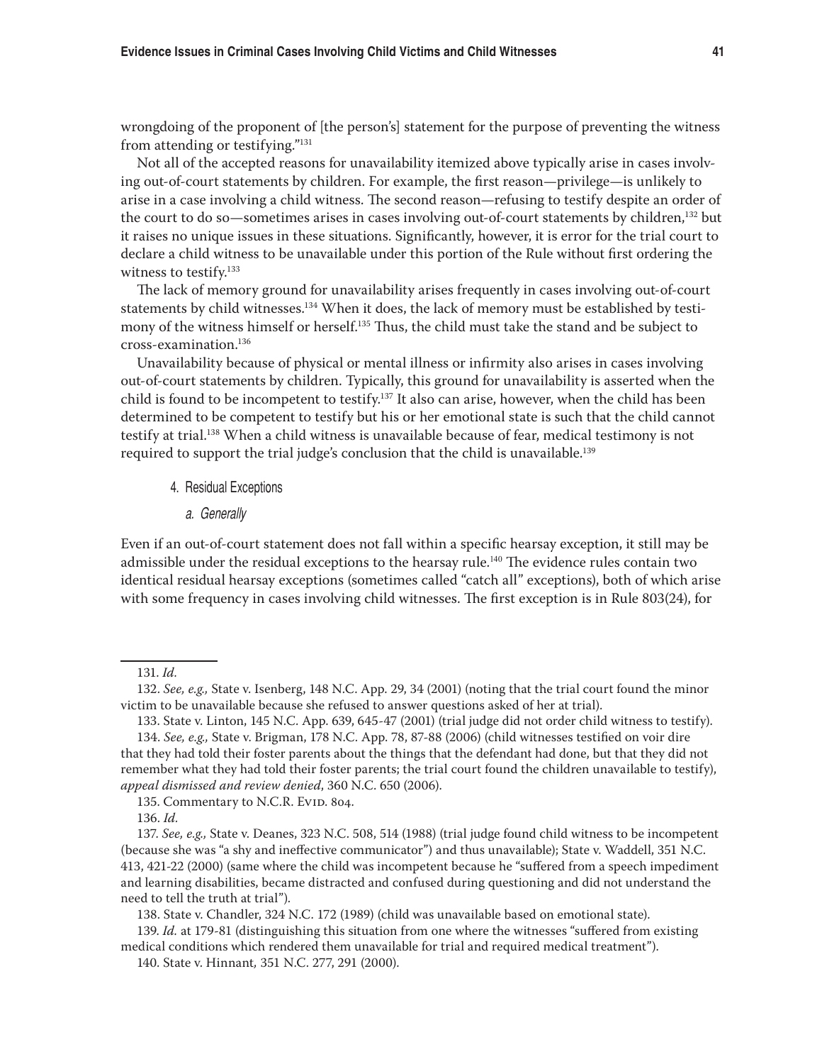wrongdoing of the proponent of [the person's] statement for the purpose of preventing the witness from attending or testifying."[131]

Not all of the accepted reasons for unavailability itemized above typically arise in cases involving out-of-court statements by children. For example, the first reason—privilege—is unlikely to arise in a case involving a child witness. The second reason—refusing to testify despite an order of the court to do so—sometimes arises in cases involving out-of-court statements by children,[132] but it raises no unique issues in these situations. Significantly, however, it is error for the trial court to declare a child witness to be unavailable under this portion of the Rule without first ordering the witness to testify.[133]

The lack of memory ground for unavailability arises frequently in cases involving out-of-court statements by child witnesses.[134] When it does, the lack of memory must be established by testimony of the witness himself or herself.[135] Thus, the child must take the stand and be subject to cross-examination.[136]

Unavailability because of physical or mental illness or infirmity also arises in cases involving out-of-court statements by children. Typically, this ground for unavailability is asserted when the child is found to be incompetent to testify.[137] It also can arise, however, when the child has been determined to be competent to testify but his or her emotional state is such that the child cannot testify at trial.[138] When a child witness is unavailable because of fear, medical testimony is not required to support the trial judge's conclusion that the child is unavailable.[139]

#### 4. Residual Exceptions

##### *a. Generally*

Even if an out-of-court statement does not fall within a specific hearsay exception, it still may be admissible under the residual exceptions to the hearsay rule.[140] The evidence rules contain two identical residual hearsay exceptions (sometimes called "catch all" exceptions), both of which arise with some frequency in cases involving child witnesses. The first exception is in Rule 803(24), for

---

131. *Id.*

132. *See, e.g.,* State v. Isenberg, 148 N.C. App. 29, 34 (2001) (noting that the trial court found the minor victim to be unavailable because she refused to answer questions asked of her at trial).

133. State v. Linton, 145 N.C. App. 639, 645-47 (2001) (trial judge did not order child witness to testify).

134. *See, e.g.,* State v. Brigman, 178 N.C. App. 78, 87-88 (2006) (child witnesses testified on voir dire that they had told their foster parents about the things that the defendant had done, but that they did not remember what they had told their foster parents; the trial court found the children unavailable to testify), *appeal dismissed and review denied*, 360 N.C. 650 (2006).

135. Commentary to N.C.R. Evid. 804.

136. *Id.*

137. *See, e.g.,* State v. Deanes, 323 N.C. 508, 514 (1988) (trial judge found child witness to be incompetent (because she was "a shy and ineffective communicator") and thus unavailable); State v. Waddell, 351 N.C. 413, 421-22 (2000) (same where the child was incompetent because he "suffered from a speech impediment and learning disabilities, became distracted and confused during questioning and did not understand the need to tell the truth at trial").

138. State v. Chandler, 324 N.C. 172 (1989) (child was unavailable based on emotional state).

139. *Id.* at 179-81 (distinguishing this situation from one where the witnesses "suffered from existing medical conditions which rendered them unavailable for trial and required medical treatment").

140. State v. Hinnant, 351 N.C. 277, 291 (2000).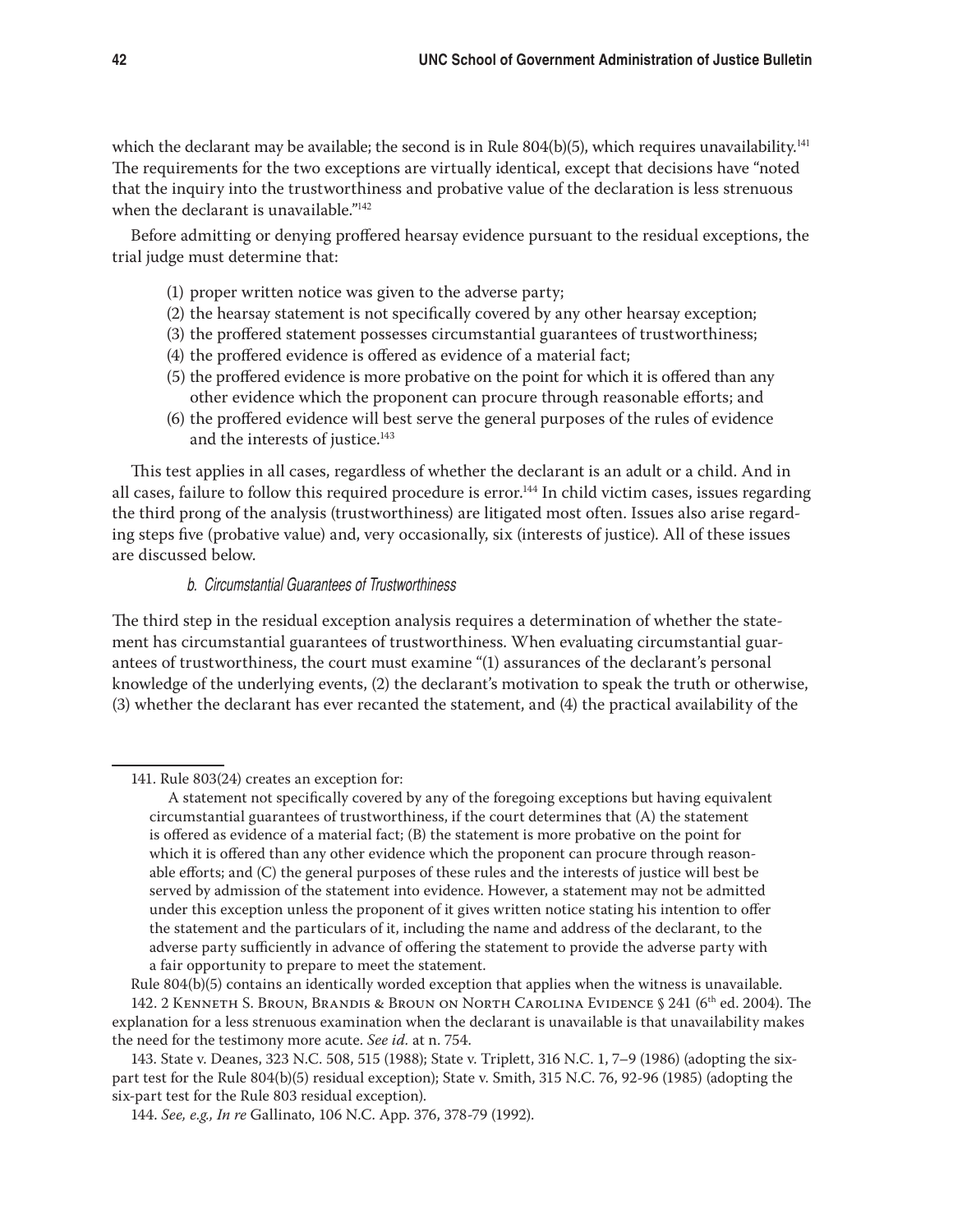which the declarant may be available; the second is in Rule 804(b)(5), which requires unavailability.[141] The requirements for the two exceptions are virtually identical, except that decisions have "noted that the inquiry into the trustworthiness and probative value of the declaration is less strenuous when the declarant is unavailable."[142]

Before admitting or denying proffered hearsay evidence pursuant to the residual exceptions, the trial judge must determine that:

(1) proper written notice was given to the adverse party;
(2) the hearsay statement is not specifically covered by any other hearsay exception;
(3) the proffered statement possesses circumstantial guarantees of trustworthiness;
(4) the proffered evidence is offered as evidence of a material fact;
(5) the proffered evidence is more probative on the point for which it is offered than any other evidence which the proponent can procure through reasonable efforts; and
(6) the proffered evidence will best serve the general purposes of the rules of evidence and the interests of justice.[143]

This test applies in all cases, regardless of whether the declarant is an adult or a child. And in all cases, failure to follow this required procedure is error.[144] In child victim cases, issues regarding the third prong of the analysis (trustworthiness) are litigated most often. Issues also arise regarding steps five (probative value) and, very occasionally, six (interests of justice). All of these issues are discussed below.

#### *b. Circumstantial Guarantees of Trustworthiness*

The third step in the residual exception analysis requires a determination of whether the statement has circumstantial guarantees of trustworthiness. When evaluating circumstantial guarantees of trustworthiness, the court must examine "(1) assurances of the declarant's personal knowledge of the underlying events, (2) the declarant's motivation to speak the truth or otherwise, (3) whether the declarant has ever recanted the statement, and (4) the practical availability of the

---

141. Rule 803(24) creates an exception for:

> A statement not specifically covered by any of the foregoing exceptions but having equivalent circumstantial guarantees of trustworthiness, if the court determines that (A) the statement is offered as evidence of a material fact; (B) the statement is more probative on the point for which it is offered than any other evidence which the proponent can procure through reasonable efforts; and (C) the general purposes of these rules and the interests of justice will best be served by admission of the statement into evidence. However, a statement may not be admitted under this exception unless the proponent of it gives written notice stating his intention to offer the statement and the particulars of it, including the name and address of the declarant, to the adverse party sufficiently in advance of offering the statement to provide the adverse party with a fair opportunity to prepare to meet the statement.

Rule 804(b)(5) contains an identically worded exception that applies when the witness is unavailable.

142. 2 Kenneth S. Broun, Brandis & Broun on North Carolina Evidence § 241 (6th ed. 2004). The explanation for a less strenuous examination when the declarant is unavailable is that unavailability makes the need for the testimony more acute. *See id.* at n. 754.

143. State v. Deanes, 323 N.C. 508, 515 (1988); State v. Triplett, 316 N.C. 1, 7–9 (1986) (adopting the six-part test for the Rule 804(b)(5) residual exception); State v. Smith, 315 N.C. 76, 92-96 (1985) (adopting the six-part test for the Rule 803 residual exception).

144. *See, e.g., In re* Gallinato, 106 N.C. App. 376, 378-79 (1992).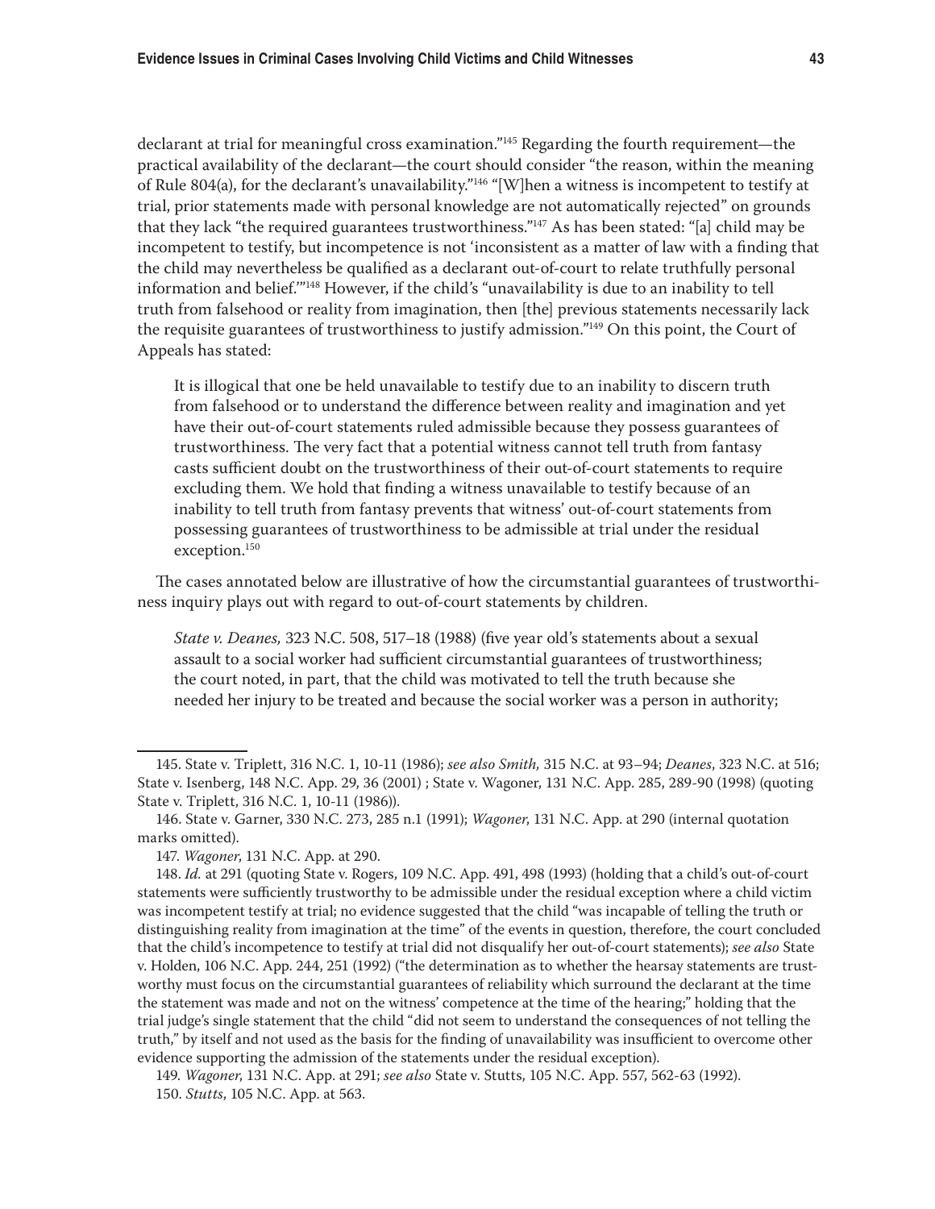declarant at trial for meaningful cross examination."[145] Regarding the fourth requirement—the practical availability of the declarant—the court should consider "the reason, within the meaning of Rule 804(a), for the declarant's unavailability."[146] "[W]hen a witness is incompetent to testify at trial, prior statements made with personal knowledge are not automatically rejected" on grounds that they lack "the required guarantees trustworthiness."[147] As has been stated: "[a] child may be incompetent to testify, but incompetence is not 'inconsistent as a matter of law with a finding that the child may nevertheless be qualified as a declarant out-of-court to relate truthfully personal information and belief.'"[148] However, if the child's "unavailability is due to an inability to tell truth from falsehood or reality from imagination, then [the] previous statements necessarily lack the requisite guarantees of trustworthiness to justify admission."[149] On this point, the Court of Appeals has stated:

> It is illogical that one be held unavailable to testify due to an inability to discern truth from falsehood or to understand the difference between reality and imagination and yet have their out-of-court statements ruled admissible because they possess guarantees of trustworthiness. The very fact that a potential witness cannot tell truth from fantasy casts sufficient doubt on the trustworthiness of their out-of-court statements to require excluding them. We hold that finding a witness unavailable to testify because of an inability to tell truth from fantasy prevents that witness' out-of-court statements from possessing guarantees of trustworthiness to be admissible at trial under the residual exception.[150]

The cases annotated below are illustrative of how the circumstantial guarantees of trustworthiness inquiry plays out with regard to out-of-court statements by children.

> *State v. Deanes,* 323 N.C. 508, 517–18 (1988) (five year old's statements about a sexual assault to a social worker had sufficient circumstantial guarantees of trustworthiness; the court noted, in part, that the child was motivated to tell the truth because she needed her injury to be treated and because the social worker was a person in authority;

---

145. State v. Triplett, 316 N.C. 1, 10-11 (1986); *see also Smith,* 315 N.C. at 93–94; *Deanes*, 323 N.C. at 516; State v. Isenberg, 148 N.C. App. 29, 36 (2001) ; State v. Wagoner, 131 N.C. App. 285, 289-90 (1998) (quoting State v. Triplett, 316 N.C. 1, 10-11 (1986)).

146. State v. Garner, 330 N.C. 273, 285 n.1 (1991); *Wagoner*, 131 N.C. App. at 290 (internal quotation marks omitted).

147. *Wagoner*, 131 N.C. App. at 290.

148. *Id.* at 291 (quoting State v. Rogers, 109 N.C. App. 491, 498 (1993) (holding that a child's out-of-court statements were sufficiently trustworthy to be admissible under the residual exception where a child victim was incompetent testify at trial; no evidence suggested that the child "was incapable of telling the truth or distinguishing reality from imagination at the time" of the events in question, therefore, the court concluded that the child's incompetence to testify at trial did not disqualify her out-of-court statements); *see also* State v. Holden, 106 N.C. App. 244, 251 (1992) ("the determination as to whether the hearsay statements are trustworthy must focus on the circumstantial guarantees of reliability which surround the declarant at the time the statement was made and not on the witness' competence at the time of the hearing;" holding that the trial judge's single statement that the child "did not seem to understand the consequences of not telling the truth," by itself and not used as the basis for the finding of unavailability was insufficient to overcome other evidence supporting the admission of the statements under the residual exception).

149. *Wagoner*, 131 N.C. App. at 291; *see also* State v. Stutts, 105 N.C. App. 557, 562-63 (1992).

150. *Stutts*, 105 N.C. App. at 563.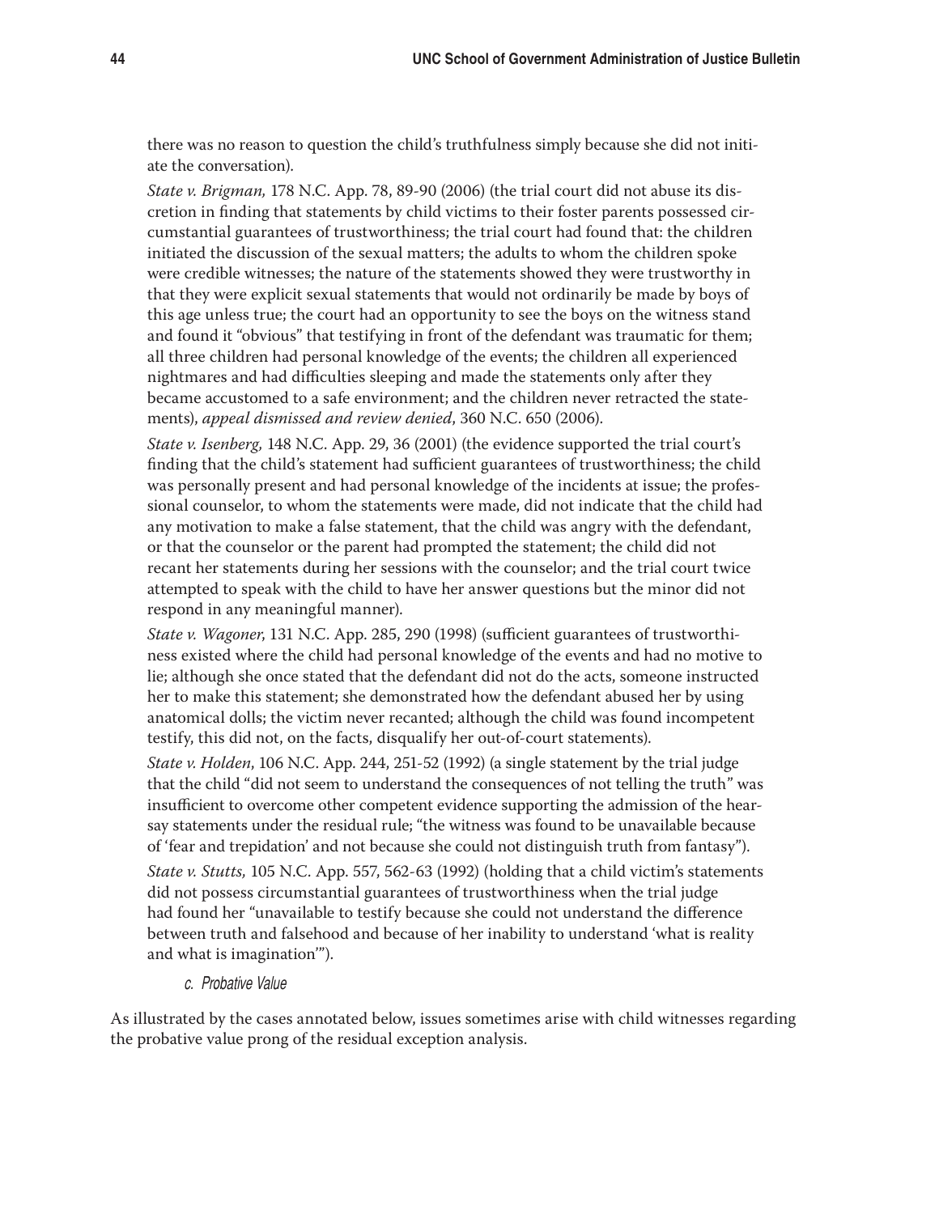there was no reason to question the child's truthfulness simply because she did not initiate the conversation).

*State v. Brigman,* 178 N.C. App. 78, 89-90 (2006) (the trial court did not abuse its discretion in finding that statements by child victims to their foster parents possessed circumstantial guarantees of trustworthiness; the trial court had found that: the children initiated the discussion of the sexual matters; the adults to whom the children spoke were credible witnesses; the nature of the statements showed they were trustworthy in that they were explicit sexual statements that would not ordinarily be made by boys of this age unless true; the court had an opportunity to see the boys on the witness stand and found it "obvious" that testifying in front of the defendant was traumatic for them; all three children had personal knowledge of the events; the children all experienced nightmares and had difficulties sleeping and made the statements only after they became accustomed to a safe environment; and the children never retracted the statements), *appeal dismissed and review denied*, 360 N.C. 650 (2006).

*State v. Isenberg,* 148 N.C. App. 29, 36 (2001) (the evidence supported the trial court's finding that the child's statement had sufficient guarantees of trustworthiness; the child was personally present and had personal knowledge of the incidents at issue; the professional counselor, to whom the statements were made, did not indicate that the child had any motivation to make a false statement, that the child was angry with the defendant, or that the counselor or the parent had prompted the statement; the child did not recant her statements during her sessions with the counselor; and the trial court twice attempted to speak with the child to have her answer questions but the minor did not respond in any meaningful manner).

*State v. Wagoner*, 131 N.C. App. 285, 290 (1998) (sufficient guarantees of trustworthiness existed where the child had personal knowledge of the events and had no motive to lie; although she once stated that the defendant did not do the acts, someone instructed her to make this statement; she demonstrated how the defendant abused her by using anatomical dolls; the victim never recanted; although the child was found incompetent testify, this did not, on the facts, disqualify her out-of-court statements).

*State v. Holden*, 106 N.C. App. 244, 251-52 (1992) (a single statement by the trial judge that the child "did not seem to understand the consequences of not telling the truth" was insufficient to overcome other competent evidence supporting the admission of the hearsay statements under the residual rule; "the witness was found to be unavailable because of 'fear and trepidation' and not because she could not distinguish truth from fantasy").

*State v. Stutts,* 105 N.C. App. 557, 562-63 (1992) (holding that a child victim's statements did not possess circumstantial guarantees of trustworthiness when the trial judge had found her "unavailable to testify because she could not understand the difference between truth and falsehood and because of her inability to understand 'what is reality and what is imagination'").

*c. Probative Value*

As illustrated by the cases annotated below, issues sometimes arise with child witnesses regarding the probative value prong of the residual exception analysis.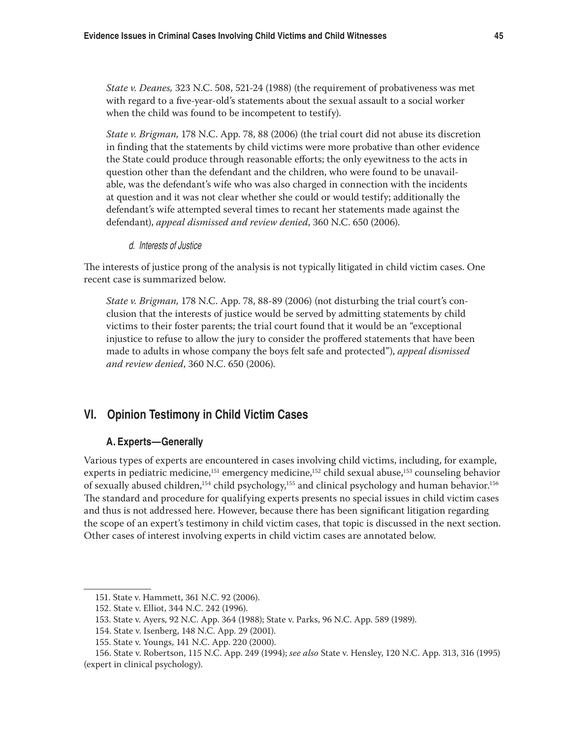*State v. Deanes,* 323 N.C. 508, 521-24 (1988) (the requirement of probativeness was met with regard to a five-year-old's statements about the sexual assault to a social worker when the child was found to be incompetent to testify).

*State v. Brigman,* 178 N.C. App. 78, 88 (2006) (the trial court did not abuse its discretion in finding that the statements by child victims were more probative than other evidence the State could produce through reasonable efforts; the only eyewitness to the acts in question other than the defendant and the children, who were found to be unavailable, was the defendant's wife who was also charged in connection with the incidents at question and it was not clear whether she could or would testify; additionally the defendant's wife attempted several times to recant her statements made against the defendant), *appeal dismissed and review denied*, 360 N.C. 650 (2006).

#### d. Interests of Justice

The interests of justice prong of the analysis is not typically litigated in child victim cases. One recent case is summarized below.

*State v. Brigman,* 178 N.C. App. 78, 88-89 (2006) (not disturbing the trial court's conclusion that the interests of justice would be served by admitting statements by child victims to their foster parents; the trial court found that it would be an "exceptional injustice to refuse to allow the jury to consider the proffered statements that have been made to adults in whose company the boys felt safe and protected"), *appeal dismissed and review denied*, 360 N.C. 650 (2006).

## VI. Opinion Testimony in Child Victim Cases

### A. Experts—Generally

Various types of experts are encountered in cases involving child victims, including, for example, experts in pediatric medicine,[151] emergency medicine,[152] child sexual abuse,[153] counseling behavior of sexually abused children,[154] child psychology,[155] and clinical psychology and human behavior.[156] The standard and procedure for qualifying experts presents no special issues in child victim cases and thus is not addressed here. However, because there has been significant litigation regarding the scope of an expert's testimony in child victim cases, that topic is discussed in the next section. Other cases of interest involving experts in child victim cases are annotated below.

---

151. State v. Hammett, 361 N.C. 92 (2006).

152. State v. Elliot, 344 N.C. 242 (1996).

153. State v. Ayers, 92 N.C. App. 364 (1988); State v. Parks, 96 N.C. App. 589 (1989).

154. State v. Isenberg, 148 N.C. App. 29 (2001).

155. State v. Youngs, 141 N.C. App. 220 (2000).

156. State v. Robertson, 115 N.C. App. 249 (1994); *see also* State v. Hensley, 120 N.C. App. 313, 316 (1995) (expert in clinical psychology).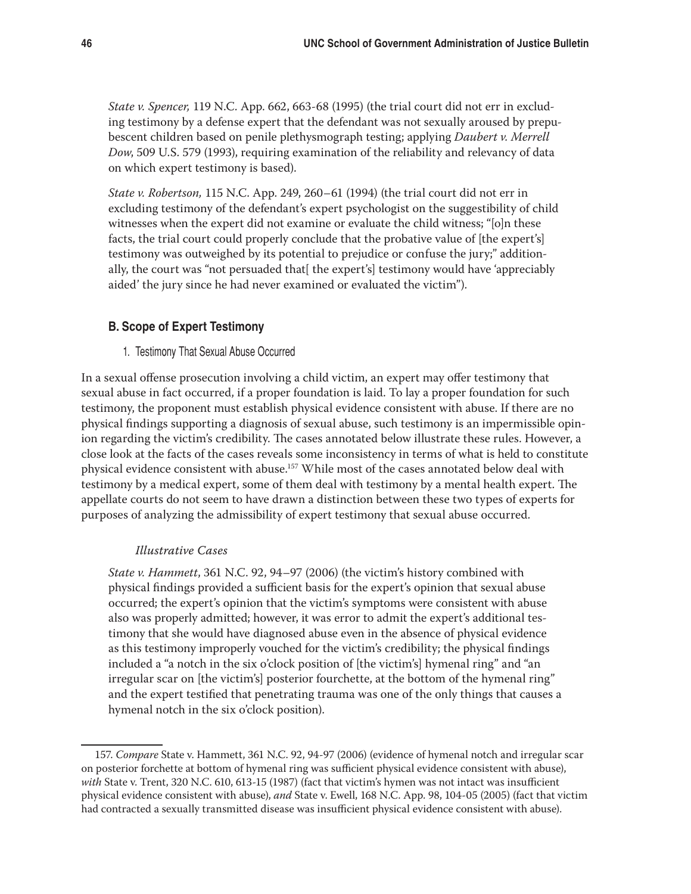*State v. Spencer,* 119 N.C. App. 662, 663-68 (1995) (the trial court did not err in excluding testimony by a defense expert that the defendant was not sexually aroused by prepubescent children based on penile plethysmograph testing; applying *Daubert v. Merrell Dow*, 509 U.S. 579 (1993), requiring examination of the reliability and relevancy of data on which expert testimony is based).

*State v. Robertson,* 115 N.C. App. 249, 260–61 (1994) (the trial court did not err in excluding testimony of the defendant's expert psychologist on the suggestibility of child witnesses when the expert did not examine or evaluate the child witness; "[o]n these facts, the trial court could properly conclude that the probative value of [the expert's] testimony was outweighed by its potential to prejudice or confuse the jury;" additionally, the court was "not persuaded that[ the expert's] testimony would have 'appreciably aided' the jury since he had never examined or evaluated the victim").

### B. Scope of Expert Testimony

#### 1. Testimony That Sexual Abuse Occurred

In a sexual offense prosecution involving a child victim, an expert may offer testimony that sexual abuse in fact occurred, if a proper foundation is laid. To lay a proper foundation for such testimony, the proponent must establish physical evidence consistent with abuse. If there are no physical findings supporting a diagnosis of sexual abuse, such testimony is an impermissible opinion regarding the victim's credibility. The cases annotated below illustrate these rules. However, a close look at the facts of the cases reveals some inconsistency in terms of what is held to constitute physical evidence consistent with abuse.[157] While most of the cases annotated below deal with testimony by a medical expert, some of them deal with testimony by a mental health expert. The appellate courts do not seem to have drawn a distinction between these two types of experts for purposes of analyzing the admissibility of expert testimony that sexual abuse occurred.

*Illustrative Cases*

*State v. Hammett*, 361 N.C. 92, 94–97 (2006) (the victim's history combined with physical findings provided a sufficient basis for the expert's opinion that sexual abuse occurred; the expert's opinion that the victim's symptoms were consistent with abuse also was properly admitted; however, it was error to admit the expert's additional testimony that she would have diagnosed abuse even in the absence of physical evidence as this testimony improperly vouched for the victim's credibility; the physical findings included a "notch in the six o'clock position of [the victim's] hymenal ring" and "an irregular scar on [the victim's] posterior fourchette, at the bottom of the hymenal ring" and the expert testified that penetrating trauma was one of the only things that causes a hymenal notch in the six o'clock position).

---

157. *Compare* State v. Hammett, 361 N.C. 92, 94-97 (2006) (evidence of hymenal notch and irregular scar on posterior forchette at bottom of hymenal ring was sufficient physical evidence consistent with abuse), *with* State v. Trent, 320 N.C. 610, 613-15 (1987) (fact that victim's hymen was not intact was insufficient physical evidence consistent with abuse), *and* State v. Ewell, 168 N.C. App. 98, 104-05 (2005) (fact that victim had contracted a sexually transmitted disease was insufficient physical evidence consistent with abuse).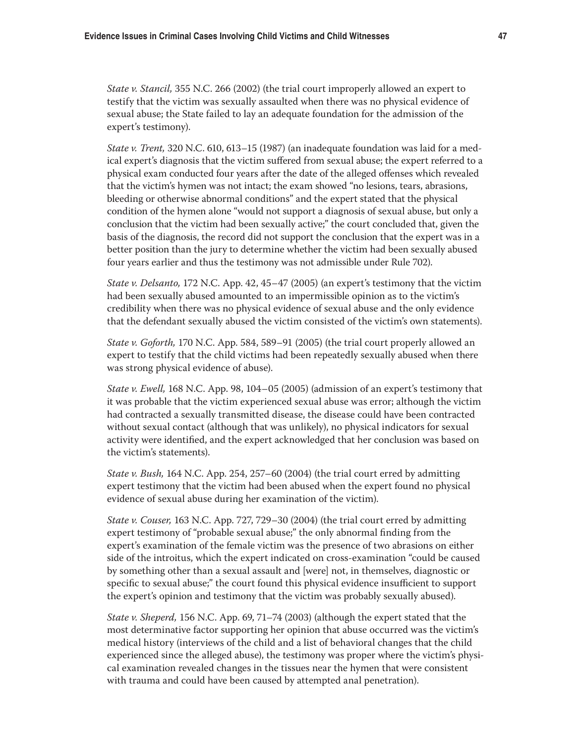*State v. Stancil,* 355 N.C. 266 (2002) (the trial court improperly allowed an expert to testify that the victim was sexually assaulted when there was no physical evidence of sexual abuse; the State failed to lay an adequate foundation for the admission of the expert's testimony).

*State v. Trent,* 320 N.C. 610, 613–15 (1987) (an inadequate foundation was laid for a medical expert's diagnosis that the victim suffered from sexual abuse; the expert referred to a physical exam conducted four years after the date of the alleged offenses which revealed that the victim's hymen was not intact; the exam showed "no lesions, tears, abrasions, bleeding or otherwise abnormal conditions" and the expert stated that the physical condition of the hymen alone "would not support a diagnosis of sexual abuse, but only a conclusion that the victim had been sexually active;" the court concluded that, given the basis of the diagnosis, the record did not support the conclusion that the expert was in a better position than the jury to determine whether the victim had been sexually abused four years earlier and thus the testimony was not admissible under Rule 702).

*State v. Delsanto,* 172 N.C. App. 42, 45–47 (2005) (an expert's testimony that the victim had been sexually abused amounted to an impermissible opinion as to the victim's credibility when there was no physical evidence of sexual abuse and the only evidence that the defendant sexually abused the victim consisted of the victim's own statements).

*State v. Goforth,* 170 N.C. App. 584, 589–91 (2005) (the trial court properly allowed an expert to testify that the child victims had been repeatedly sexually abused when there was strong physical evidence of abuse).

*State v. Ewell,* 168 N.C. App. 98, 104–05 (2005) (admission of an expert's testimony that it was probable that the victim experienced sexual abuse was error; although the victim had contracted a sexually transmitted disease, the disease could have been contracted without sexual contact (although that was unlikely), no physical indicators for sexual activity were identified, and the expert acknowledged that her conclusion was based on the victim's statements).

*State v. Bush,* 164 N.C. App. 254, 257–60 (2004) (the trial court erred by admitting expert testimony that the victim had been abused when the expert found no physical evidence of sexual abuse during her examination of the victim).

*State v. Couser,* 163 N.C. App. 727, 729–30 (2004) (the trial court erred by admitting expert testimony of "probable sexual abuse;" the only abnormal finding from the expert's examination of the female victim was the presence of two abrasions on either side of the introitus, which the expert indicated on cross-examination "could be caused by something other than a sexual assault and [were] not, in themselves, diagnostic or specific to sexual abuse;" the court found this physical evidence insufficient to support the expert's opinion and testimony that the victim was probably sexually abused).

*State v. Sheperd,* 156 N.C. App. 69, 71–74 (2003) (although the expert stated that the most determinative factor supporting her opinion that abuse occurred was the victim's medical history (interviews of the child and a list of behavioral changes that the child experienced since the alleged abuse), the testimony was proper where the victim's physical examination revealed changes in the tissues near the hymen that were consistent with trauma and could have been caused by attempted anal penetration).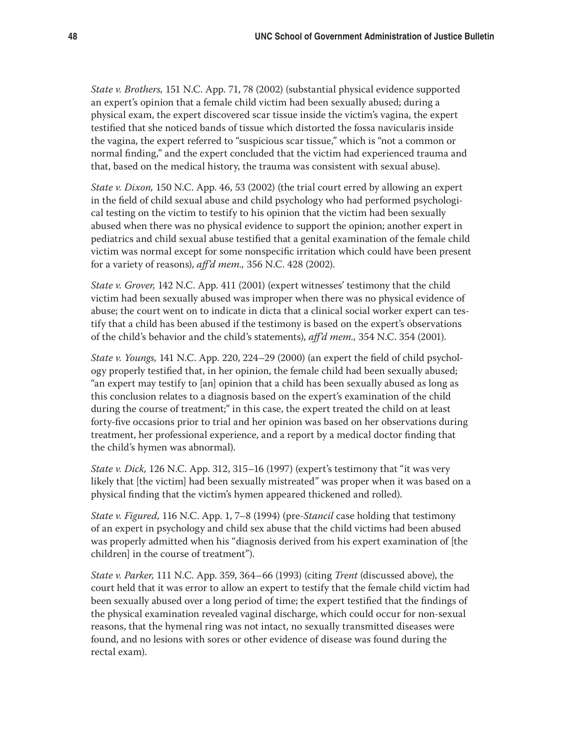*State v. Brothers,* 151 N.C. App. 71, 78 (2002) (substantial physical evidence supported an expert's opinion that a female child victim had been sexually abused; during a physical exam, the expert discovered scar tissue inside the victim's vagina, the expert testified that she noticed bands of tissue which distorted the fossa navicularis inside the vagina, the expert referred to "suspicious scar tissue," which is "not a common or normal finding," and the expert concluded that the victim had experienced trauma and that, based on the medical history, the trauma was consistent with sexual abuse).

*State v. Dixon,* 150 N.C. App. 46, 53 (2002) (the trial court erred by allowing an expert in the field of child sexual abuse and child psychology who had performed psychological testing on the victim to testify to his opinion that the victim had been sexually abused when there was no physical evidence to support the opinion; another expert in pediatrics and child sexual abuse testified that a genital examination of the female child victim was normal except for some nonspecific irritation which could have been present for a variety of reasons), *aff'd mem.,* 356 N.C. 428 (2002).

*State v. Grover,* 142 N.C. App. 411 (2001) (expert witnesses' testimony that the child victim had been sexually abused was improper when there was no physical evidence of abuse; the court went on to indicate in dicta that a clinical social worker expert can testify that a child has been abused if the testimony is based on the expert's observations of the child's behavior and the child's statements), *aff'd mem.,* 354 N.C. 354 (2001).

*State v. Youngs,* 141 N.C. App. 220, 224–29 (2000) (an expert the field of child psychology properly testified that, in her opinion, the female child had been sexually abused; "an expert may testify to [an] opinion that a child has been sexually abused as long as this conclusion relates to a diagnosis based on the expert's examination of the child during the course of treatment;" in this case, the expert treated the child on at least forty-five occasions prior to trial and her opinion was based on her observations during treatment, her professional experience, and a report by a medical doctor finding that the child's hymen was abnormal).

*State v. Dick,* 126 N.C. App. 312, 315–16 (1997) (expert's testimony that "it was very likely that [the victim] had been sexually mistreated" was proper when it was based on a physical finding that the victim's hymen appeared thickened and rolled).

*State v. Figured,* 116 N.C. App. 1, 7–8 (1994) (pre-*Stancil* case holding that testimony of an expert in psychology and child sex abuse that the child victims had been abused was properly admitted when his "diagnosis derived from his expert examination of [the children] in the course of treatment").

*State v. Parker,* 111 N.C. App. 359, 364–66 (1993) (citing *Trent* (discussed above), the court held that it was error to allow an expert to testify that the female child victim had been sexually abused over a long period of time; the expert testified that the findings of the physical examination revealed vaginal discharge, which could occur for non-sexual reasons, that the hymenal ring was not intact, no sexually transmitted diseases were found, and no lesions with sores or other evidence of disease was found during the rectal exam).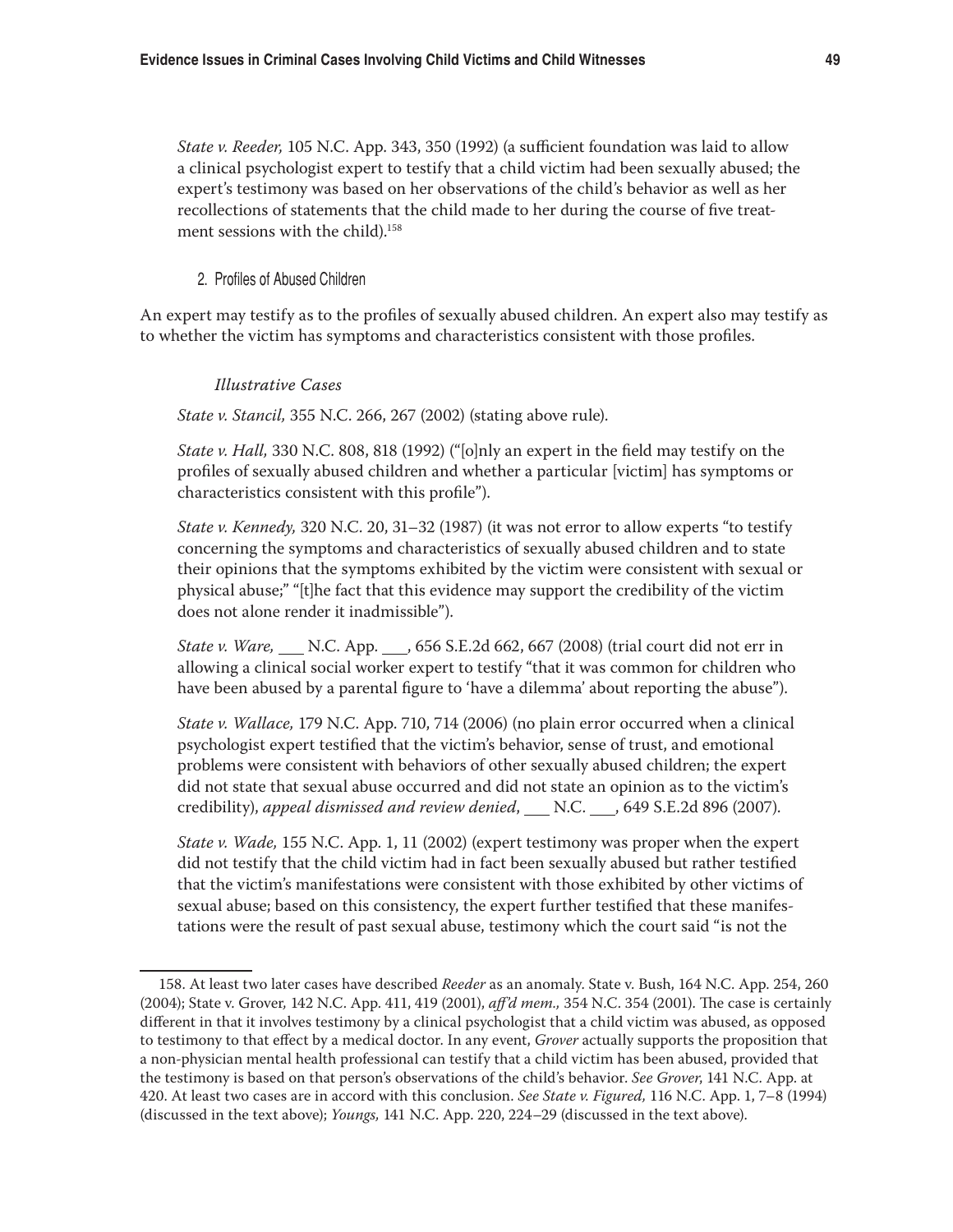*State v. Reeder,* 105 N.C. App. 343, 350 (1992) (a sufficient foundation was laid to allow a clinical psychologist expert to testify that a child victim had been sexually abused; the expert's testimony was based on her observations of the child's behavior as well as her recollections of statements that the child made to her during the course of five treatment sessions with the child).[158]

#### 2. Profiles of Abused Children

An expert may testify as to the profiles of sexually abused children. An expert also may testify as to whether the victim has symptoms and characteristics consistent with those profiles.

*Illustrative Cases*

*State v. Stancil,* 355 N.C. 266, 267 (2002) (stating above rule).

*State v. Hall,* 330 N.C. 808, 818 (1992) ("[o]nly an expert in the field may testify on the profiles of sexually abused children and whether a particular [victim] has symptoms or characteristics consistent with this profile").

*State v. Kennedy,* 320 N.C. 20, 31–32 (1987) (it was not error to allow experts "to testify concerning the symptoms and characteristics of sexually abused children and to state their opinions that the symptoms exhibited by the victim were consistent with sexual or physical abuse;" "[t]he fact that this evidence may support the credibility of the victim does not alone render it inadmissible").

*State v. Ware,* ___ N.C. App. ___, 656 S.E.2d 662, 667 (2008) (trial court did not err in allowing a clinical social worker expert to testify "that it was common for children who have been abused by a parental figure to 'have a dilemma' about reporting the abuse").

*State v. Wallace,* 179 N.C. App. 710, 714 (2006) (no plain error occurred when a clinical psychologist expert testified that the victim's behavior, sense of trust, and emotional problems were consistent with behaviors of other sexually abused children; the expert did not state that sexual abuse occurred and did not state an opinion as to the victim's credibility), *appeal dismissed and review denied*, ___ N.C. ___, 649 S.E.2d 896 (2007).

*State v. Wade,* 155 N.C. App. 1, 11 (2002) (expert testimony was proper when the expert did not testify that the child victim had in fact been sexually abused but rather testified that the victim's manifestations were consistent with those exhibited by other victims of sexual abuse; based on this consistency, the expert further testified that these manifestations were the result of past sexual abuse, testimony which the court said "is not the

---

158. At least two later cases have described *Reeder* as an anomaly. State v. Bush, 164 N.C. App. 254, 260 (2004); State v. Grover, 142 N.C. App. 411, 419 (2001), *aff'd mem.,* 354 N.C. 354 (2001). The case is certainly different in that it involves testimony by a clinical psychologist that a child victim was abused, as opposed to testimony to that effect by a medical doctor. In any event, *Grover* actually supports the proposition that a non-physician mental health professional can testify that a child victim has been abused, provided that the testimony is based on that person's observations of the child's behavior. *See Grover,* 141 N.C. App. at 420. At least two cases are in accord with this conclusion. *See State v. Figured,* 116 N.C. App. 1, 7–8 (1994) (discussed in the text above); *Youngs,* 141 N.C. App. 220, 224–29 (discussed in the text above).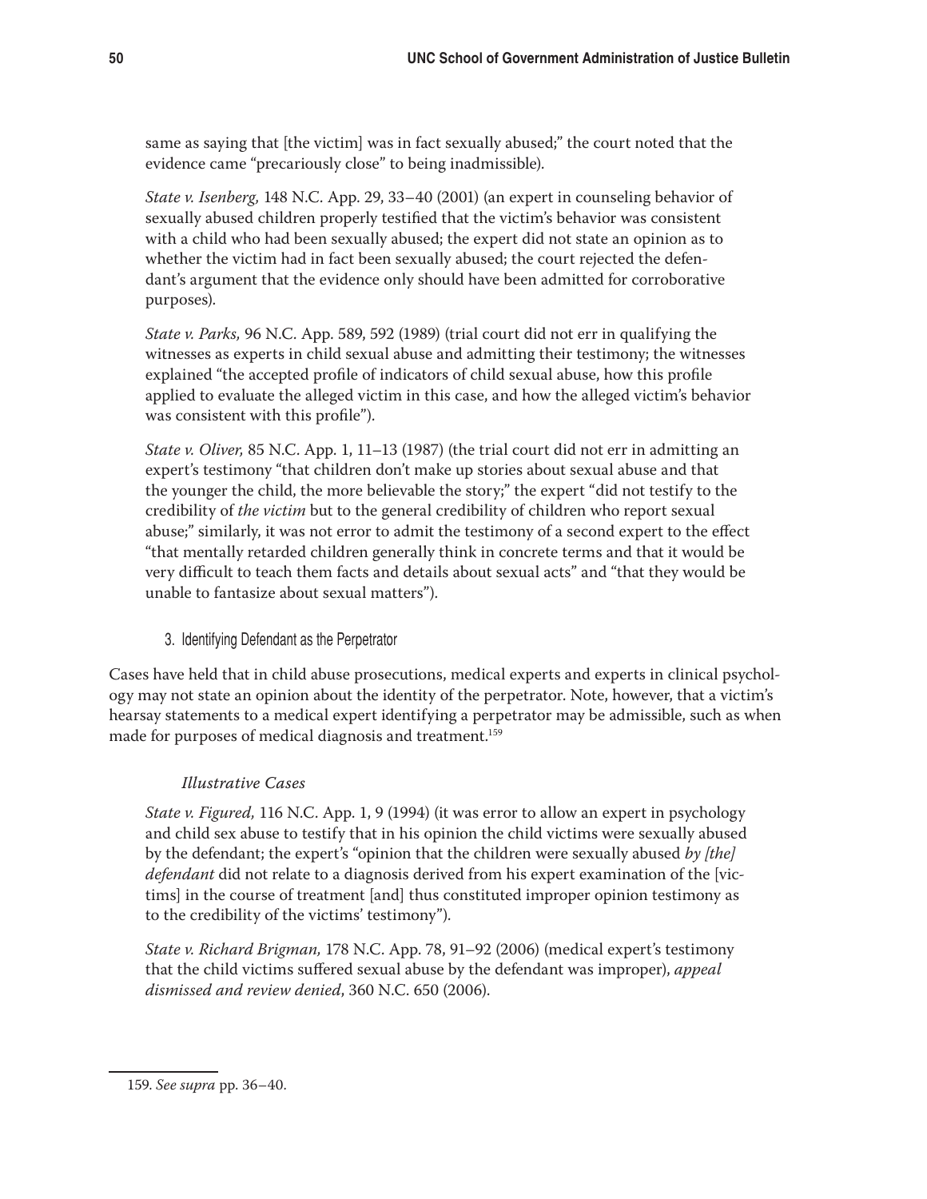same as saying that [the victim] was in fact sexually abused;" the court noted that the evidence came "precariously close" to being inadmissible).

*State v. Isenberg,* 148 N.C. App. 29, 33–40 (2001) (an expert in counseling behavior of sexually abused children properly testified that the victim's behavior was consistent with a child who had been sexually abused; the expert did not state an opinion as to whether the victim had in fact been sexually abused; the court rejected the defendant's argument that the evidence only should have been admitted for corroborative purposes).

*State v. Parks,* 96 N.C. App. 589, 592 (1989) (trial court did not err in qualifying the witnesses as experts in child sexual abuse and admitting their testimony; the witnesses explained "the accepted profile of indicators of child sexual abuse, how this profile applied to evaluate the alleged victim in this case, and how the alleged victim's behavior was consistent with this profile").

*State v. Oliver,* 85 N.C. App. 1, 11–13 (1987) (the trial court did not err in admitting an expert's testimony "that children don't make up stories about sexual abuse and that the younger the child, the more believable the story;" the expert "did not testify to the credibility of *the victim* but to the general credibility of children who report sexual abuse;" similarly, it was not error to admit the testimony of a second expert to the effect "that mentally retarded children generally think in concrete terms and that it would be very difficult to teach them facts and details about sexual acts" and "that they would be unable to fantasize about sexual matters").

### 3. Identifying Defendant as the Perpetrator

Cases have held that in child abuse prosecutions, medical experts and experts in clinical psychology may not state an opinion about the identity of the perpetrator. Note, however, that a victim's hearsay statements to a medical expert identifying a perpetrator may be admissible, such as when made for purposes of medical diagnosis and treatment.[159]

*Illustrative Cases*

*State v. Figured,* 116 N.C. App. 1, 9 (1994) (it was error to allow an expert in psychology and child sex abuse to testify that in his opinion the child victims were sexually abused by the defendant; the expert's "opinion that the children were sexually abused *by [the] defendant* did not relate to a diagnosis derived from his expert examination of the [victims] in the course of treatment [and] thus constituted improper opinion testimony as to the credibility of the victims' testimony").

*State v. Richard Brigman,* 178 N.C. App. 78, 91–92 (2006) (medical expert's testimony that the child victims suffered sexual abuse by the defendant was improper), *appeal dismissed and review denied*, 360 N.C. 650 (2006).

---

159. *See supra* pp. 36–40.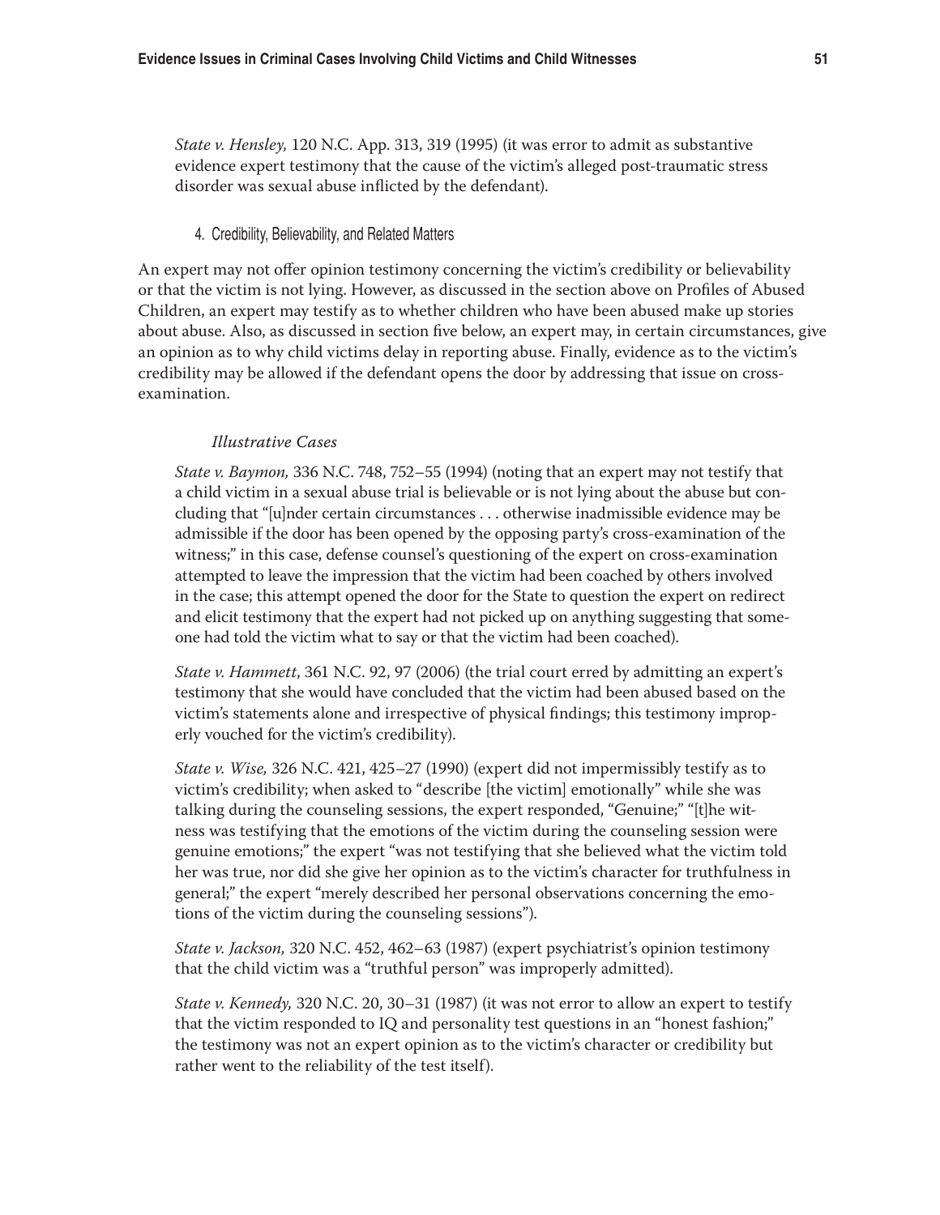*State v. Hensley,* 120 N.C. App. 313, 319 (1995) (it was error to admit as substantive evidence expert testimony that the cause of the victim's alleged post-traumatic stress disorder was sexual abuse inflicted by the defendant).

#### 4. Credibility, Believability, and Related Matters

An expert may not offer opinion testimony concerning the victim's credibility or believability or that the victim is not lying. However, as discussed in the section above on Profiles of Abused Children, an expert may testify as to whether children who have been abused make up stories about abuse. Also, as discussed in section five below, an expert may, in certain circumstances, give an opinion as to why child victims delay in reporting abuse. Finally, evidence as to the victim's credibility may be allowed if the defendant opens the door by addressing that issue on cross-examination.

*Illustrative Cases*

*State v. Baymon,* 336 N.C. 748, 752–55 (1994) (noting that an expert may not testify that a child victim in a sexual abuse trial is believable or is not lying about the abuse but concluding that "[u]nder certain circumstances . . . otherwise inadmissible evidence may be admissible if the door has been opened by the opposing party's cross-examination of the witness;" in this case, defense counsel's questioning of the expert on cross-examination attempted to leave the impression that the victim had been coached by others involved in the case; this attempt opened the door for the State to question the expert on redirect and elicit testimony that the expert had not picked up on anything suggesting that someone had told the victim what to say or that the victim had been coached).

*State v. Hammett*, 361 N.C. 92, 97 (2006) (the trial court erred by admitting an expert's testimony that she would have concluded that the victim had been abused based on the victim's statements alone and irrespective of physical findings; this testimony improperly vouched for the victim's credibility).

*State v. Wise,* 326 N.C. 421, 425–27 (1990) (expert did not impermissibly testify as to victim's credibility; when asked to "describe [the victim] emotionally" while she was talking during the counseling sessions, the expert responded, "Genuine;" "[t]he witness was testifying that the emotions of the victim during the counseling session were genuine emotions;" the expert "was not testifying that she believed what the victim told her was true, nor did she give her opinion as to the victim's character for truthfulness in general;" the expert "merely described her personal observations concerning the emotions of the victim during the counseling sessions").

*State v. Jackson,* 320 N.C. 452, 462–63 (1987) (expert psychiatrist's opinion testimony that the child victim was a "truthful person" was improperly admitted).

*State v. Kennedy,* 320 N.C. 20, 30–31 (1987) (it was not error to allow an expert to testify that the victim responded to IQ and personality test questions in an "honest fashion;" the testimony was not an expert opinion as to the victim's character or credibility but rather went to the reliability of the test itself).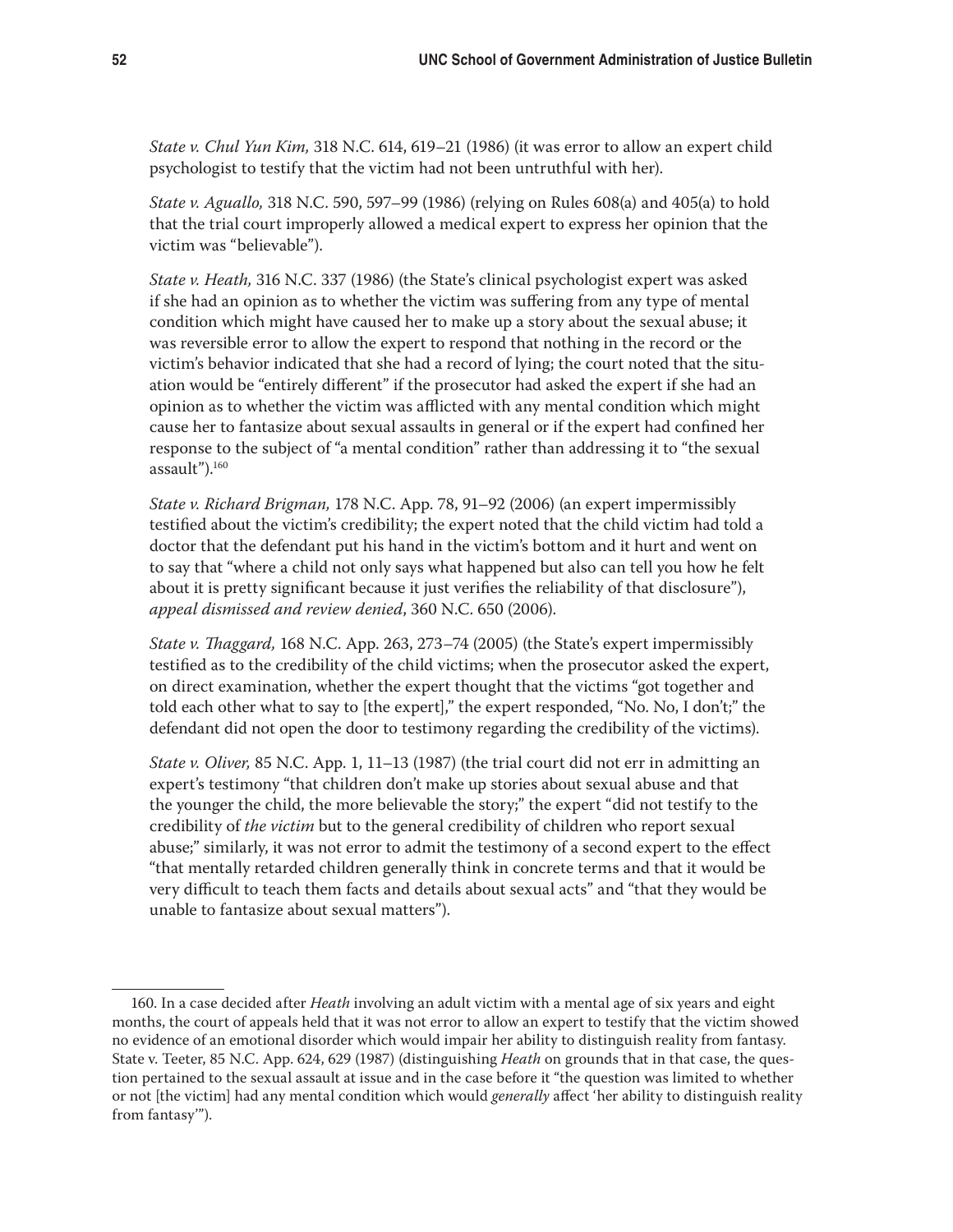*State v. Chul Yun Kim,* 318 N.C. 614, 619–21 (1986) (it was error to allow an expert child psychologist to testify that the victim had not been untruthful with her).

*State v. Aguallo,* 318 N.C. 590, 597–99 (1986) (relying on Rules 608(a) and 405(a) to hold that the trial court improperly allowed a medical expert to express her opinion that the victim was "believable").

*State v. Heath,* 316 N.C. 337 (1986) (the State's clinical psychologist expert was asked if she had an opinion as to whether the victim was suffering from any type of mental condition which might have caused her to make up a story about the sexual abuse; it was reversible error to allow the expert to respond that nothing in the record or the victim's behavior indicated that she had a record of lying; the court noted that the situation would be "entirely different" if the prosecutor had asked the expert if she had an opinion as to whether the victim was afflicted with any mental condition which might cause her to fantasize about sexual assaults in general or if the expert had confined her response to the subject of "a mental condition" rather than addressing it to "the sexual assault").[160]

*State v. Richard Brigman,* 178 N.C. App. 78, 91–92 (2006) (an expert impermissibly testified about the victim's credibility; the expert noted that the child victim had told a doctor that the defendant put his hand in the victim's bottom and it hurt and went on to say that "where a child not only says what happened but also can tell you how he felt about it is pretty significant because it just verifies the reliability of that disclosure"), *appeal dismissed and review denied*, 360 N.C. 650 (2006).

*State v. Thaggard,* 168 N.C. App. 263, 273–74 (2005) (the State's expert impermissibly testified as to the credibility of the child victims; when the prosecutor asked the expert, on direct examination, whether the expert thought that the victims "got together and told each other what to say to [the expert]," the expert responded, "No. No, I don't;" the defendant did not open the door to testimony regarding the credibility of the victims).

*State v. Oliver,* 85 N.C. App. 1, 11–13 (1987) (the trial court did not err in admitting an expert's testimony "that children don't make up stories about sexual abuse and that the younger the child, the more believable the story;" the expert "did not testify to the credibility of *the victim* but to the general credibility of children who report sexual abuse;" similarly, it was not error to admit the testimony of a second expert to the effect "that mentally retarded children generally think in concrete terms and that it would be very difficult to teach them facts and details about sexual acts" and "that they would be unable to fantasize about sexual matters").

---

160. In a case decided after *Heath* involving an adult victim with a mental age of six years and eight months, the court of appeals held that it was not error to allow an expert to testify that the victim showed no evidence of an emotional disorder which would impair her ability to distinguish reality from fantasy. State v. Teeter, 85 N.C. App. 624, 629 (1987) (distinguishing *Heath* on grounds that in that case, the question pertained to the sexual assault at issue and in the case before it "the question was limited to whether or not [the victim] had any mental condition which would *generally* affect 'her ability to distinguish reality from fantasy'").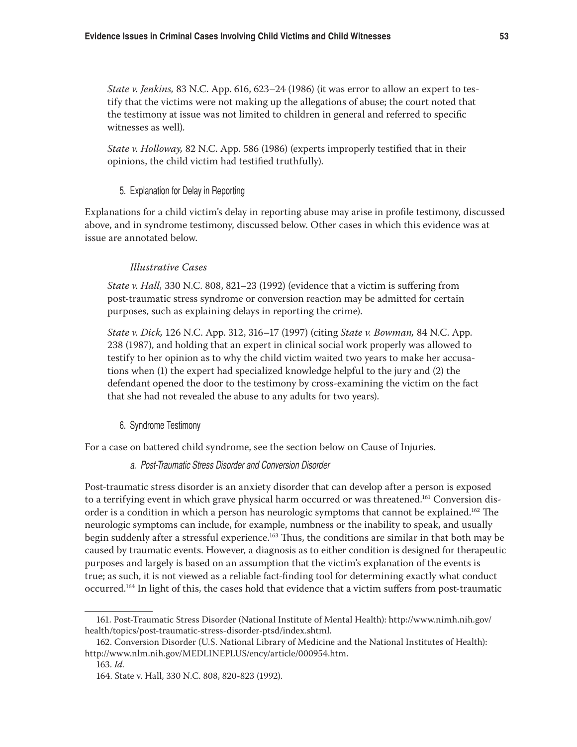*State v. Jenkins,* 83 N.C. App. 616, 623–24 (1986) (it was error to allow an expert to testify that the victims were not making up the allegations of abuse; the court noted that the testimony at issue was not limited to children in general and referred to specific witnesses as well).

*State v. Holloway,* 82 N.C. App. 586 (1986) (experts improperly testified that in their opinions, the child victim had testified truthfully).

#### 5. Explanation for Delay in Reporting

Explanations for a child victim's delay in reporting abuse may arise in profile testimony, discussed above, and in syndrome testimony, discussed below. Other cases in which this evidence was at issue are annotated below.

*Illustrative Cases*

*State v. Hall,* 330 N.C. 808, 821–23 (1992) (evidence that a victim is suffering from post-traumatic stress syndrome or conversion reaction may be admitted for certain purposes, such as explaining delays in reporting the crime).

*State v. Dick,* 126 N.C. App. 312, 316–17 (1997) (citing *State v. Bowman,* 84 N.C. App. 238 (1987), and holding that an expert in clinical social work properly was allowed to testify to her opinion as to why the child victim waited two years to make her accusations when (1) the expert had specialized knowledge helpful to the jury and (2) the defendant opened the door to the testimony by cross-examining the victim on the fact that she had not revealed the abuse to any adults for two years).

#### 6. Syndrome Testimony

For a case on battered child syndrome, see the section below on Cause of Injuries.

##### *a. Post-Traumatic Stress Disorder and Conversion Disorder*

Post-traumatic stress disorder is an anxiety disorder that can develop after a person is exposed to a terrifying event in which grave physical harm occurred or was threatened.[161] Conversion disorder is a condition in which a person has neurologic symptoms that cannot be explained.[162] The neurologic symptoms can include, for example, numbness or the inability to speak, and usually begin suddenly after a stressful experience.[163] Thus, the conditions are similar in that both may be caused by traumatic events. However, a diagnosis as to either condition is designed for therapeutic purposes and largely is based on an assumption that the victim's explanation of the events is true; as such, it is not viewed as a reliable fact-finding tool for determining exactly what conduct occurred.[164] In light of this, the cases hold that evidence that a victim suffers from post-traumatic

---

161. Post-Traumatic Stress Disorder (National Institute of Mental Health): http://www.nimh.nih.gov/health/topics/post-traumatic-stress-disorder-ptsd/index.shtml.

162. Conversion Disorder (U.S. National Library of Medicine and the National Institutes of Health): http://www.nlm.nih.gov/MEDLINEPLUS/ency/article/000954.htm.

163. *Id.*

164. State v. Hall, 330 N.C. 808, 820-823 (1992).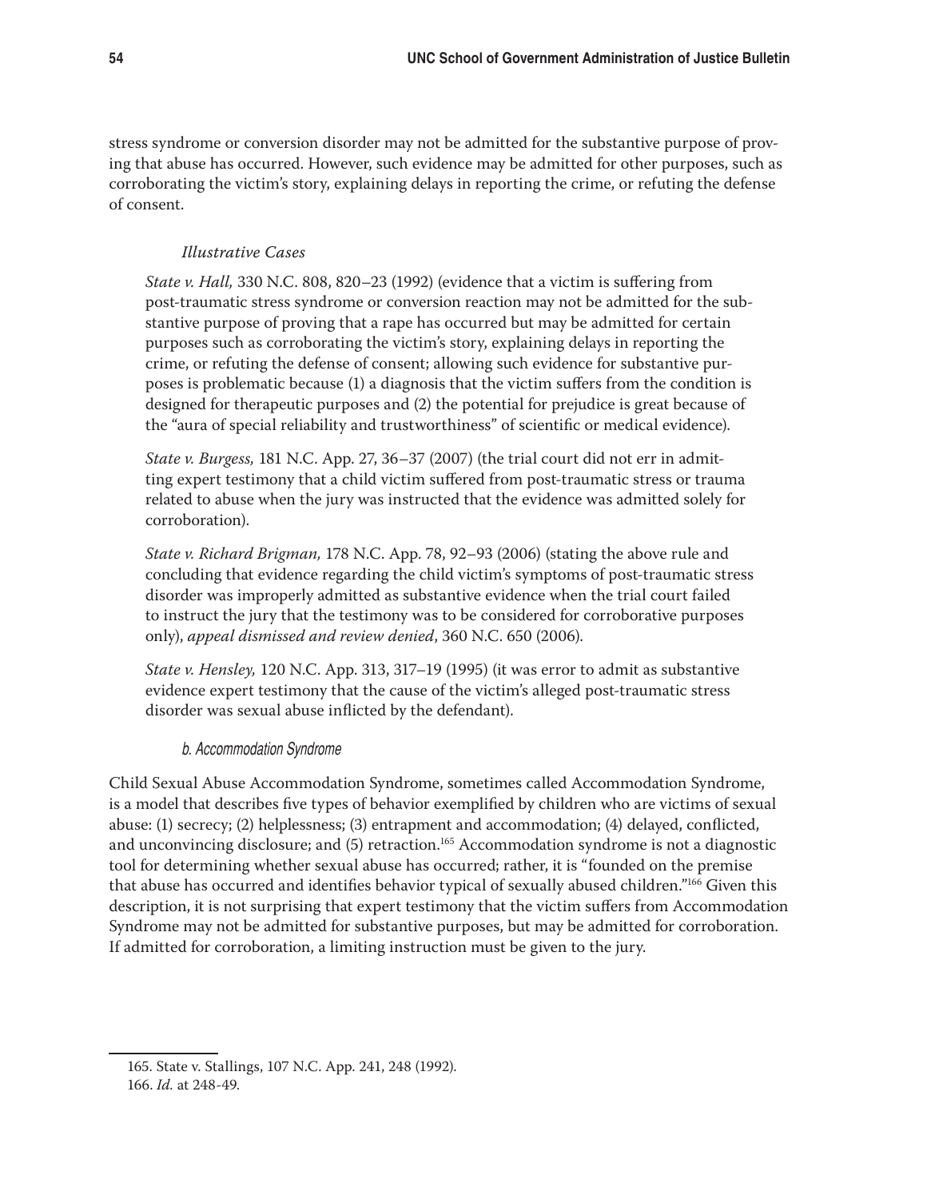stress syndrome or conversion disorder may not be admitted for the substantive purpose of proving that abuse has occurred. However, such evidence may be admitted for other purposes, such as corroborating the victim's story, explaining delays in reporting the crime, or refuting the defense of consent.

*Illustrative Cases*

*State v. Hall,* 330 N.C. 808, 820–23 (1992) (evidence that a victim is suffering from post-traumatic stress syndrome or conversion reaction may not be admitted for the substantive purpose of proving that a rape has occurred but may be admitted for certain purposes such as corroborating the victim's story, explaining delays in reporting the crime, or refuting the defense of consent; allowing such evidence for substantive purposes is problematic because (1) a diagnosis that the victim suffers from the condition is designed for therapeutic purposes and (2) the potential for prejudice is great because of the "aura of special reliability and trustworthiness" of scientific or medical evidence).

*State v. Burgess,* 181 N.C. App. 27, 36–37 (2007) (the trial court did not err in admitting expert testimony that a child victim suffered from post-traumatic stress or trauma related to abuse when the jury was instructed that the evidence was admitted solely for corroboration).

*State v. Richard Brigman,* 178 N.C. App. 78, 92–93 (2006) (stating the above rule and concluding that evidence regarding the child victim's symptoms of post-traumatic stress disorder was improperly admitted as substantive evidence when the trial court failed to instruct the jury that the testimony was to be considered for corroborative purposes only), *appeal dismissed and review denied*, 360 N.C. 650 (2006).

*State v. Hensley,* 120 N.C. App. 313, 317–19 (1995) (it was error to admit as substantive evidence expert testimony that the cause of the victim's alleged post-traumatic stress disorder was sexual abuse inflicted by the defendant).

#### *b. Accommodation Syndrome*

Child Sexual Abuse Accommodation Syndrome, sometimes called Accommodation Syndrome, is a model that describes five types of behavior exemplified by children who are victims of sexual abuse: (1) secrecy; (2) helplessness; (3) entrapment and accommodation; (4) delayed, conflicted, and unconvincing disclosure; and (5) retraction.[165] Accommodation syndrome is not a diagnostic tool for determining whether sexual abuse has occurred; rather, it is "founded on the premise that abuse has occurred and identifies behavior typical of sexually abused children."[166] Given this description, it is not surprising that expert testimony that the victim suffers from Accommodation Syndrome may not be admitted for substantive purposes, but may be admitted for corroboration. If admitted for corroboration, a limiting instruction must be given to the jury.

---

165. State v. Stallings, 107 N.C. App. 241, 248 (1992).

166. *Id.* at 248-49.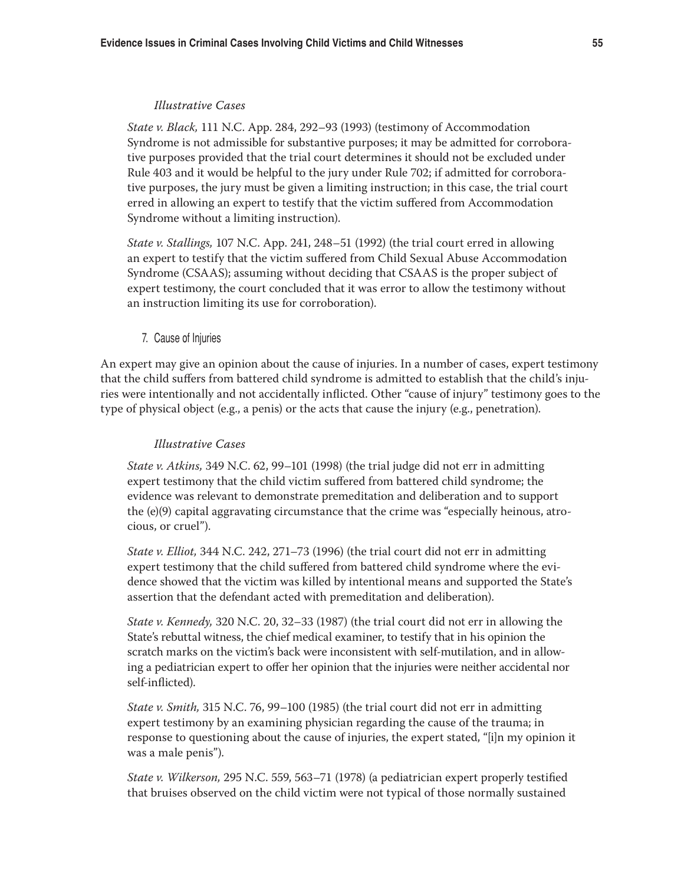*Illustrative Cases*

*State v. Black,* 111 N.C. App. 284, 292–93 (1993) (testimony of Accommodation Syndrome is not admissible for substantive purposes; it may be admitted for corroborative purposes provided that the trial court determines it should not be excluded under Rule 403 and it would be helpful to the jury under Rule 702; if admitted for corroborative purposes, the jury must be given a limiting instruction; in this case, the trial court erred in allowing an expert to testify that the victim suffered from Accommodation Syndrome without a limiting instruction).

*State v. Stallings,* 107 N.C. App. 241, 248–51 (1992) (the trial court erred in allowing an expert to testify that the victim suffered from Child Sexual Abuse Accommodation Syndrome (CSAAS); assuming without deciding that CSAAS is the proper subject of expert testimony, the court concluded that it was error to allow the testimony without an instruction limiting its use for corroboration).

### 7. Cause of Injuries

An expert may give an opinion about the cause of injuries. In a number of cases, expert testimony that the child suffers from battered child syndrome is admitted to establish that the child's injuries were intentionally and not accidentally inflicted. Other "cause of injury" testimony goes to the type of physical object (e.g., a penis) or the acts that cause the injury (e.g., penetration).

*Illustrative Cases*

*State v. Atkins,* 349 N.C. 62, 99–101 (1998) (the trial judge did not err in admitting expert testimony that the child victim suffered from battered child syndrome; the evidence was relevant to demonstrate premeditation and deliberation and to support the (e)(9) capital aggravating circumstance that the crime was "especially heinous, atrocious, or cruel").

*State v. Elliot,* 344 N.C. 242, 271–73 (1996) (the trial court did not err in admitting expert testimony that the child suffered from battered child syndrome where the evidence showed that the victim was killed by intentional means and supported the State's assertion that the defendant acted with premeditation and deliberation).

*State v. Kennedy,* 320 N.C. 20, 32–33 (1987) (the trial court did not err in allowing the State's rebuttal witness, the chief medical examiner, to testify that in his opinion the scratch marks on the victim's back were inconsistent with self-mutilation, and in allowing a pediatrician expert to offer her opinion that the injuries were neither accidental nor self-inflicted).

*State v. Smith,* 315 N.C. 76, 99–100 (1985) (the trial court did not err in admitting expert testimony by an examining physician regarding the cause of the trauma; in response to questioning about the cause of injuries, the expert stated, "[i]n my opinion it was a male penis").

*State v. Wilkerson,* 295 N.C. 559, 563–71 (1978) (a pediatrician expert properly testified that bruises observed on the child victim were not typical of those normally sustained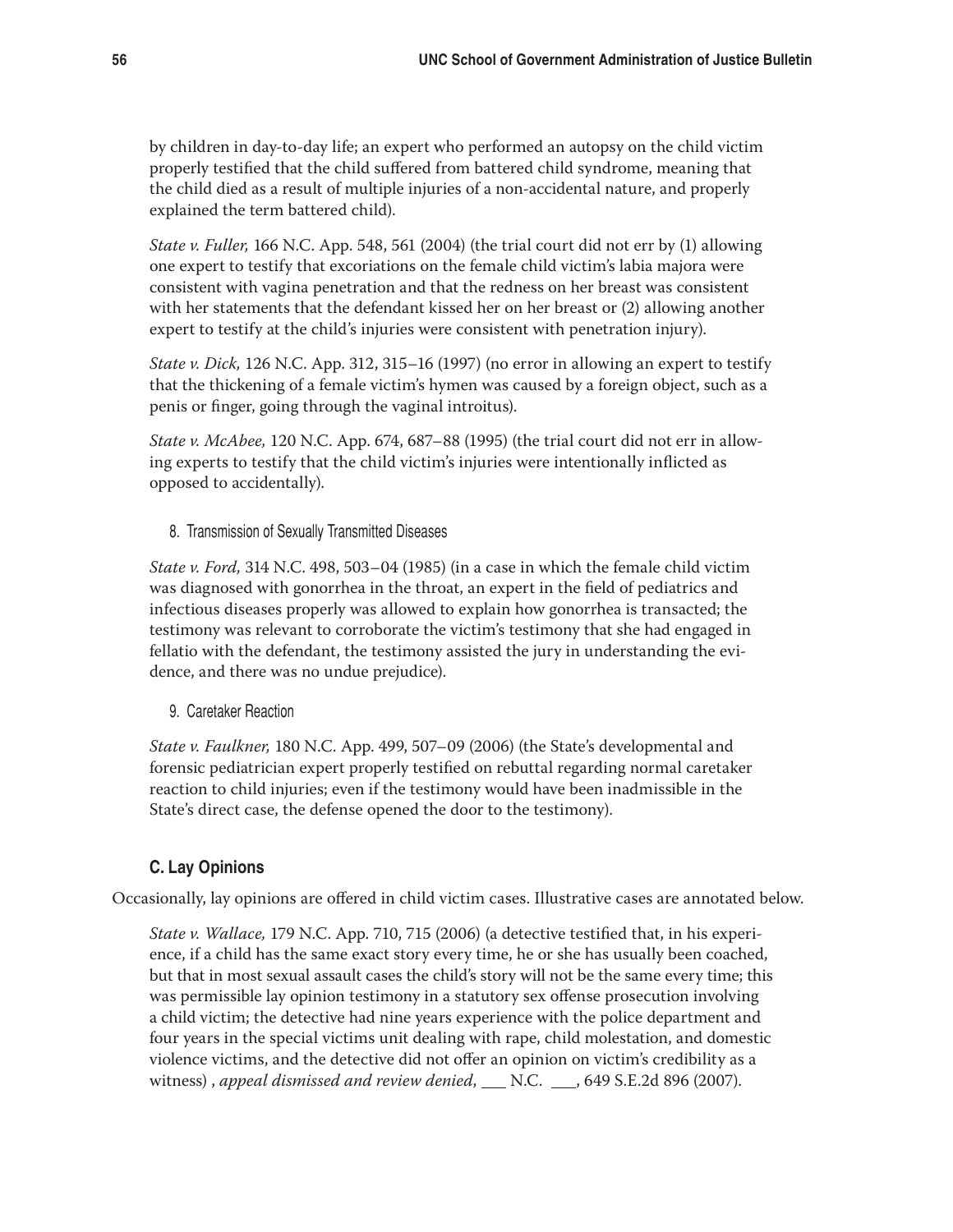by children in day-to-day life; an expert who performed an autopsy on the child victim properly testified that the child suffered from battered child syndrome, meaning that the child died as a result of multiple injuries of a non-accidental nature, and properly explained the term battered child).

*State v. Fuller,* 166 N.C. App. 548, 561 (2004) (the trial court did not err by (1) allowing one expert to testify that excoriations on the female child victim's labia majora were consistent with vagina penetration and that the redness on her breast was consistent with her statements that the defendant kissed her on her breast or (2) allowing another expert to testify at the child's injuries were consistent with penetration injury).

*State v. Dick,* 126 N.C. App. 312, 315–16 (1997) (no error in allowing an expert to testify that the thickening of a female victim's hymen was caused by a foreign object, such as a penis or finger, going through the vaginal introitus).

*State v. McAbee,* 120 N.C. App. 674, 687–88 (1995) (the trial court did not err in allowing experts to testify that the child victim's injuries were intentionally inflicted as opposed to accidentally).

#### 8. Transmission of Sexually Transmitted Diseases

*State v. Ford,* 314 N.C. 498, 503–04 (1985) (in a case in which the female child victim was diagnosed with gonorrhea in the throat, an expert in the field of pediatrics and infectious diseases properly was allowed to explain how gonorrhea is transacted; the testimony was relevant to corroborate the victim's testimony that she had engaged in fellatio with the defendant, the testimony assisted the jury in understanding the evidence, and there was no undue prejudice).

#### 9. Caretaker Reaction

*State v. Faulkner,* 180 N.C. App. 499, 507–09 (2006) (the State's developmental and forensic pediatrician expert properly testified on rebuttal regarding normal caretaker reaction to child injuries; even if the testimony would have been inadmissible in the State's direct case, the defense opened the door to the testimony).

### C. Lay Opinions

Occasionally, lay opinions are offered in child victim cases. Illustrative cases are annotated below.

*State v. Wallace,* 179 N.C. App. 710, 715 (2006) (a detective testified that, in his experience, if a child has the same exact story every time, he or she has usually been coached, but that in most sexual assault cases the child's story will not be the same every time; this was permissible lay opinion testimony in a statutory sex offense prosecution involving a child victim; the detective had nine years experience with the police department and four years in the special victims unit dealing with rape, child molestation, and domestic violence victims, and the detective did not offer an opinion on victim's credibility as a witness) , *appeal dismissed and review denied*, ___ N.C. ___, 649 S.E.2d 896 (2007).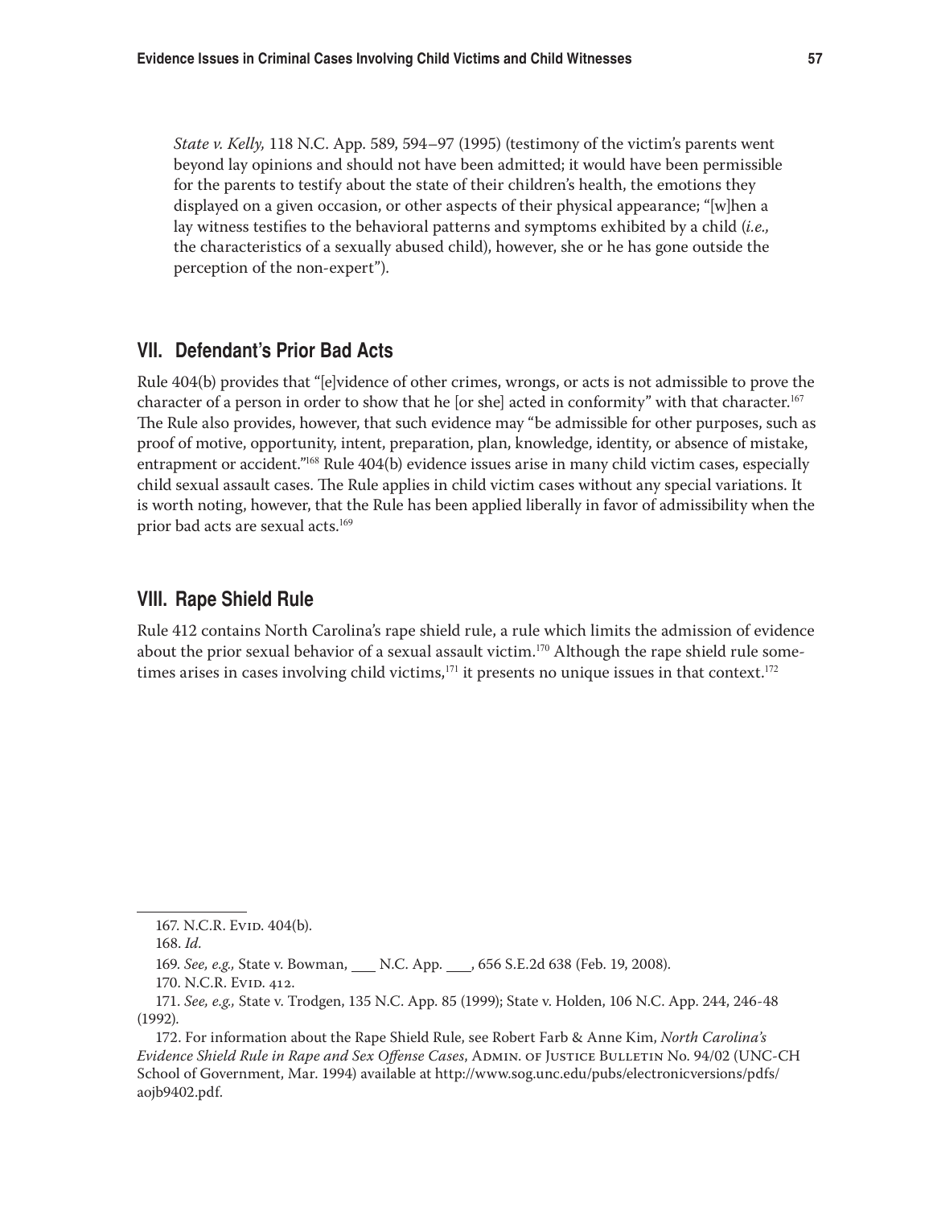*State v. Kelly,* 118 N.C. App. 589, 594–97 (1995) (testimony of the victim's parents went beyond lay opinions and should not have been admitted; it would have been permissible for the parents to testify about the state of their children's health, the emotions they displayed on a given occasion, or other aspects of their physical appearance; "[w]hen a lay witness testifies to the behavioral patterns and symptoms exhibited by a child (*i.e.,* the characteristics of a sexually abused child), however, she or he has gone outside the perception of the non-expert").

## VII. Defendant's Prior Bad Acts

Rule 404(b) provides that "[e]vidence of other crimes, wrongs, or acts is not admissible to prove the character of a person in order to show that he [or she] acted in conformity" with that character.[167] The Rule also provides, however, that such evidence may "be admissible for other purposes, such as proof of motive, opportunity, intent, preparation, plan, knowledge, identity, or absence of mistake, entrapment or accident."[168] Rule 404(b) evidence issues arise in many child victim cases, especially child sexual assault cases. The Rule applies in child victim cases without any special variations. It is worth noting, however, that the Rule has been applied liberally in favor of admissibility when the prior bad acts are sexual acts.[169]

## VIII. Rape Shield Rule

Rule 412 contains North Carolina's rape shield rule, a rule which limits the admission of evidence about the prior sexual behavior of a sexual assault victim.[170] Although the rape shield rule sometimes arises in cases involving child victims,[171] it presents no unique issues in that context.[172]

---

167. N.C.R. Evid. 404(b).

168. *Id.*

169. *See, e.g.,* State v. Bowman, \_\_\_ N.C. App. \_\_\_, 656 S.E.2d 638 (Feb. 19, 2008).

170. N.C.R. Evid. 412.

171. *See, e.g.,* State v. Trodgen, 135 N.C. App. 85 (1999); State v. Holden, 106 N.C. App. 244, 246-48 (1992).

172. For information about the Rape Shield Rule, see Robert Farb & Anne Kim, *North Carolina's Evidence Shield Rule in Rape and Sex Offense Cases*, Admin. of Justice Bulletin No. 94/02 (UNC-CH School of Government, Mar. 1994) available at http://www.sog.unc.edu/pubs/electronicversions/pdfs/aojb9402.pdf.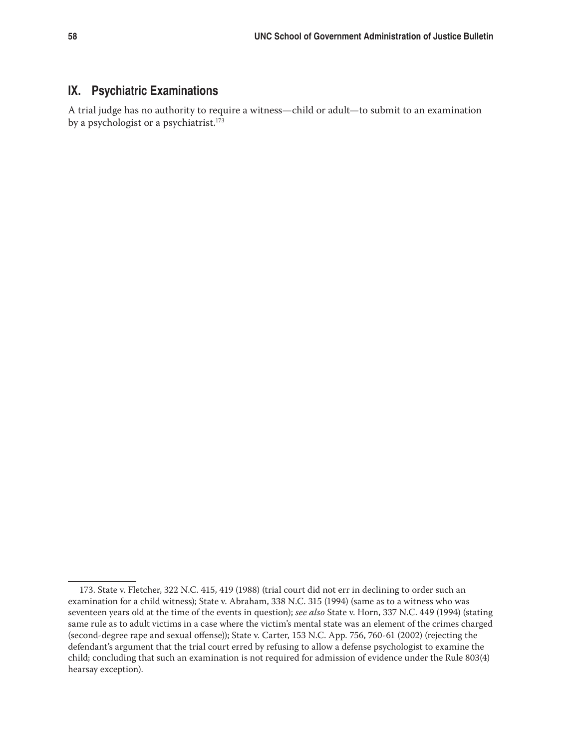## IX. Psychiatric Examinations

A trial judge has no authority to require a witness—child or adult—to submit to an examination by a psychologist or a psychiatrist.[173]

---

173. State v. Fletcher, 322 N.C. 415, 419 (1988) (trial court did not err in declining to order such an examination for a child witness); State v. Abraham, 338 N.C. 315 (1994) (same as to a witness who was seventeen years old at the time of the events in question); *see also* State v. Horn, 337 N.C. 449 (1994) (stating same rule as to adult victims in a case where the victim's mental state was an element of the crimes charged (second-degree rape and sexual offense)); State v. Carter, 153 N.C. App. 756, 760-61 (2002) (rejecting the defendant's argument that the trial court erred by refusing to allow a defense psychologist to examine the child; concluding that such an examination is not required for admission of evidence under the Rule 803(4) hearsay exception).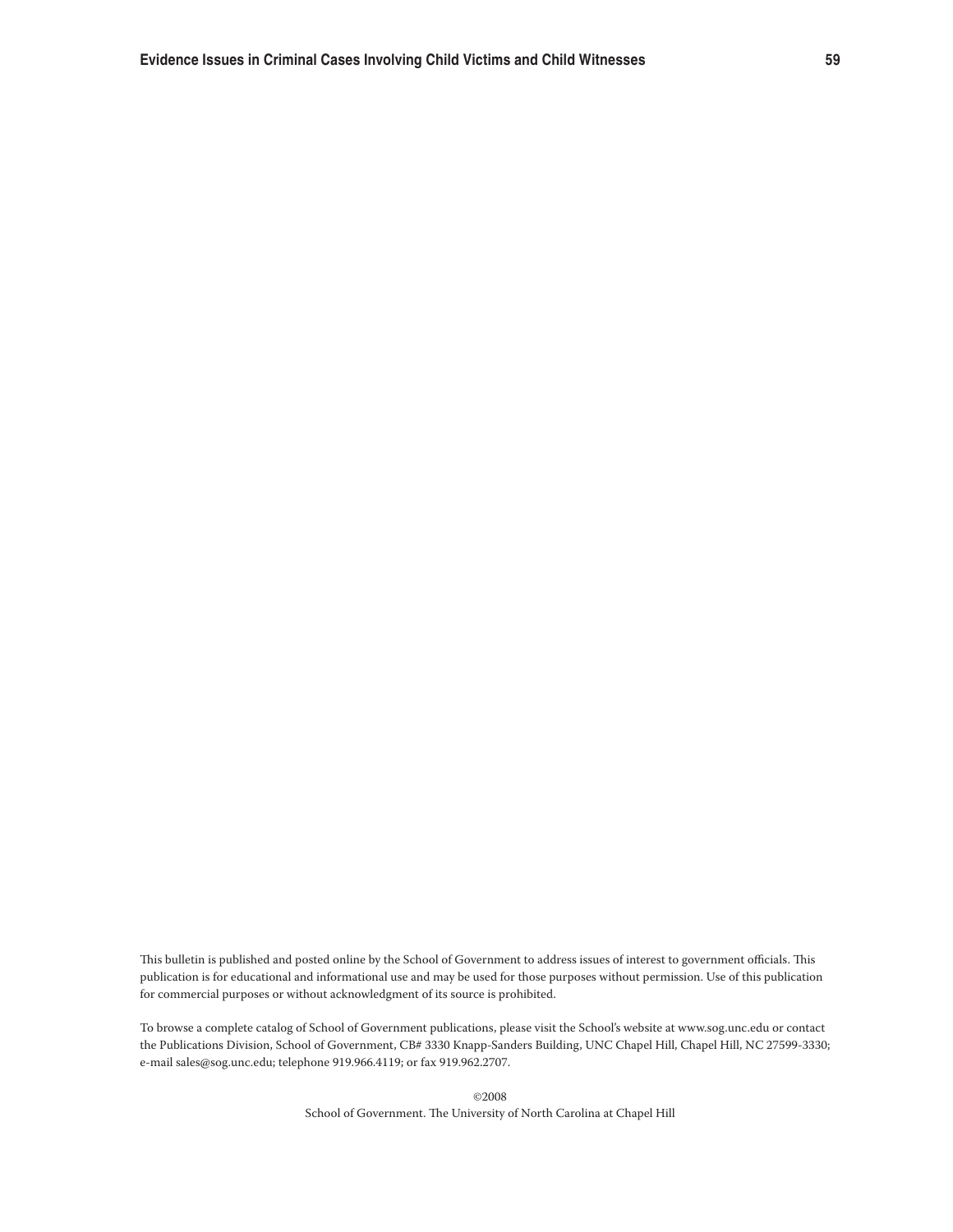This bulletin is published and posted online by the School of Government to address issues of interest to government officials. This publication is for educational and informational use and may be used for those purposes without permission. Use of this publication for commercial purposes or without acknowledgment of its source is prohibited.

To browse a complete catalog of School of Government publications, please visit the School's website at www.sog.unc.edu or contact the Publications Division, School of Government, CB# 3330 Knapp-Sanders Building, UNC Chapel Hill, Chapel Hill, NC 27599-3330; e-mail sales@sog.unc.edu; telephone 919.966.4119; or fax 919.962.2707.

©2008
School of Government. The University of North Carolina at Chapel Hill